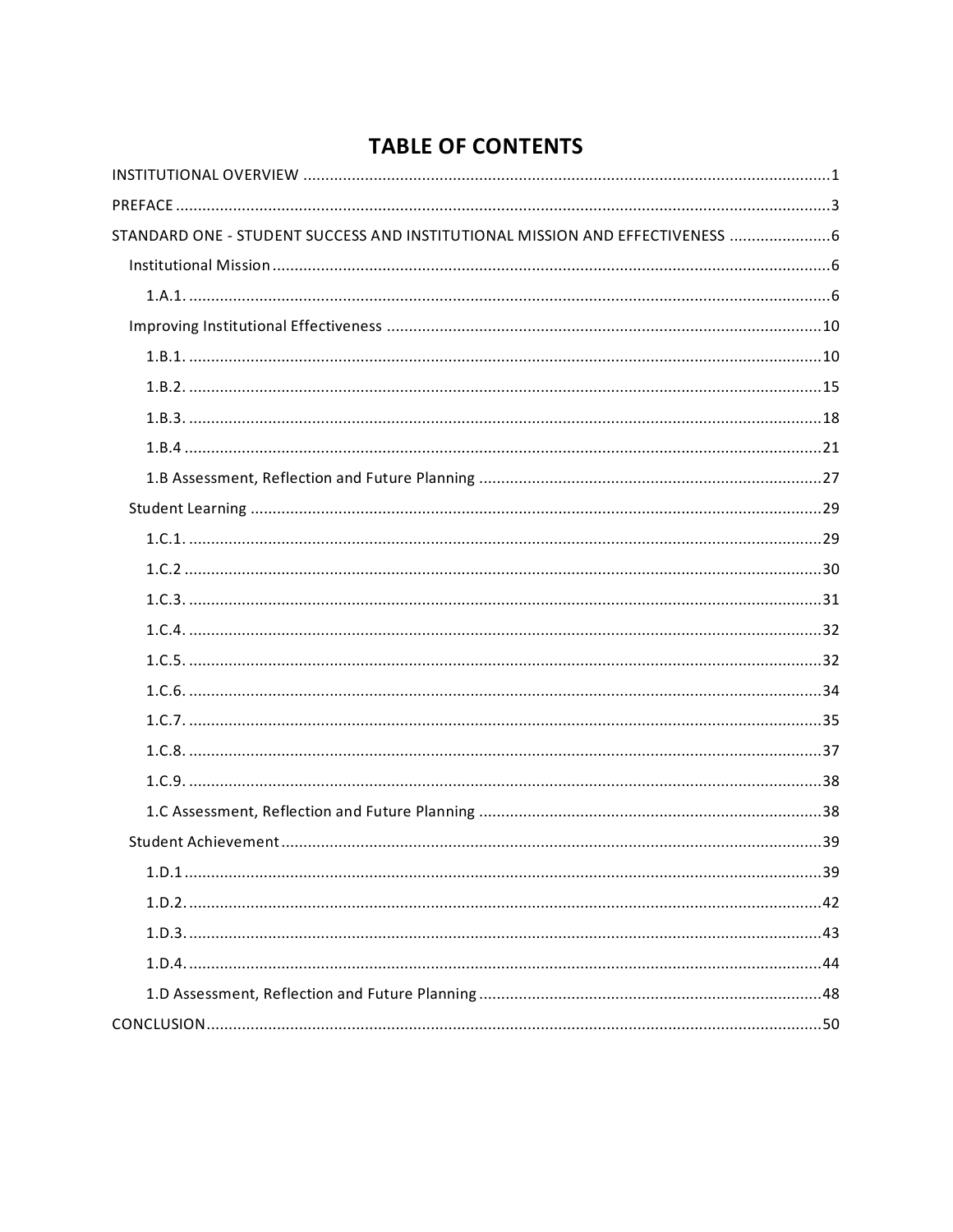# TABLE OF CONTENTS

- INSTITUTIONAL OVERVIEW ....................................................................................................................1
- PREFACE ..............................................................................................................................................3
- STANDARD ONE - STUDENT SUCCESS AND INSTITUTIONAL MISSION AND EFFECTIVENESS .......................6
  - Institutional Mission ........................................................................................................................6
    - 1.A.1. ..........................................................................................................................................6
  - Improving Institutional Effectiveness ............................................................................................10
    - 1.B.1. ........................................................................................................................................10
    - 1.B.2. ........................................................................................................................................15
    - 1.B.3. ........................................................................................................................................18
    - 1.B.4 .........................................................................................................................................21
    - 1.B Assessment, Reflection and Future Planning .......................................................................27
  - Student Learning ...........................................................................................................................29
    - 1.C.1. ........................................................................................................................................29
    - 1.C.2 .........................................................................................................................................30
    - 1.C.3. ........................................................................................................................................31
    - 1.C.4. ........................................................................................................................................32
    - 1.C.5. ........................................................................................................................................32
    - 1.C.6. ........................................................................................................................................34
    - 1.C.7. ........................................................................................................................................35
    - 1.C.8. ........................................................................................................................................37
    - 1.C.9. ........................................................................................................................................38
    - 1.C Assessment, Reflection and Future Planning .......................................................................38
  - Student Achievement ....................................................................................................................39
    - 1.D.1 .........................................................................................................................................39
    - 1.D.2. ........................................................................................................................................42
    - 1.D.3. ........................................................................................................................................43
    - 1.D.4. ........................................................................................................................................44
    - 1.D Assessment, Reflection and Future Planning .......................................................................48
- CONCLUSION ......................................................................................................................................50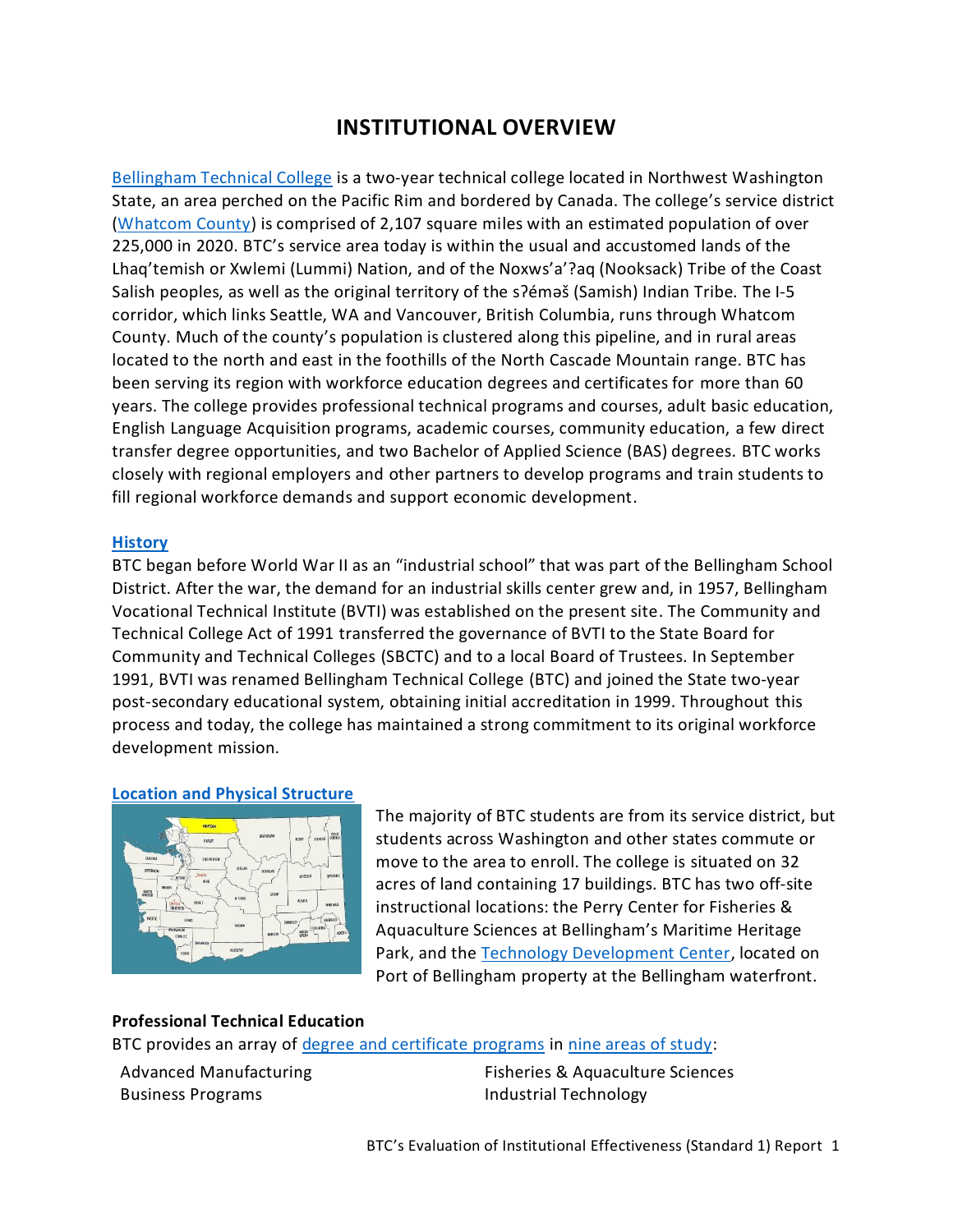# INSTITUTIONAL OVERVIEW

Bellingham Technical College is a two-year technical college located in Northwest Washington State, an area perched on the Pacific Rim and bordered by Canada. The college's service district (Whatcom County) is comprised of 2,107 square miles with an estimated population of over 225,000 in 2020. BTC's service area today is within the usual and accustomed lands of the Lhaq'temish or Xwlemi (Lummi) Nation, and of the Noxws'a'?aq (Nooksack) Tribe of the Coast Salish peoples, as well as the original territory of the sʔéməš (Samish) Indian Tribe. The I-5 corridor, which links Seattle, WA and Vancouver, British Columbia, runs through Whatcom County. Much of the county's population is clustered along this pipeline, and in rural areas located to the north and east in the foothills of the North Cascade Mountain range. BTC has been serving its region with workforce education degrees and certificates for more than 60 years. The college provides professional technical programs and courses, adult basic education, English Language Acquisition programs, academic courses, community education, a few direct transfer degree opportunities, and two Bachelor of Applied Science (BAS) degrees. BTC works closely with regional employers and other partners to develop programs and train students to fill regional workforce demands and support economic development.

## History

BTC began before World War II as an "industrial school" that was part of the Bellingham School District. After the war, the demand for an industrial skills center grew and, in 1957, Bellingham Vocational Technical Institute (BVTI) was established on the present site. The Community and Technical College Act of 1991 transferred the governance of BVTI to the State Board for Community and Technical Colleges (SBCTC) and to a local Board of Trustees. In September 1991, BVTI was renamed Bellingham Technical College (BTC) and joined the State two-year post-secondary educational system, obtaining initial accreditation in 1999. Throughout this process and today, the college has maintained a strong commitment to its original workforce development mission.

## Location and Physical Structure

The majority of BTC students are from its service district, but students across Washington and other states commute or move to the area to enroll. The college is situated on 32 acres of land containing 17 buildings. BTC has two off-site instructional locations: the Perry Center for Fisheries & Aquaculture Sciences at Bellingham's Maritime Heritage Park, and the Technology Development Center, located on Port of Bellingham property at the Bellingham waterfront.

**Professional Technical Education**

BTC provides an array of degree and certificate programs in nine areas of study:

- Advanced Manufacturing
- Business Programs
- Fisheries & Aquaculture Sciences
- Industrial Technology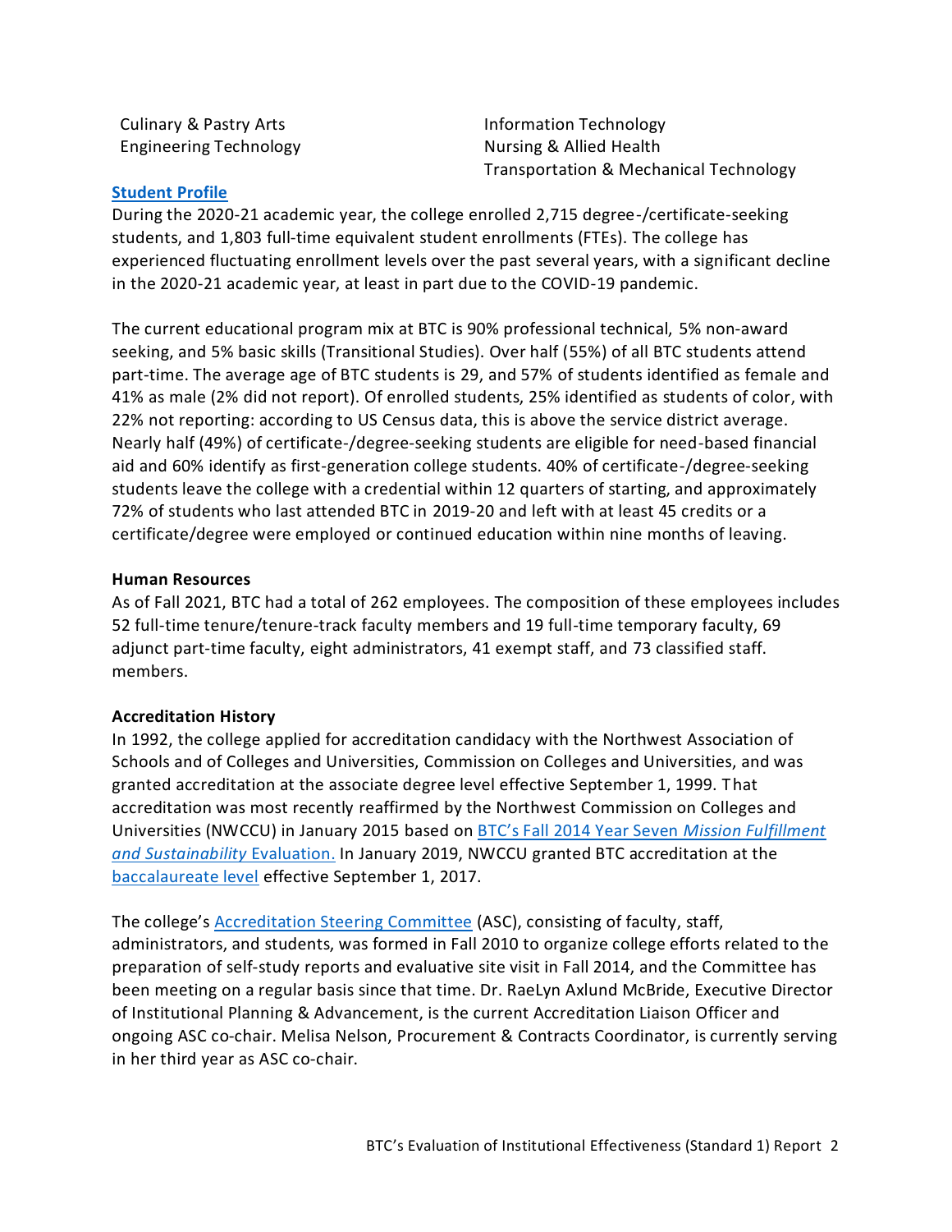Culinary & Pastry Arts
Engineering Technology
Information Technology
Nursing & Allied Health
Transportation & Mechanical Technology

**Student Profile**

During the 2020-21 academic year, the college enrolled 2,715 degree-/certificate-seeking students, and 1,803 full-time equivalent student enrollments (FTEs). The college has experienced fluctuating enrollment levels over the past several years, with a significant decline in the 2020-21 academic year, at least in part due to the COVID-19 pandemic.

The current educational program mix at BTC is 90% professional technical, 5% non-award seeking, and 5% basic skills (Transitional Studies). Over half (55%) of all BTC students attend part-time. The average age of BTC students is 29, and 57% of students identified as female and 41% as male (2% did not report). Of enrolled students, 25% identified as students of color, with 22% not reporting: according to US Census data, this is above the service district average. Nearly half (49%) of certificate-/degree-seeking students are eligible for need-based financial aid and 60% identify as first-generation college students. 40% of certificate-/degree-seeking students leave the college with a credential within 12 quarters of starting, and approximately 72% of students who last attended BTC in 2019-20 and left with at least 45 credits or a certificate/degree were employed or continued education within nine months of leaving.

**Human Resources**

As of Fall 2021, BTC had a total of 262 employees. The composition of these employees includes 52 full-time tenure/tenure-track faculty members and 19 full-time temporary faculty, 69 adjunct part-time faculty, eight administrators, 41 exempt staff, and 73 classified staff. members.

**Accreditation History**

In 1992, the college applied for accreditation candidacy with the Northwest Association of Schools and of Colleges and Universities, Commission on Colleges and Universities, and was granted accreditation at the associate degree level effective September 1, 1999. That accreditation was most recently reaffirmed by the Northwest Commission on Colleges and Universities (NWCCU) in January 2015 based on BTC's Fall 2014 Year Seven *Mission Fulfillment and Sustainability* Evaluation. In January 2019, NWCCU granted BTC accreditation at the baccalaureate level effective September 1, 2017.

The college's Accreditation Steering Committee (ASC), consisting of faculty, staff, administrators, and students, was formed in Fall 2010 to organize college efforts related to the preparation of self-study reports and evaluative site visit in Fall 2014, and the Committee has been meeting on a regular basis since that time. Dr. RaeLyn Axlund McBride, Executive Director of Institutional Planning & Advancement, is the current Accreditation Liaison Officer and ongoing ASC co-chair. Melisa Nelson, Procurement & Contracts Coordinator, is currently serving in her third year as ASC co-chair.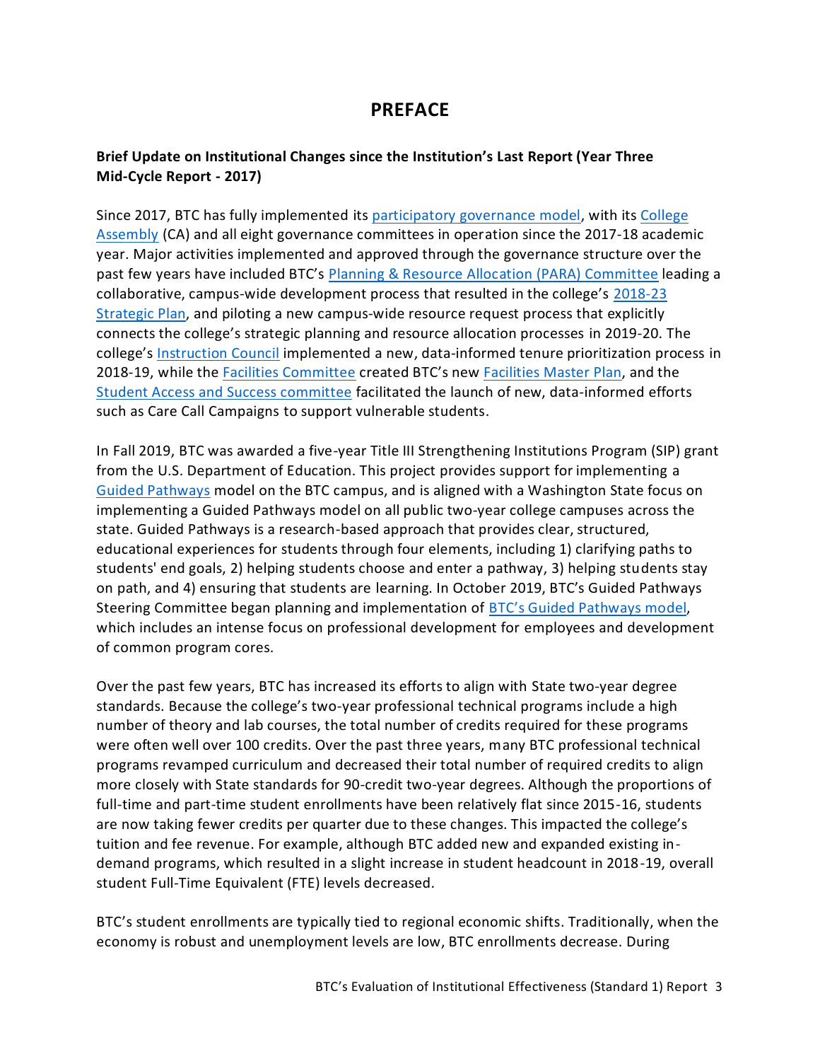# PREFACE

**Brief Update on Institutional Changes since the Institution's Last Report (Year Three Mid-Cycle Report - 2017)**

Since 2017, BTC has fully implemented its participatory governance model, with its College Assembly (CA) and all eight governance committees in operation since the 2017-18 academic year. Major activities implemented and approved through the governance structure over the past few years have included BTC's Planning & Resource Allocation (PARA) Committee leading a collaborative, campus-wide development process that resulted in the college's 2018-23 Strategic Plan, and piloting a new campus-wide resource request process that explicitly connects the college's strategic planning and resource allocation processes in 2019-20. The college's Instruction Council implemented a new, data-informed tenure prioritization process in 2018-19, while the Facilities Committee created BTC's new Facilities Master Plan, and the Student Access and Success committee facilitated the launch of new, data-informed efforts such as Care Call Campaigns to support vulnerable students.

In Fall 2019, BTC was awarded a five-year Title III Strengthening Institutions Program (SIP) grant from the U.S. Department of Education. This project provides support for implementing a Guided Pathways model on the BTC campus, and is aligned with a Washington State focus on implementing a Guided Pathways model on all public two-year college campuses across the state. Guided Pathways is a research-based approach that provides clear, structured, educational experiences for students through four elements, including 1) clarifying paths to students' end goals, 2) helping students choose and enter a pathway, 3) helping students stay on path, and 4) ensuring that students are learning. In October 2019, BTC's Guided Pathways Steering Committee began planning and implementation of BTC's Guided Pathways model, which includes an intense focus on professional development for employees and development of common program cores.

Over the past few years, BTC has increased its efforts to align with State two-year degree standards. Because the college's two-year professional technical programs include a high number of theory and lab courses, the total number of credits required for these programs were often well over 100 credits. Over the past three years, many BTC professional technical programs revamped curriculum and decreased their total number of required credits to align more closely with State standards for 90-credit two-year degrees. Although the proportions of full-time and part-time student enrollments have been relatively flat since 2015-16, students are now taking fewer credits per quarter due to these changes. This impacted the college's tuition and fee revenue. For example, although BTC added new and expanded existing in-demand programs, which resulted in a slight increase in student headcount in 2018-19, overall student Full-Time Equivalent (FTE) levels decreased.

BTC's student enrollments are typically tied to regional economic shifts. Traditionally, when the economy is robust and unemployment levels are low, BTC enrollments decrease. During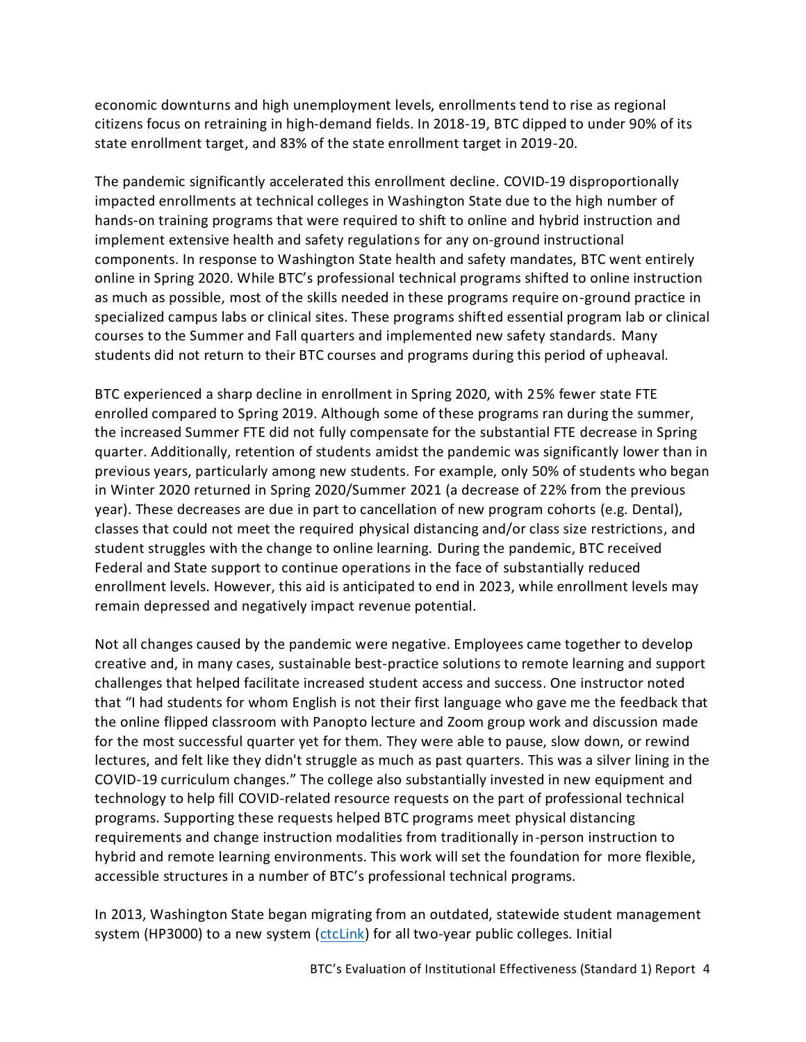economic downturns and high unemployment levels, enrollments tend to rise as regional citizens focus on retraining in high-demand fields. In 2018-19, BTC dipped to under 90% of its state enrollment target, and 83% of the state enrollment target in 2019-20.

The pandemic significantly accelerated this enrollment decline. COVID-19 disproportionally impacted enrollments at technical colleges in Washington State due to the high number of hands-on training programs that were required to shift to online and hybrid instruction and implement extensive health and safety regulations for any on-ground instructional components. In response to Washington State health and safety mandates, BTC went entirely online in Spring 2020. While BTC's professional technical programs shifted to online instruction as much as possible, most of the skills needed in these programs require on-ground practice in specialized campus labs or clinical sites. These programs shifted essential program lab or clinical courses to the Summer and Fall quarters and implemented new safety standards. Many students did not return to their BTC courses and programs during this period of upheaval.

BTC experienced a sharp decline in enrollment in Spring 2020, with 25% fewer state FTE enrolled compared to Spring 2019. Although some of these programs ran during the summer, the increased Summer FTE did not fully compensate for the substantial FTE decrease in Spring quarter. Additionally, retention of students amidst the pandemic was significantly lower than in previous years, particularly among new students. For example, only 50% of students who began in Winter 2020 returned in Spring 2020/Summer 2021 (a decrease of 22% from the previous year). These decreases are due in part to cancellation of new program cohorts (e.g. Dental), classes that could not meet the required physical distancing and/or class size restrictions, and student struggles with the change to online learning. During the pandemic, BTC received Federal and State support to continue operations in the face of substantially reduced enrollment levels. However, this aid is anticipated to end in 2023, while enrollment levels may remain depressed and negatively impact revenue potential.

Not all changes caused by the pandemic were negative. Employees came together to develop creative and, in many cases, sustainable best-practice solutions to remote learning and support challenges that helped facilitate increased student access and success. One instructor noted that "I had students for whom English is not their first language who gave me the feedback that the online flipped classroom with Panopto lecture and Zoom group work and discussion made for the most successful quarter yet for them. They were able to pause, slow down, or rewind lectures, and felt like they didn't struggle as much as past quarters. This was a silver lining in the COVID-19 curriculum changes." The college also substantially invested in new equipment and technology to help fill COVID-related resource requests on the part of professional technical programs. Supporting these requests helped BTC programs meet physical distancing requirements and change instruction modalities from traditionally in-person instruction to hybrid and remote learning environments. This work will set the foundation for more flexible, accessible structures in a number of BTC's professional technical programs.

In 2013, Washington State began migrating from an outdated, statewide student management system (HP3000) to a new system ([ctcLink]) for all two-year public colleges. Initial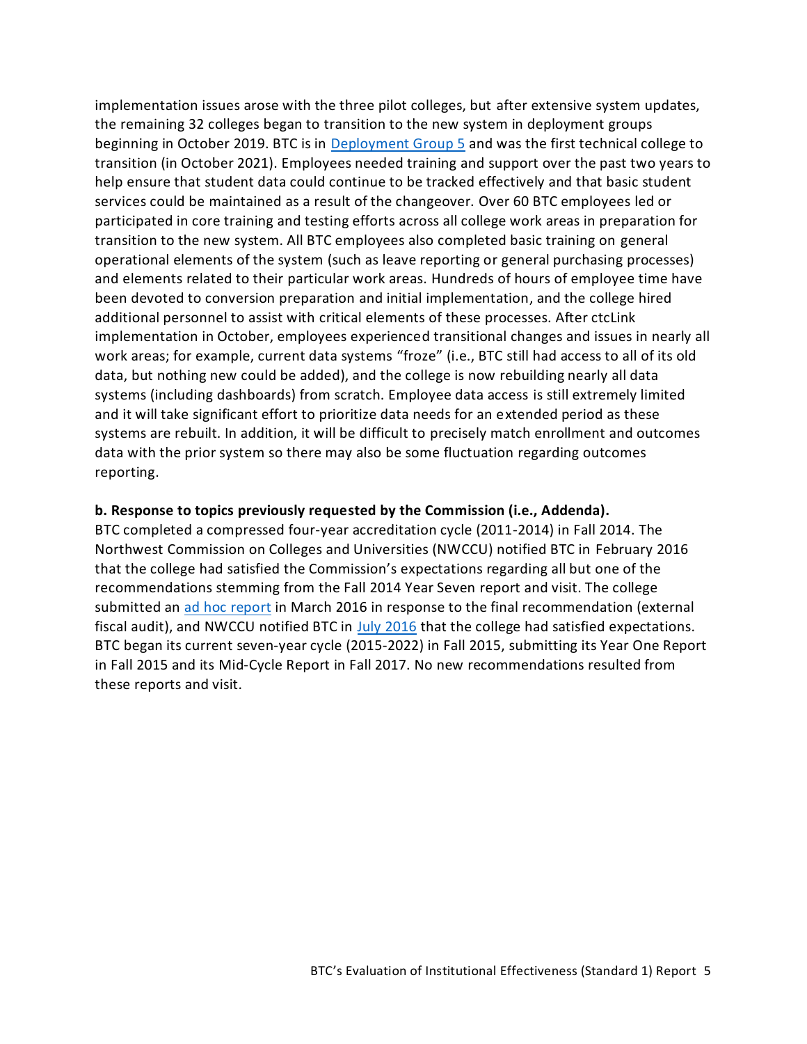implementation issues arose with the three pilot colleges, but after extensive system updates, the remaining 32 colleges began to transition to the new system in deployment groups beginning in October 2019. BTC is in [Deployment Group 5] and was the first technical college to transition (in October 2021). Employees needed training and support over the past two years to help ensure that student data could continue to be tracked effectively and that basic student services could be maintained as a result of the changeover. Over 60 BTC employees led or participated in core training and testing efforts across all college work areas in preparation for transition to the new system. All BTC employees also completed basic training on general operational elements of the system (such as leave reporting or general purchasing processes) and elements related to their particular work areas. Hundreds of hours of employee time have been devoted to conversion preparation and initial implementation, and the college hired additional personnel to assist with critical elements of these processes. After ctcLink implementation in October, employees experienced transitional changes and issues in nearly all work areas; for example, current data systems "froze" (i.e., BTC still had access to all of its old data, but nothing new could be added), and the college is now rebuilding nearly all data systems (including dashboards) from scratch. Employee data access is still extremely limited and it will take significant effort to prioritize data needs for an extended period as these systems are rebuilt. In addition, it will be difficult to precisely match enrollment and outcomes data with the prior system so there may also be some fluctuation regarding outcomes reporting.

**b. Response to topics previously requested by the Commission (i.e., Addenda).**

BTC completed a compressed four-year accreditation cycle (2011-2014) in Fall 2014. The Northwest Commission on Colleges and Universities (NWCCU) notified BTC in February 2016 that the college had satisfied the Commission's expectations regarding all but one of the recommendations stemming from the Fall 2014 Year Seven report and visit. The college submitted an [ad hoc report] in March 2016 in response to the final recommendation (external fiscal audit), and NWCCU notified BTC in [July 2016] that the college had satisfied expectations. BTC began its current seven-year cycle (2015-2022) in Fall 2015, submitting its Year One Report in Fall 2015 and its Mid-Cycle Report in Fall 2017. No new recommendations resulted from these reports and visit.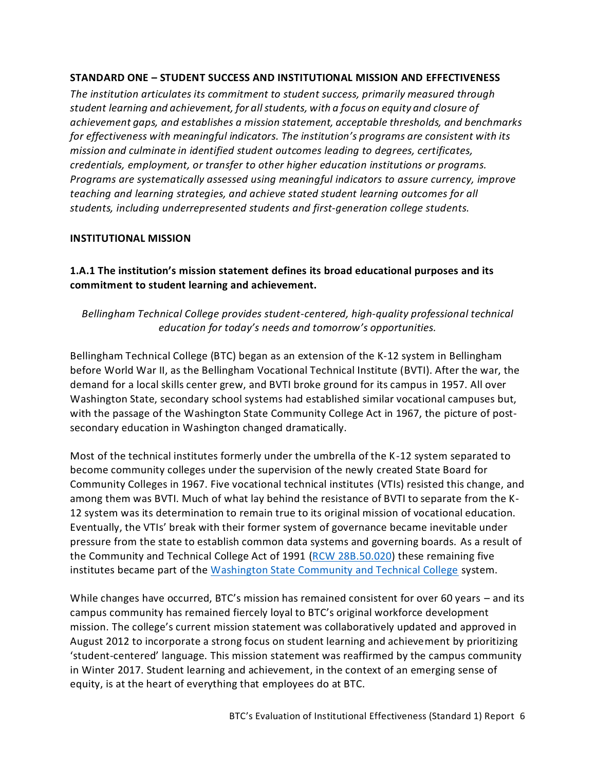## STANDARD ONE – STUDENT SUCCESS AND INSTITUTIONAL MISSION AND EFFECTIVENESS

*The institution articulates its commitment to student success, primarily measured through student learning and achievement, for all students, with a focus on equity and closure of achievement gaps, and establishes a mission statement, acceptable thresholds, and benchmarks for effectiveness with meaningful indicators. The institution's programs are consistent with its mission and culminate in identified student outcomes leading to degrees, certificates, credentials, employment, or transfer to other higher education institutions or programs. Programs are systematically assessed using meaningful indicators to assure currency, improve teaching and learning strategies, and achieve stated student learning outcomes for all students, including underrepresented students and first-generation college students.*

### INSTITUTIONAL MISSION

#### 1.A.1 The institution's mission statement defines its broad educational purposes and its commitment to student learning and achievement.

*Bellingham Technical College provides student-centered, high-quality professional technical education for today's needs and tomorrow's opportunities.*

Bellingham Technical College (BTC) began as an extension of the K-12 system in Bellingham before World War II, as the Bellingham Vocational Technical Institute (BVTI). After the war, the demand for a local skills center grew, and BVTI broke ground for its campus in 1957. All over Washington State, secondary school systems had established similar vocational campuses but, with the passage of the Washington State Community College Act in 1967, the picture of post-secondary education in Washington changed dramatically.

Most of the technical institutes formerly under the umbrella of the K-12 system separated to become community colleges under the supervision of the newly created State Board for Community Colleges in 1967. Five vocational technical institutes (VTIs) resisted this change, and among them was BVTI. Much of what lay behind the resistance of BVTI to separate from the K-12 system was its determination to remain true to its original mission of vocational education. Eventually, the VTIs' break with their former system of governance became inevitable under pressure from the state to establish common data systems and governing boards. As a result of the Community and Technical College Act of 1991 (RCW 28B.50.020) these remaining five institutes became part of the Washington State Community and Technical College system.

While changes have occurred, BTC's mission has remained consistent for over 60 years – and its campus community has remained fiercely loyal to BTC's original workforce development mission. The college's current mission statement was collaboratively updated and approved in August 2012 to incorporate a strong focus on student learning and achievement by prioritizing 'student-centered' language. This mission statement was reaffirmed by the campus community in Winter 2017. Student learning and achievement, in the context of an emerging sense of equity, is at the heart of everything that employees do at BTC.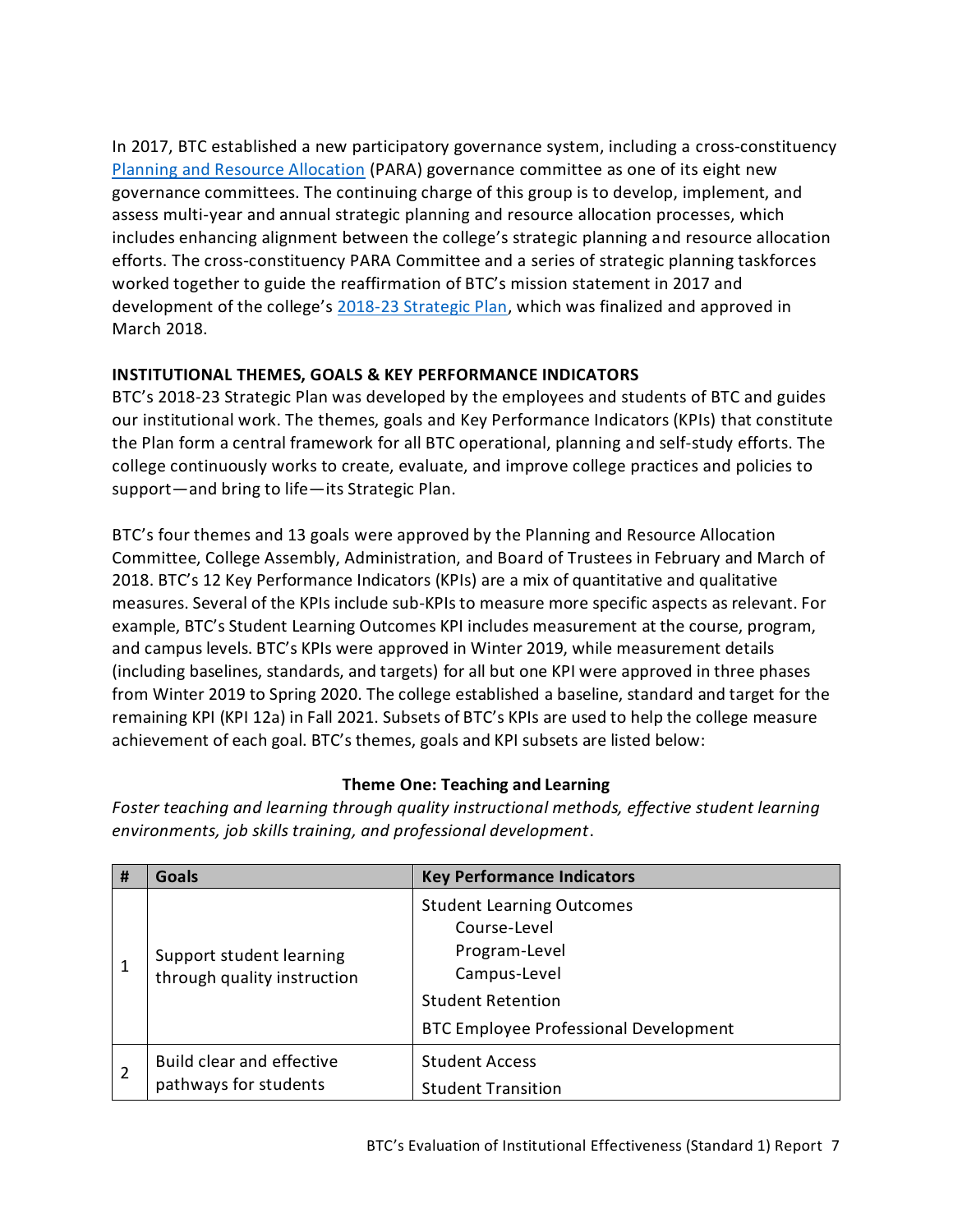In 2017, BTC established a new participatory governance system, including a cross-constituency [Planning and Resource Allocation](#) (PARA) governance committee as one of its eight new governance committees. The continuing charge of this group is to develop, implement, and assess multi-year and annual strategic planning and resource allocation processes, which includes enhancing alignment between the college's strategic planning and resource allocation efforts. The cross-constituency PARA Committee and a series of strategic planning taskforces worked together to guide the reaffirmation of BTC's mission statement in 2017 and development of the college's [2018-23 Strategic Plan](#), which was finalized and approved in March 2018.

**INSTITUTIONAL THEMES, GOALS & KEY PERFORMANCE INDICATORS**

BTC's 2018-23 Strategic Plan was developed by the employees and students of BTC and guides our institutional work. The themes, goals and Key Performance Indicators (KPIs) that constitute the Plan form a central framework for all BTC operational, planning and self-study efforts. The college continuously works to create, evaluate, and improve college practices and policies to support—and bring to life—its Strategic Plan.

BTC's four themes and 13 goals were approved by the Planning and Resource Allocation Committee, College Assembly, Administration, and Board of Trustees in February and March of 2018. BTC's 12 Key Performance Indicators (KPIs) are a mix of quantitative and qualitative measures. Several of the KPIs include sub-KPIs to measure more specific aspects as relevant. For example, BTC's Student Learning Outcomes KPI includes measurement at the course, program, and campus levels. BTC's KPIs were approved in Winter 2019, while measurement details (including baselines, standards, and targets) for all but one KPI were approved in three phases from Winter 2019 to Spring 2020. The college established a baseline, standard and target for the remaining KPI (KPI 12a) in Fall 2021. Subsets of BTC's KPIs are used to help the college measure achievement of each goal. BTC's themes, goals and KPI subsets are listed below:

**Theme One: Teaching and Learning**

*Foster teaching and learning through quality instructional methods, effective student learning environments, job skills training, and professional development.*

| # | Goals | Key Performance Indicators |
|---|---|---|
| 1 | Support student learning through quality instruction | Student Learning Outcomes<br>&nbsp;&nbsp;&nbsp;&nbsp;Course-Level<br>&nbsp;&nbsp;&nbsp;&nbsp;Program-Level<br>&nbsp;&nbsp;&nbsp;&nbsp;Campus-Level<br>Student Retention<br>BTC Employee Professional Development |
| 2 | Build clear and effective pathways for students | Student Access<br>Student Transition |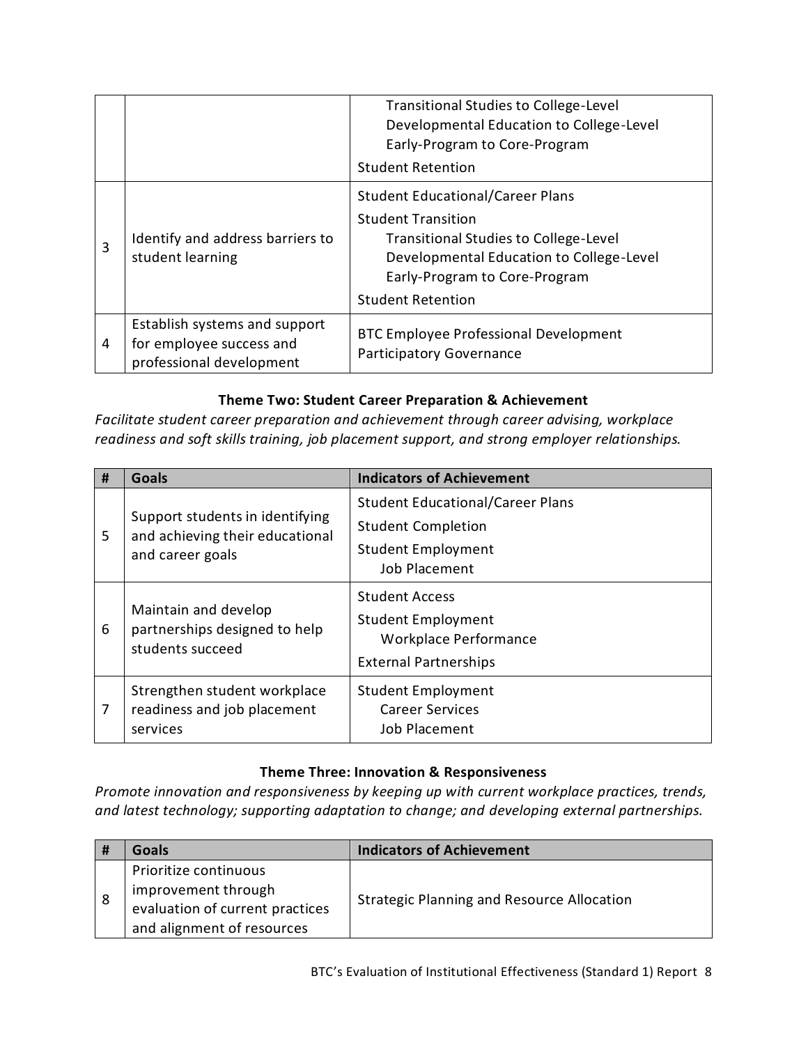| | | |
|---|---|---|
| | | Transitional Studies to College-Level<br>Developmental Education to College-Level<br>Early-Program to Core-Program<br>Student Retention |
| 3 | Identify and address barriers to student learning | Student Educational/Career Plans<br>Student Transition<br>Transitional Studies to College-Level<br>Developmental Education to College-Level<br>Early-Program to Core-Program<br>Student Retention |
| 4 | Establish systems and support for employee success and professional development | BTC Employee Professional Development<br>Participatory Governance |

**Theme Two: Student Career Preparation & Achievement**

*Facilitate student career preparation and achievement through career advising, workplace readiness and soft skills training, job placement support, and strong employer relationships.*

| # | Goals | Indicators of Achievement |
|---|---|---|
| 5 | Support students in identifying and achieving their educational and career goals | Student Educational/Career Plans<br>Student Completion<br>Student Employment<br>Job Placement |
| 6 | Maintain and develop partnerships designed to help students succeed | Student Access<br>Student Employment<br>Workplace Performance<br>External Partnerships |
| 7 | Strengthen student workplace readiness and job placement services | Student Employment<br>Career Services<br>Job Placement |

**Theme Three: Innovation & Responsiveness**

*Promote innovation and responsiveness by keeping up with current workplace practices, trends, and latest technology; supporting adaptation to change; and developing external partnerships.*

| # | Goals | Indicators of Achievement |
|---|---|---|
| 8 | Prioritize continuous improvement through evaluation of current practices and alignment of resources | Strategic Planning and Resource Allocation |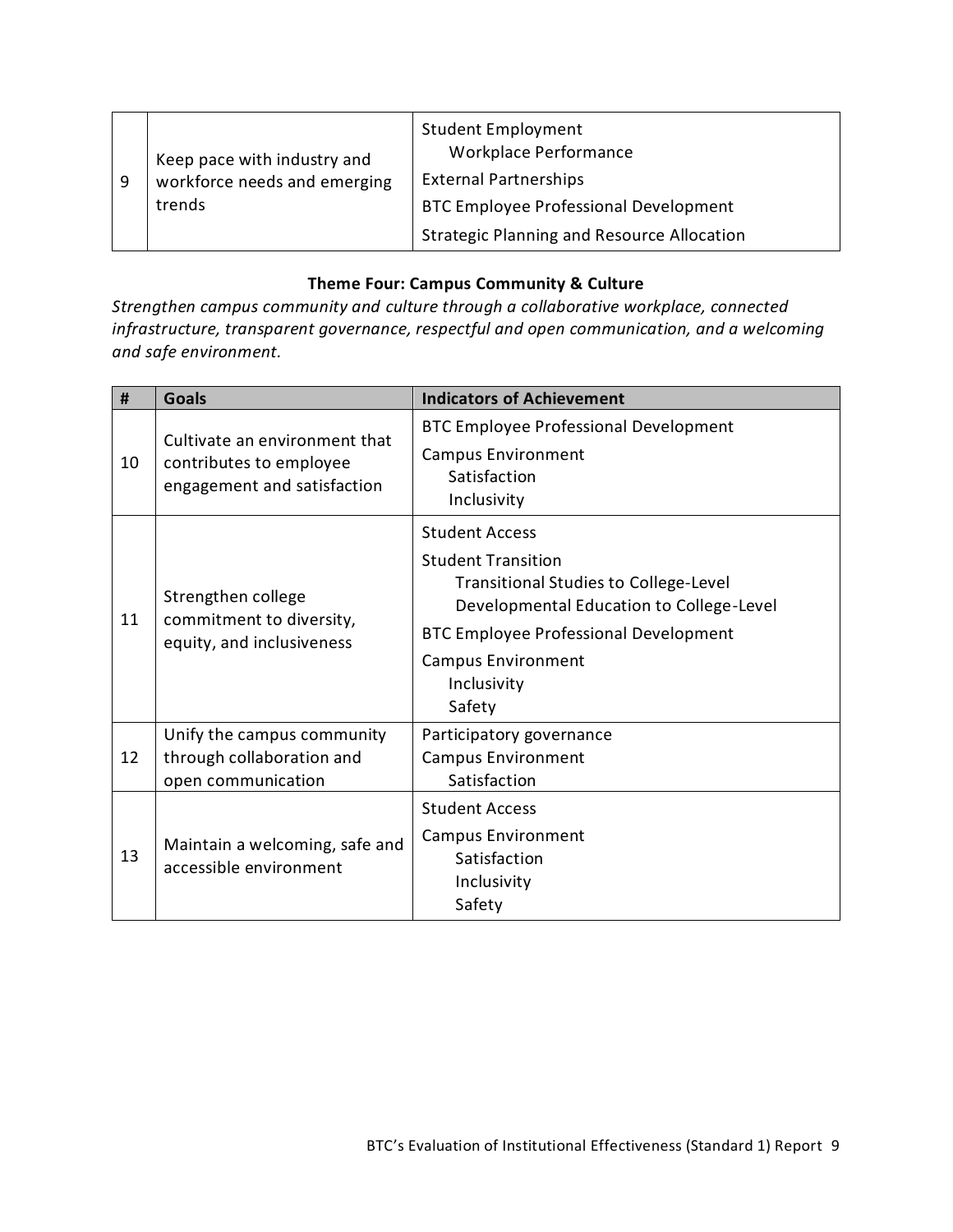| # | Goals | Indicators of Achievement |
|---|---|---|
| 9 | Keep pace with industry and workforce needs and emerging trends | Student Employment<br>Workplace Performance<br>External Partnerships<br>BTC Employee Professional Development<br>Strategic Planning and Resource Allocation |

**Theme Four: Campus Community & Culture**

*Strengthen campus community and culture through a collaborative workplace, connected infrastructure, transparent governance, respectful and open communication, and a welcoming and safe environment.*

| # | Goals | Indicators of Achievement |
|---|---|---|
| 10 | Cultivate an environment that contributes to employee engagement and satisfaction | BTC Employee Professional Development<br>Campus Environment<br>Satisfaction<br>Inclusivity |
| 11 | Strengthen college commitment to diversity, equity, and inclusiveness | Student Access<br>Student Transition<br>Transitional Studies to College-Level<br>Developmental Education to College-Level<br>BTC Employee Professional Development<br>Campus Environment<br>Inclusivity<br>Safety |
| 12 | Unify the campus community through collaboration and open communication | Participatory governance<br>Campus Environment<br>Satisfaction |
| 13 | Maintain a welcoming, safe and accessible environment | Student Access<br>Campus Environment<br>Satisfaction<br>Inclusivity<br>Safety |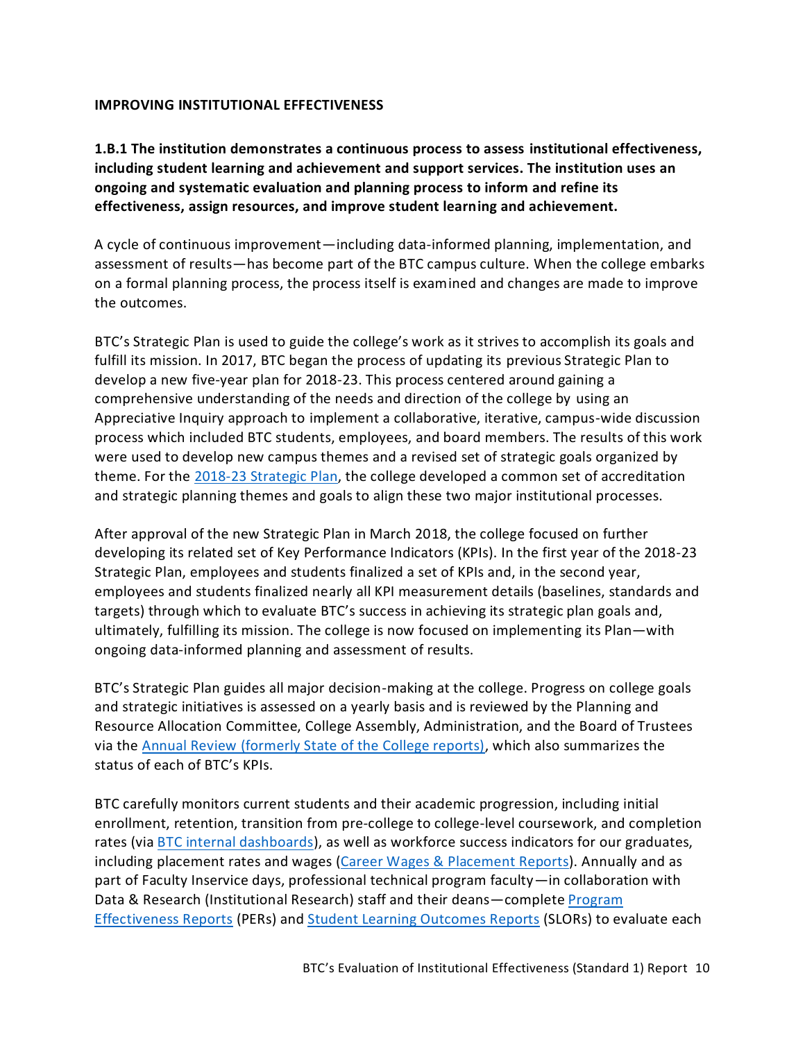**IMPROVING INSTITUTIONAL EFFECTIVENESS**

**1.B.1 The institution demonstrates a continuous process to assess institutional effectiveness, including student learning and achievement and support services. The institution uses an ongoing and systematic evaluation and planning process to inform and refine its effectiveness, assign resources, and improve student learning and achievement.**

A cycle of continuous improvement—including data-informed planning, implementation, and assessment of results—has become part of the BTC campus culture. When the college embarks on a formal planning process, the process itself is examined and changes are made to improve the outcomes.

BTC's Strategic Plan is used to guide the college's work as it strives to accomplish its goals and fulfill its mission. In 2017, BTC began the process of updating its previous Strategic Plan to develop a new five-year plan for 2018-23. This process centered around gaining a comprehensive understanding of the needs and direction of the college by using an Appreciative Inquiry approach to implement a collaborative, iterative, campus-wide discussion process which included BTC students, employees, and board members. The results of this work were used to develop new campus themes and a revised set of strategic goals organized by theme. For the 2018-23 Strategic Plan, the college developed a common set of accreditation and strategic planning themes and goals to align these two major institutional processes.

After approval of the new Strategic Plan in March 2018, the college focused on further developing its related set of Key Performance Indicators (KPIs). In the first year of the 2018-23 Strategic Plan, employees and students finalized a set of KPIs and, in the second year, employees and students finalized nearly all KPI measurement details (baselines, standards and targets) through which to evaluate BTC's success in achieving its strategic plan goals and, ultimately, fulfilling its mission. The college is now focused on implementing its Plan—with ongoing data-informed planning and assessment of results.

BTC's Strategic Plan guides all major decision-making at the college. Progress on college goals and strategic initiatives is assessed on a yearly basis and is reviewed by the Planning and Resource Allocation Committee, College Assembly, Administration, and the Board of Trustees via the Annual Review (formerly State of the College reports), which also summarizes the status of each of BTC's KPIs.

BTC carefully monitors current students and their academic progression, including initial enrollment, retention, transition from pre-college to college-level coursework, and completion rates (via BTC internal dashboards), as well as workforce success indicators for our graduates, including placement rates and wages (Career Wages & Placement Reports). Annually and as part of Faculty Inservice days, professional technical program faculty—in collaboration with Data & Research (Institutional Research) staff and their deans—complete Program Effectiveness Reports (PERs) and Student Learning Outcomes Reports (SLORs) to evaluate each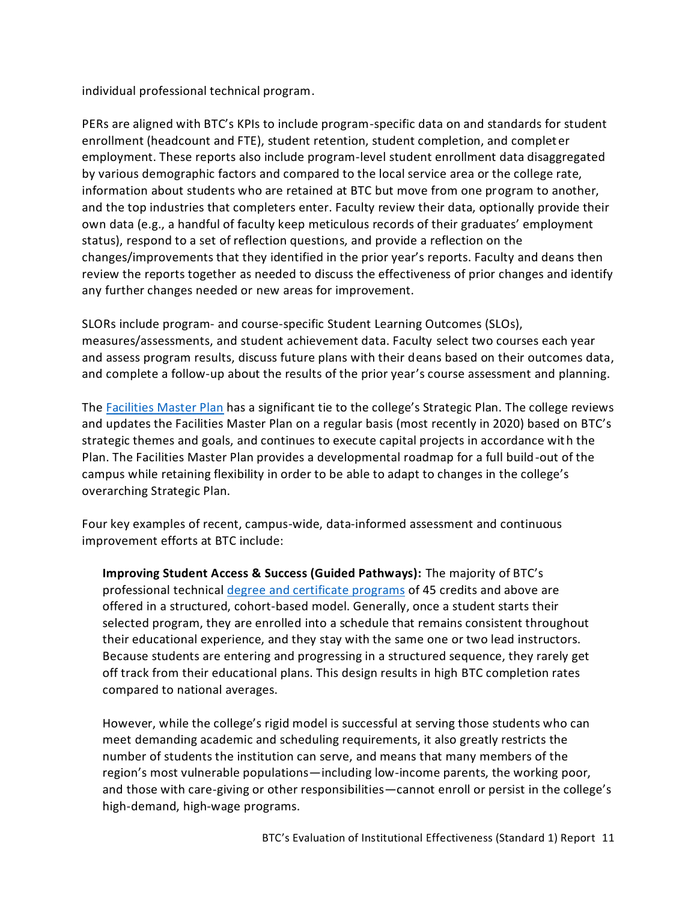individual professional technical program.

PERs are aligned with BTC's KPIs to include program-specific data on and standards for student enrollment (headcount and FTE), student retention, student completion, and completer employment. These reports also include program-level student enrollment data disaggregated by various demographic factors and compared to the local service area or the college rate, information about students who are retained at BTC but move from one program to another, and the top industries that completers enter. Faculty review their data, optionally provide their own data (e.g., a handful of faculty keep meticulous records of their graduates' employment status), respond to a set of reflection questions, and provide a reflection on the changes/improvements that they identified in the prior year's reports. Faculty and deans then review the reports together as needed to discuss the effectiveness of prior changes and identify any further changes needed or new areas for improvement.

SLORs include program- and course-specific Student Learning Outcomes (SLOs), measures/assessments, and student achievement data. Faculty select two courses each year and assess program results, discuss future plans with their deans based on their outcomes data, and complete a follow-up about the results of the prior year's course assessment and planning.

The Facilities Master Plan has a significant tie to the college's Strategic Plan. The college reviews and updates the Facilities Master Plan on a regular basis (most recently in 2020) based on BTC's strategic themes and goals, and continues to execute capital projects in accordance with the Plan. The Facilities Master Plan provides a developmental roadmap for a full build-out of the campus while retaining flexibility in order to be able to adapt to changes in the college's overarching Strategic Plan.

Four key examples of recent, campus-wide, data-informed assessment and continuous improvement efforts at BTC include:

**Improving Student Access & Success (Guided Pathways):** The majority of BTC's professional technical degree and certificate programs of 45 credits and above are offered in a structured, cohort-based model. Generally, once a student starts their selected program, they are enrolled into a schedule that remains consistent throughout their educational experience, and they stay with the same one or two lead instructors. Because students are entering and progressing in a structured sequence, they rarely get off track from their educational plans. This design results in high BTC completion rates compared to national averages.

However, while the college's rigid model is successful at serving those students who can meet demanding academic and scheduling requirements, it also greatly restricts the number of students the institution can serve, and means that many members of the region's most vulnerable populations—including low-income parents, the working poor, and those with care-giving or other responsibilities—cannot enroll or persist in the college's high-demand, high-wage programs.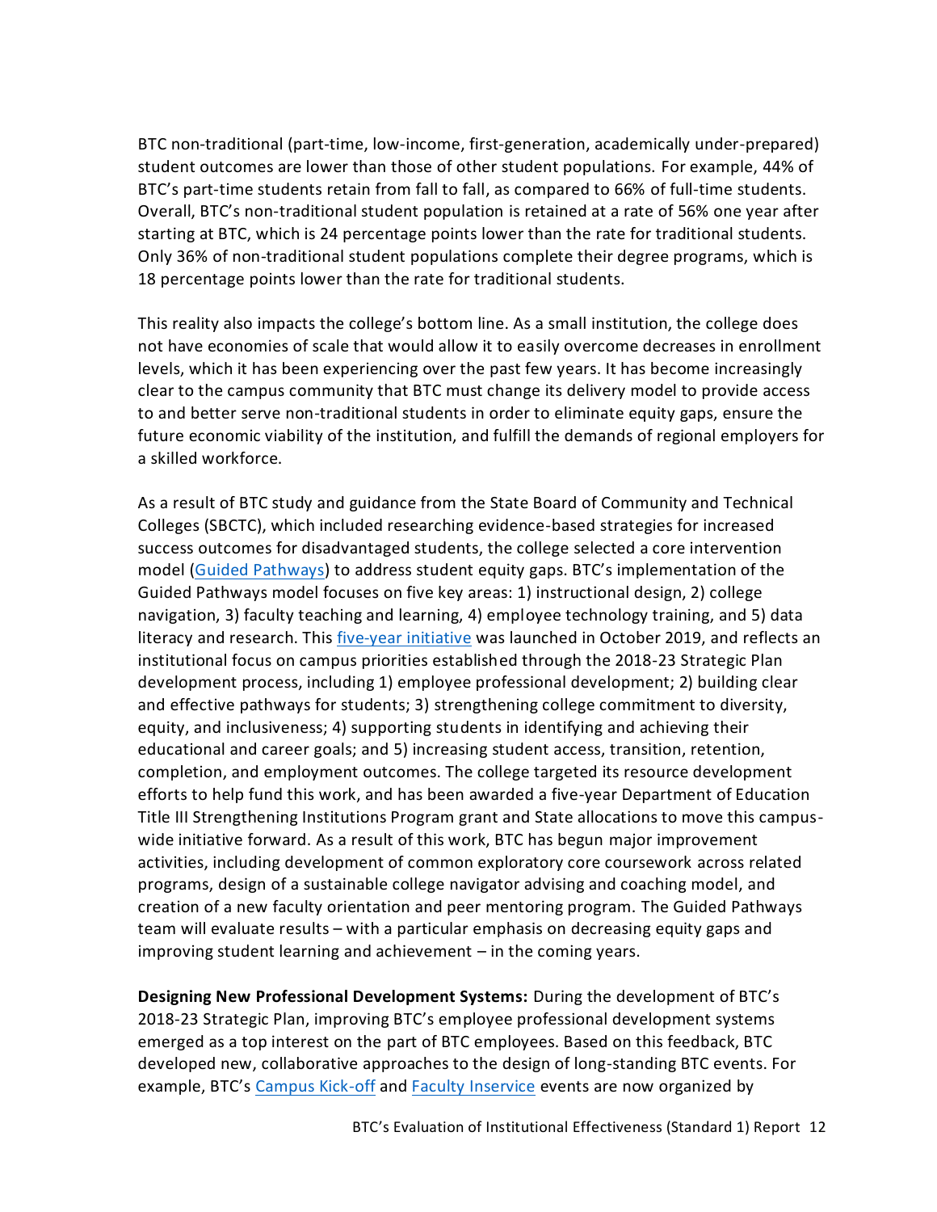BTC non-traditional (part-time, low-income, first-generation, academically under-prepared) student outcomes are lower than those of other student populations. For example, 44% of BTC's part-time students retain from fall to fall, as compared to 66% of full-time students. Overall, BTC's non-traditional student population is retained at a rate of 56% one year after starting at BTC, which is 24 percentage points lower than the rate for traditional students. Only 36% of non-traditional student populations complete their degree programs, which is 18 percentage points lower than the rate for traditional students.

This reality also impacts the college's bottom line. As a small institution, the college does not have economies of scale that would allow it to easily overcome decreases in enrollment levels, which it has been experiencing over the past few years. It has become increasingly clear to the campus community that BTC must change its delivery model to provide access to and better serve non-traditional students in order to eliminate equity gaps, ensure the future economic viability of the institution, and fulfill the demands of regional employers for a skilled workforce.

As a result of BTC study and guidance from the State Board of Community and Technical Colleges (SBCTC), which included researching evidence-based strategies for increased success outcomes for disadvantaged students, the college selected a core intervention model (Guided Pathways) to address student equity gaps. BTC's implementation of the Guided Pathways model focuses on five key areas: 1) instructional design, 2) college navigation, 3) faculty teaching and learning, 4) employee technology training, and 5) data literacy and research. This five-year initiative was launched in October 2019, and reflects an institutional focus on campus priorities established through the 2018-23 Strategic Plan development process, including 1) employee professional development; 2) building clear and effective pathways for students; 3) strengthening college commitment to diversity, equity, and inclusiveness; 4) supporting students in identifying and achieving their educational and career goals; and 5) increasing student access, transition, retention, completion, and employment outcomes. The college targeted its resource development efforts to help fund this work, and has been awarded a five-year Department of Education Title III Strengthening Institutions Program grant and State allocations to move this campus-wide initiative forward. As a result of this work, BTC has begun major improvement activities, including development of common exploratory core coursework across related programs, design of a sustainable college navigator advising and coaching model, and creation of a new faculty orientation and peer mentoring program. The Guided Pathways team will evaluate results – with a particular emphasis on decreasing equity gaps and improving student learning and achievement – in the coming years.

**Designing New Professional Development Systems:** During the development of BTC's 2018-23 Strategic Plan, improving BTC's employee professional development systems emerged as a top interest on the part of BTC employees. Based on this feedback, BTC developed new, collaborative approaches to the design of long-standing BTC events. For example, BTC's Campus Kick-off and Faculty Inservice events are now organized by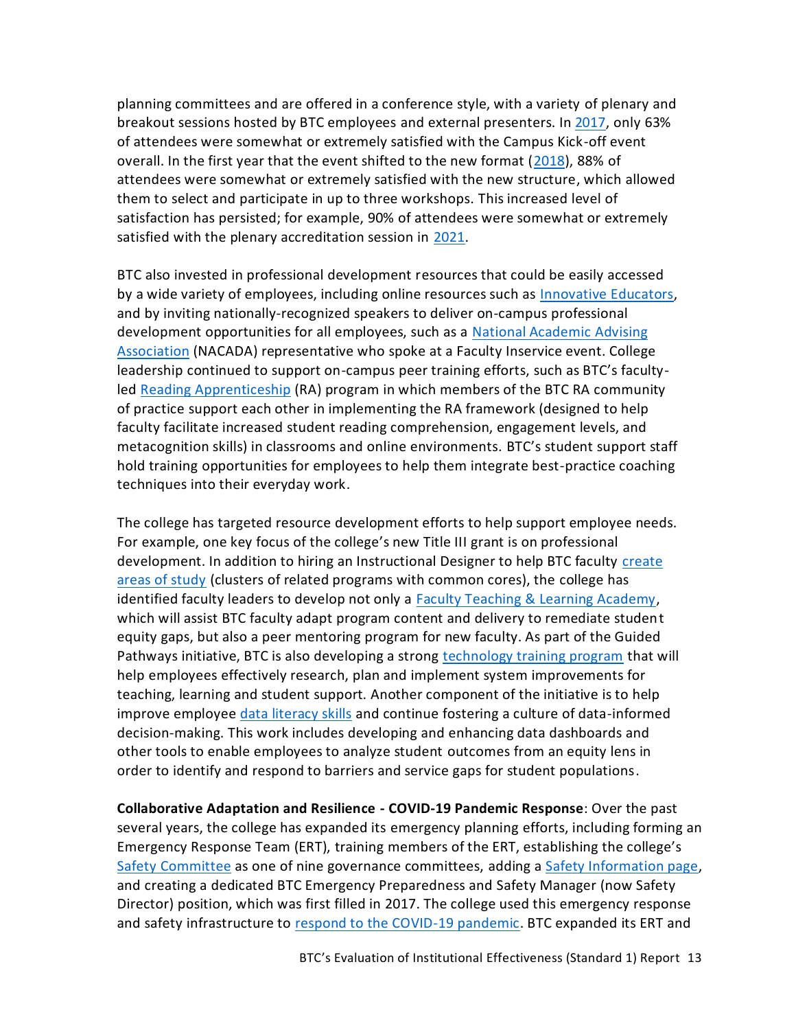planning committees and are offered in a conference style, with a variety of plenary and breakout sessions hosted by BTC employees and external presenters. In 2017, only 63% of attendees were somewhat or extremely satisfied with the Campus Kick-off event overall. In the first year that the event shifted to the new format (2018), 88% of attendees were somewhat or extremely satisfied with the new structure, which allowed them to select and participate in up to three workshops. This increased level of satisfaction has persisted; for example, 90% of attendees were somewhat or extremely satisfied with the plenary accreditation session in 2021.

BTC also invested in professional development resources that could be easily accessed by a wide variety of employees, including online resources such as Innovative Educators, and by inviting nationally-recognized speakers to deliver on-campus professional development opportunities for all employees, such as a National Academic Advising Association (NACADA) representative who spoke at a Faculty Inservice event. College leadership continued to support on-campus peer training efforts, such as BTC's faculty-led Reading Apprenticeship (RA) program in which members of the BTC RA community of practice support each other in implementing the RA framework (designed to help faculty facilitate increased student reading comprehension, engagement levels, and metacognition skills) in classrooms and online environments. BTC's student support staff hold training opportunities for employees to help them integrate best-practice coaching techniques into their everyday work.

The college has targeted resource development efforts to help support employee needs. For example, one key focus of the college's new Title III grant is on professional development. In addition to hiring an Instructional Designer to help BTC faculty create areas of study (clusters of related programs with common cores), the college has identified faculty leaders to develop not only a Faculty Teaching & Learning Academy, which will assist BTC faculty adapt program content and delivery to remediate student equity gaps, but also a peer mentoring program for new faculty. As part of the Guided Pathways initiative, BTC is also developing a strong technology training program that will help employees effectively research, plan and implement system improvements for teaching, learning and student support. Another component of the initiative is to help improve employee data literacy skills and continue fostering a culture of data-informed decision-making. This work includes developing and enhancing data dashboards and other tools to enable employees to analyze student outcomes from an equity lens in order to identify and respond to barriers and service gaps for student populations.

**Collaborative Adaptation and Resilience - COVID-19 Pandemic Response**: Over the past several years, the college has expanded its emergency planning efforts, including forming an Emergency Response Team (ERT), training members of the ERT, establishing the college's Safety Committee as one of nine governance committees, adding a Safety Information page, and creating a dedicated BTC Emergency Preparedness and Safety Manager (now Safety Director) position, which was first filled in 2017. The college used this emergency response and safety infrastructure to respond to the COVID-19 pandemic. BTC expanded its ERT and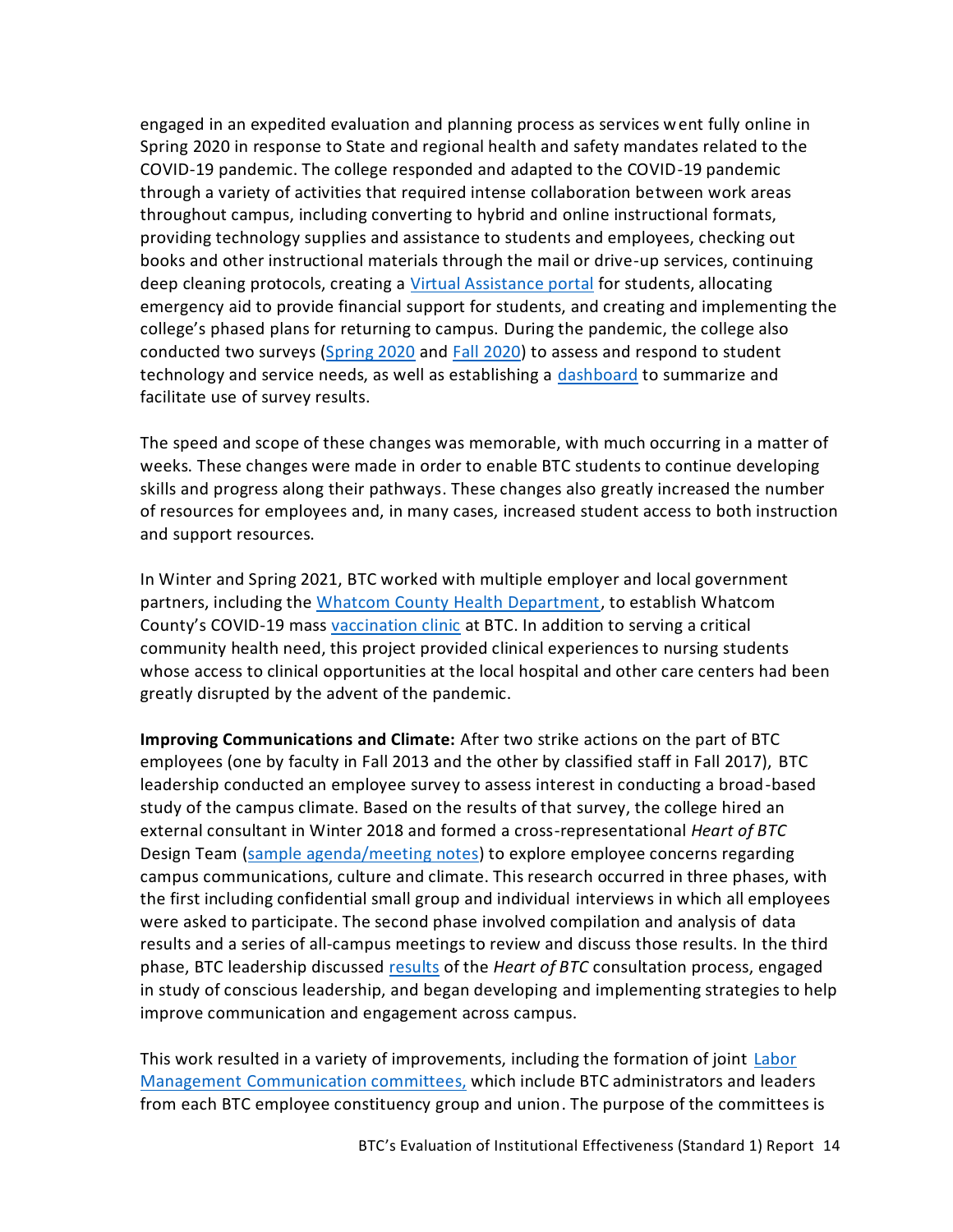engaged in an expedited evaluation and planning process as services went fully online in Spring 2020 in response to State and regional health and safety mandates related to the COVID-19 pandemic. The college responded and adapted to the COVID-19 pandemic through a variety of activities that required intense collaboration between work areas throughout campus, including converting to hybrid and online instructional formats, providing technology supplies and assistance to students and employees, checking out books and other instructional materials through the mail or drive-up services, continuing deep cleaning protocols, creating a Virtual Assistance portal for students, allocating emergency aid to provide financial support for students, and creating and implementing the college's phased plans for returning to campus. During the pandemic, the college also conducted two surveys (Spring 2020 and Fall 2020) to assess and respond to student technology and service needs, as well as establishing a dashboard to summarize and facilitate use of survey results.

The speed and scope of these changes was memorable, with much occurring in a matter of weeks. These changes were made in order to enable BTC students to continue developing skills and progress along their pathways. These changes also greatly increased the number of resources for employees and, in many cases, increased student access to both instruction and support resources.

In Winter and Spring 2021, BTC worked with multiple employer and local government partners, including the Whatcom County Health Department, to establish Whatcom County's COVID-19 mass vaccination clinic at BTC. In addition to serving a critical community health need, this project provided clinical experiences to nursing students whose access to clinical opportunities at the local hospital and other care centers had been greatly disrupted by the advent of the pandemic.

**Improving Communications and Climate:** After two strike actions on the part of BTC employees (one by faculty in Fall 2013 and the other by classified staff in Fall 2017), BTC leadership conducted an employee survey to assess interest in conducting a broad-based study of the campus climate. Based on the results of that survey, the college hired an external consultant in Winter 2018 and formed a cross-representational *Heart of BTC* Design Team (sample agenda/meeting notes) to explore employee concerns regarding campus communications, culture and climate. This research occurred in three phases, with the first including confidential small group and individual interviews in which all employees were asked to participate. The second phase involved compilation and analysis of data results and a series of all-campus meetings to review and discuss those results. In the third phase, BTC leadership discussed results of the *Heart of BTC* consultation process, engaged in study of conscious leadership, and began developing and implementing strategies to help improve communication and engagement across campus.

This work resulted in a variety of improvements, including the formation of joint Labor Management Communication committees, which include BTC administrators and leaders from each BTC employee constituency group and union. The purpose of the committees is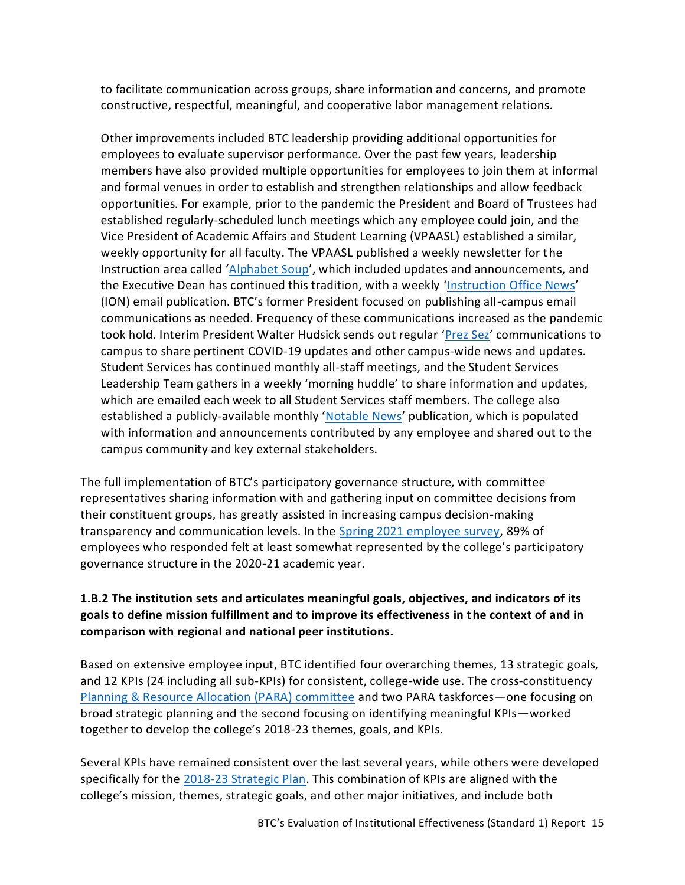to facilitate communication across groups, share information and concerns, and promote constructive, respectful, meaningful, and cooperative labor management relations.

Other improvements included BTC leadership providing additional opportunities for employees to evaluate supervisor performance. Over the past few years, leadership members have also provided multiple opportunities for employees to join them at informal and formal venues in order to establish and strengthen relationships and allow feedback opportunities. For example, prior to the pandemic the President and Board of Trustees had established regularly-scheduled lunch meetings which any employee could join, and the Vice President of Academic Affairs and Student Learning (VPAASL) established a similar, weekly opportunity for all faculty. The VPAASL published a weekly newsletter for the Instruction area called 'Alphabet Soup', which included updates and announcements, and the Executive Dean has continued this tradition, with a weekly 'Instruction Office News' (ION) email publication. BTC's former President focused on publishing all-campus email communications as needed. Frequency of these communications increased as the pandemic took hold. Interim President Walter Hudsick sends out regular 'Prez Sez' communications to campus to share pertinent COVID-19 updates and other campus-wide news and updates. Student Services has continued monthly all-staff meetings, and the Student Services Leadership Team gathers in a weekly 'morning huddle' to share information and updates, which are emailed each week to all Student Services staff members. The college also established a publicly-available monthly 'Notable News' publication, which is populated with information and announcements contributed by any employee and shared out to the campus community and key external stakeholders.

The full implementation of BTC's participatory governance structure, with committee representatives sharing information with and gathering input on committee decisions from their constituent groups, has greatly assisted in increasing campus decision-making transparency and communication levels. In the Spring 2021 employee survey, 89% of employees who responded felt at least somewhat represented by the college's participatory governance structure in the 2020-21 academic year.

**1.B.2 The institution sets and articulates meaningful goals, objectives, and indicators of its goals to define mission fulfillment and to improve its effectiveness in the context of and in comparison with regional and national peer institutions.**

Based on extensive employee input, BTC identified four overarching themes, 13 strategic goals, and 12 KPIs (24 including all sub-KPIs) for consistent, college-wide use. The cross-constituency Planning & Resource Allocation (PARA) committee and two PARA taskforces—one focusing on broad strategic planning and the second focusing on identifying meaningful KPIs—worked together to develop the college's 2018-23 themes, goals, and KPIs.

Several KPIs have remained consistent over the last several years, while others were developed specifically for the 2018-23 Strategic Plan. This combination of KPIs are aligned with the college's mission, themes, strategic goals, and other major initiatives, and include both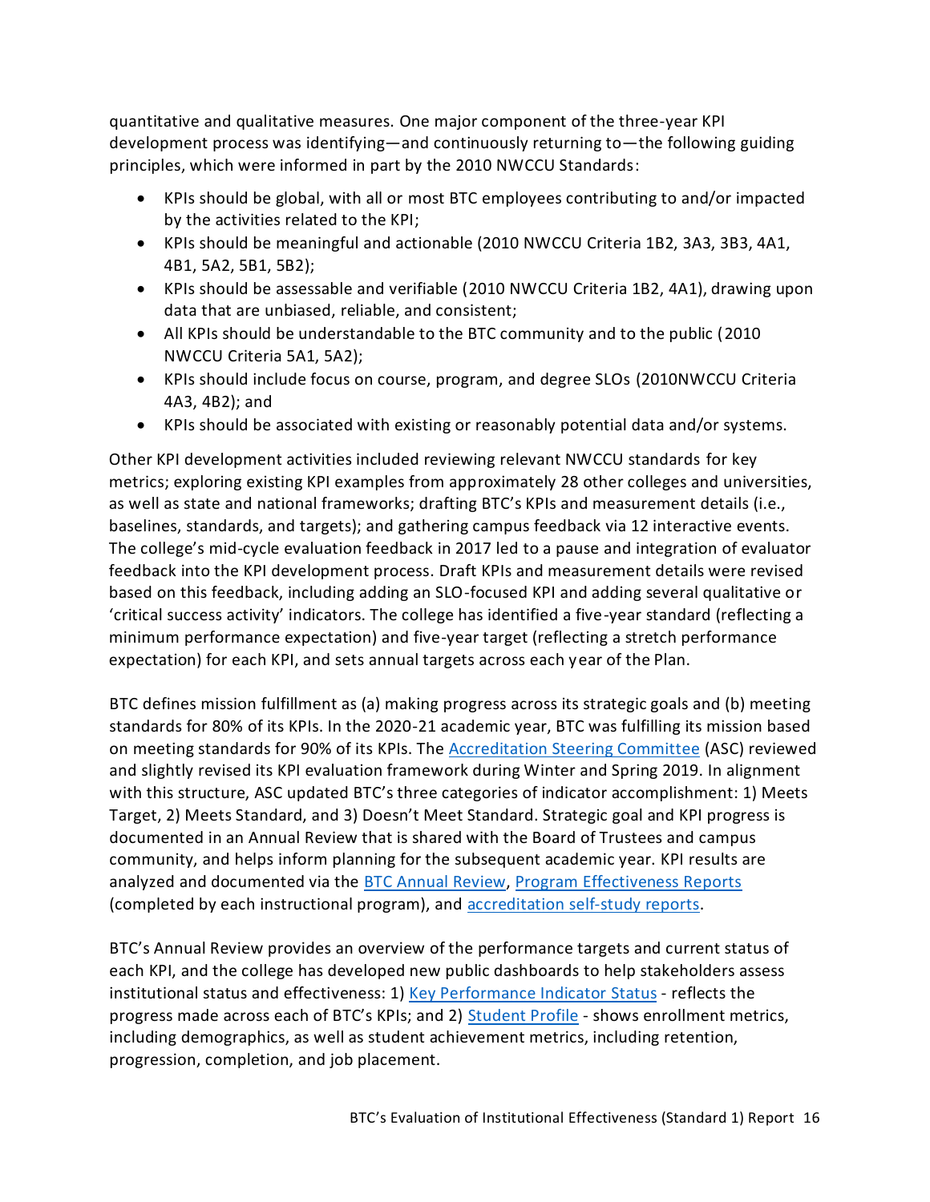quantitative and qualitative measures. One major component of the three-year KPI development process was identifying—and continuously returning to—the following guiding principles, which were informed in part by the 2010 NWCCU Standards:

- KPIs should be global, with all or most BTC employees contributing to and/or impacted by the activities related to the KPI;
- KPIs should be meaningful and actionable (2010 NWCCU Criteria 1B2, 3A3, 3B3, 4A1, 4B1, 5A2, 5B1, 5B2);
- KPIs should be assessable and verifiable (2010 NWCCU Criteria 1B2, 4A1), drawing upon data that are unbiased, reliable, and consistent;
- All KPIs should be understandable to the BTC community and to the public (2010 NWCCU Criteria 5A1, 5A2);
- KPIs should include focus on course, program, and degree SLOs (2010NWCCU Criteria 4A3, 4B2); and
- KPIs should be associated with existing or reasonably potential data and/or systems.

Other KPI development activities included reviewing relevant NWCCU standards for key metrics; exploring existing KPI examples from approximately 28 other colleges and universities, as well as state and national frameworks; drafting BTC's KPIs and measurement details (i.e., baselines, standards, and targets); and gathering campus feedback via 12 interactive events. The college's mid-cycle evaluation feedback in 2017 led to a pause and integration of evaluator feedback into the KPI development process. Draft KPIs and measurement details were revised based on this feedback, including adding an SLO-focused KPI and adding several qualitative or 'critical success activity' indicators. The college has identified a five-year standard (reflecting a minimum performance expectation) and five-year target (reflecting a stretch performance expectation) for each KPI, and sets annual targets across each year of the Plan.

BTC defines mission fulfillment as (a) making progress across its strategic goals and (b) meeting standards for 80% of its KPIs. In the 2020-21 academic year, BTC was fulfilling its mission based on meeting standards for 90% of its KPIs. The Accreditation Steering Committee (ASC) reviewed and slightly revised its KPI evaluation framework during Winter and Spring 2019. In alignment with this structure, ASC updated BTC's three categories of indicator accomplishment: 1) Meets Target, 2) Meets Standard, and 3) Doesn't Meet Standard. Strategic goal and KPI progress is documented in an Annual Review that is shared with the Board of Trustees and campus community, and helps inform planning for the subsequent academic year. KPI results are analyzed and documented via the BTC Annual Review, Program Effectiveness Reports (completed by each instructional program), and accreditation self-study reports.

BTC's Annual Review provides an overview of the performance targets and current status of each KPI, and the college has developed new public dashboards to help stakeholders assess institutional status and effectiveness: 1) Key Performance Indicator Status - reflects the progress made across each of BTC's KPIs; and 2) Student Profile - shows enrollment metrics, including demographics, as well as student achievement metrics, including retention, progression, completion, and job placement.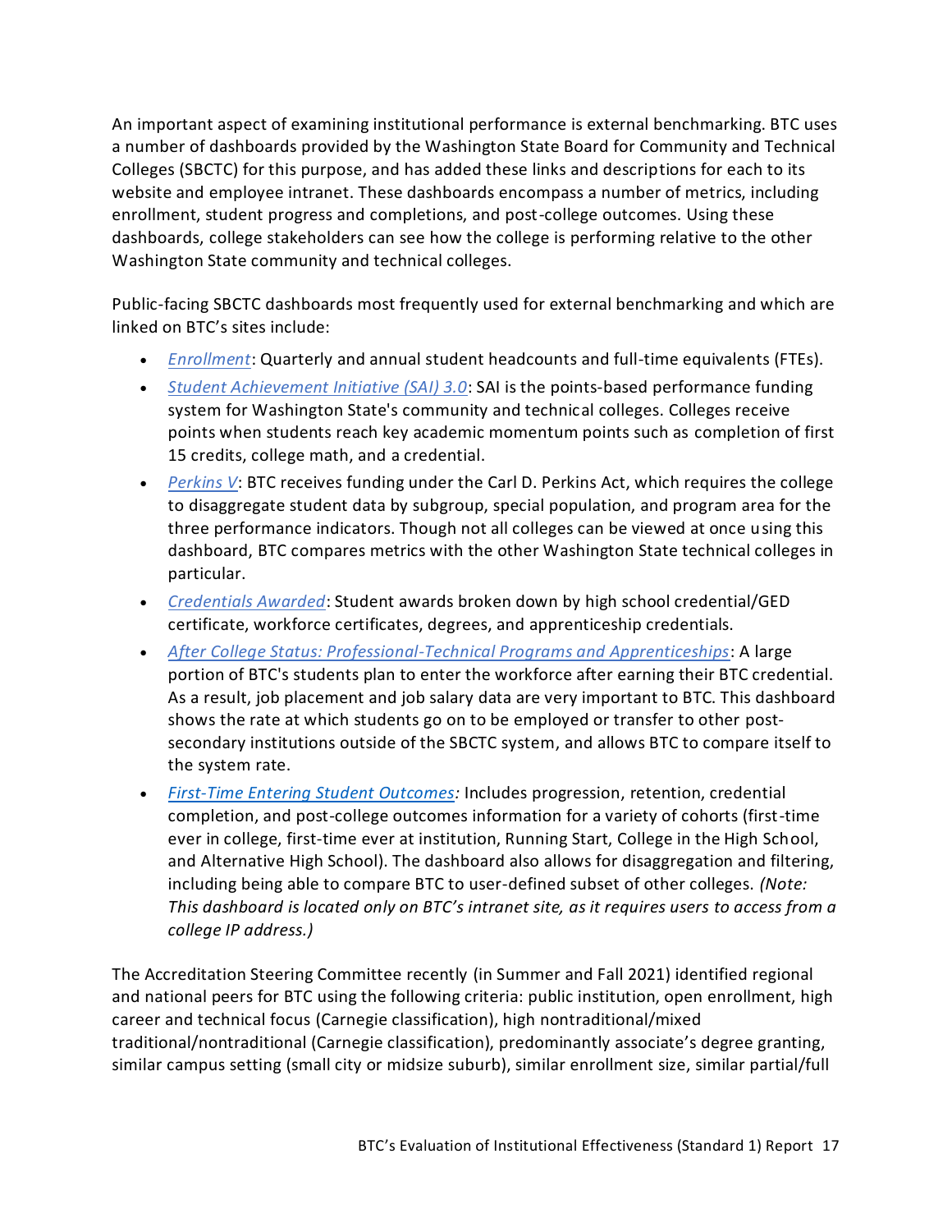An important aspect of examining institutional performance is external benchmarking. BTC uses a number of dashboards provided by the Washington State Board for Community and Technical Colleges (SBCTC) for this purpose, and has added these links and descriptions for each to its website and employee intranet. These dashboards encompass a number of metrics, including enrollment, student progress and completions, and post-college outcomes. Using these dashboards, college stakeholders can see how the college is performing relative to the other Washington State community and technical colleges.

Public-facing SBCTC dashboards most frequently used for external benchmarking and which are linked on BTC's sites include:

- *Enrollment*: Quarterly and annual student headcounts and full-time equivalents (FTEs).
- *Student Achievement Initiative (SAI) 3.0*: SAI is the points-based performance funding system for Washington State's community and technical colleges. Colleges receive points when students reach key academic momentum points such as completion of first 15 credits, college math, and a credential.
- *Perkins V*: BTC receives funding under the Carl D. Perkins Act, which requires the college to disaggregate student data by subgroup, special population, and program area for the three performance indicators. Though not all colleges can be viewed at once using this dashboard, BTC compares metrics with the other Washington State technical colleges in particular.
- *Credentials Awarded*: Student awards broken down by high school credential/GED certificate, workforce certificates, degrees, and apprenticeship credentials.
- *After College Status: Professional-Technical Programs and Apprenticeships*: A large portion of BTC's students plan to enter the workforce after earning their BTC credential. As a result, job placement and job salary data are very important to BTC. This dashboard shows the rate at which students go on to be employed or transfer to other post-secondary institutions outside of the SBCTC system, and allows BTC to compare itself to the system rate.
- *First-Time Entering Student Outcomes:* Includes progression, retention, credential completion, and post-college outcomes information for a variety of cohorts (first-time ever in college, first-time ever at institution, Running Start, College in the High School, and Alternative High School). The dashboard also allows for disaggregation and filtering, including being able to compare BTC to user-defined subset of other colleges. *(Note: This dashboard is located only on BTC's intranet site, as it requires users to access from a college IP address.)*

The Accreditation Steering Committee recently (in Summer and Fall 2021) identified regional and national peers for BTC using the following criteria: public institution, open enrollment, high career and technical focus (Carnegie classification), high nontraditional/mixed traditional/nontraditional (Carnegie classification), predominantly associate's degree granting, similar campus setting (small city or midsize suburb), similar enrollment size, similar partial/full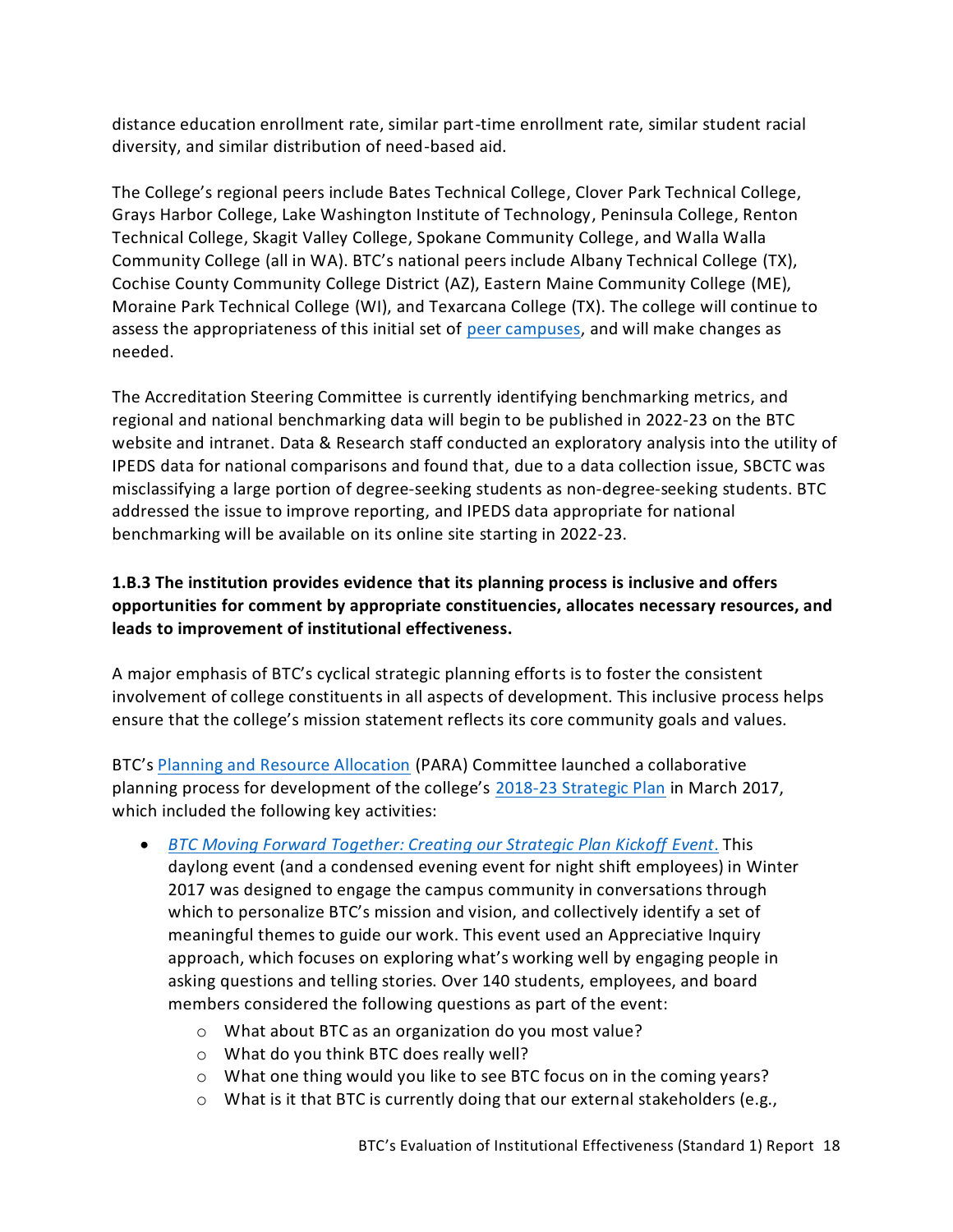distance education enrollment rate, similar part-time enrollment rate, similar student racial diversity, and similar distribution of need-based aid.

The College's regional peers include Bates Technical College, Clover Park Technical College, Grays Harbor College, Lake Washington Institute of Technology, Peninsula College, Renton Technical College, Skagit Valley College, Spokane Community College, and Walla Walla Community College (all in WA). BTC's national peers include Albany Technical College (TX), Cochise County Community College District (AZ), Eastern Maine Community College (ME), Moraine Park Technical College (WI), and Texarcana College (TX). The college will continue to assess the appropriateness of this initial set of peer campuses, and will make changes as needed.

The Accreditation Steering Committee is currently identifying benchmarking metrics, and regional and national benchmarking data will begin to be published in 2022-23 on the BTC website and intranet. Data & Research staff conducted an exploratory analysis into the utility of IPEDS data for national comparisons and found that, due to a data collection issue, SBCTC was misclassifying a large portion of degree-seeking students as non-degree-seeking students. BTC addressed the issue to improve reporting, and IPEDS data appropriate for national benchmarking will be available on its online site starting in 2022-23.

**1.B.3 The institution provides evidence that its planning process is inclusive and offers opportunities for comment by appropriate constituencies, allocates necessary resources, and leads to improvement of institutional effectiveness.**

A major emphasis of BTC's cyclical strategic planning efforts is to foster the consistent involvement of college constituents in all aspects of development. This inclusive process helps ensure that the college's mission statement reflects its core community goals and values.

BTC's Planning and Resource Allocation (PARA) Committee launched a collaborative planning process for development of the college's 2018-23 Strategic Plan in March 2017, which included the following key activities:

- *BTC Moving Forward Together: Creating our Strategic Plan Kickoff Event*. This daylong event (and a condensed evening event for night shift employees) in Winter 2017 was designed to engage the campus community in conversations through which to personalize BTC's mission and vision, and collectively identify a set of meaningful themes to guide our work. This event used an Appreciative Inquiry approach, which focuses on exploring what's working well by engaging people in asking questions and telling stories. Over 140 students, employees, and board members considered the following questions as part of the event:
    - What about BTC as an organization do you most value?
    - What do you think BTC does really well?
    - What one thing would you like to see BTC focus on in the coming years?
    - What is it that BTC is currently doing that our external stakeholders (e.g.,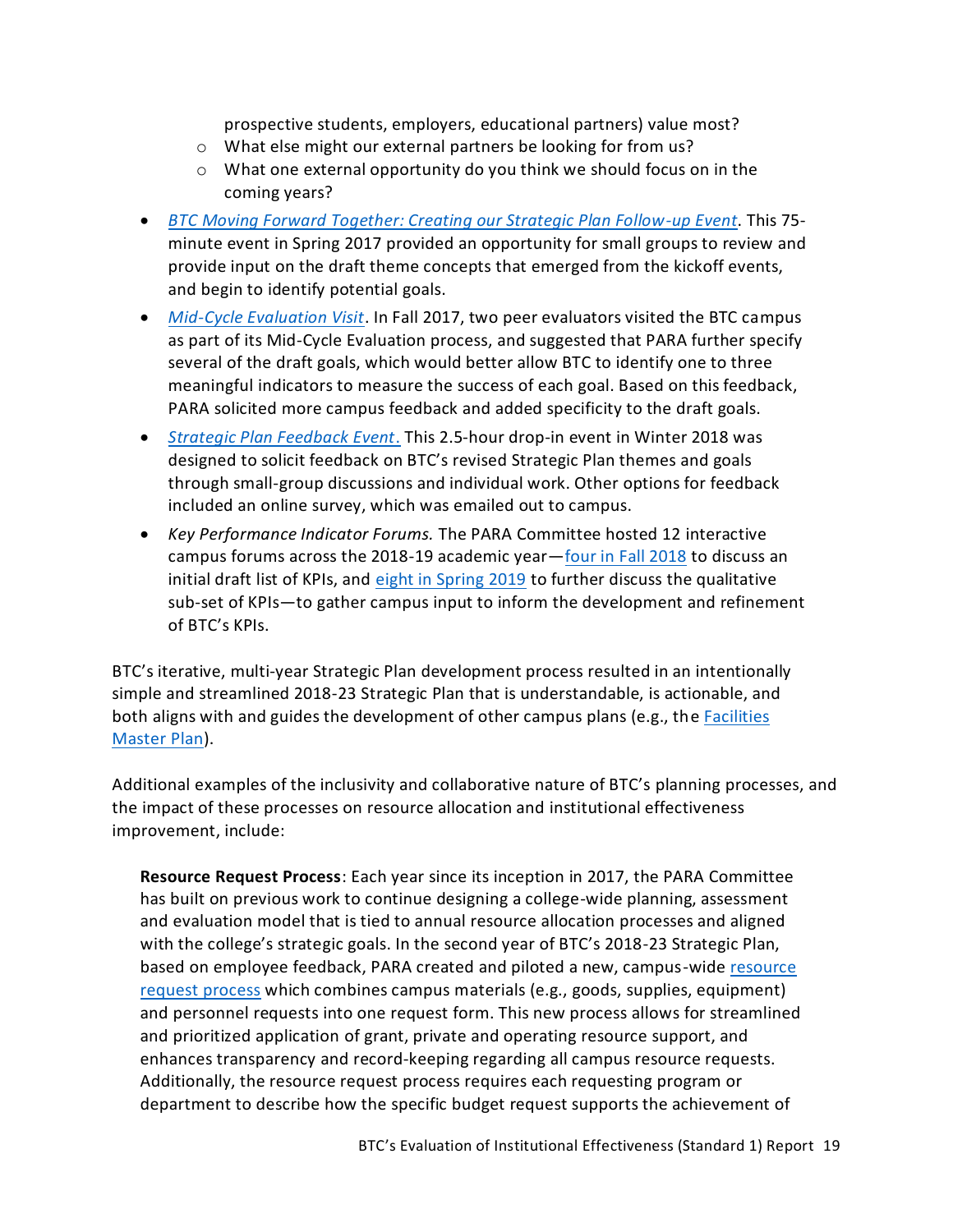prospective students, employers, educational partners) value most?
    - What else might our external partners be looking for from us?
    - What one external opportunity do you think we should focus on in the coming years?

- *BTC Moving Forward Together: Creating our Strategic Plan Follow-up Event*. This 75-minute event in Spring 2017 provided an opportunity for small groups to review and provide input on the draft theme concepts that emerged from the kickoff events, and begin to identify potential goals.
- *Mid-Cycle Evaluation Visit*. In Fall 2017, two peer evaluators visited the BTC campus as part of its Mid-Cycle Evaluation process, and suggested that PARA further specify several of the draft goals, which would better allow BTC to identify one to three meaningful indicators to measure the success of each goal. Based on this feedback, PARA solicited more campus feedback and added specificity to the draft goals.
- *Strategic Plan Feedback Event*. This 2.5-hour drop-in event in Winter 2018 was designed to solicit feedback on BTC's revised Strategic Plan themes and goals through small-group discussions and individual work. Other options for feedback included an online survey, which was emailed out to campus.
- *Key Performance Indicator Forums.* The PARA Committee hosted 12 interactive campus forums across the 2018-19 academic year—four in Fall 2018 to discuss an initial draft list of KPIs, and eight in Spring 2019 to further discuss the qualitative sub-set of KPIs—to gather campus input to inform the development and refinement of BTC's KPIs.

BTC's iterative, multi-year Strategic Plan development process resulted in an intentionally simple and streamlined 2018-23 Strategic Plan that is understandable, is actionable, and both aligns with and guides the development of other campus plans (e.g., the Facilities Master Plan).

Additional examples of the inclusivity and collaborative nature of BTC's planning processes, and the impact of these processes on resource allocation and institutional effectiveness improvement, include:

**Resource Request Process**: Each year since its inception in 2017, the PARA Committee has built on previous work to continue designing a college-wide planning, assessment and evaluation model that is tied to annual resource allocation processes and aligned with the college's strategic goals. In the second year of BTC's 2018-23 Strategic Plan, based on employee feedback, PARA created and piloted a new, campus-wide resource request process which combines campus materials (e.g., goods, supplies, equipment) and personnel requests into one request form. This new process allows for streamlined and prioritized application of grant, private and operating resource support, and enhances transparency and record-keeping regarding all campus resource requests. Additionally, the resource request process requires each requesting program or department to describe how the specific budget request supports the achievement of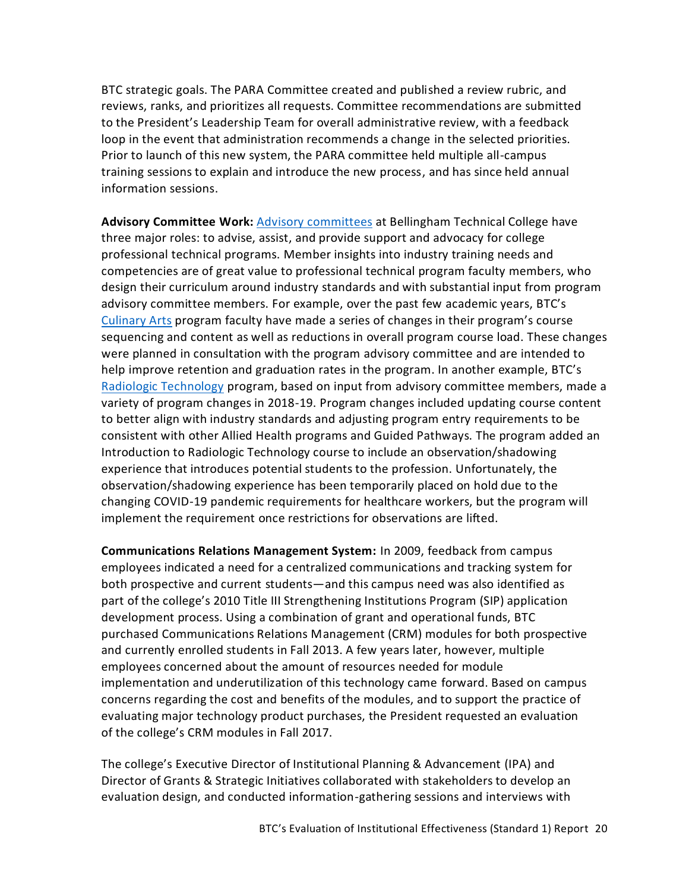BTC strategic goals. The PARA Committee created and published a review rubric, and reviews, ranks, and prioritizes all requests. Committee recommendations are submitted to the President's Leadership Team for overall administrative review, with a feedback loop in the event that administration recommends a change in the selected priorities. Prior to launch of this new system, the PARA committee held multiple all-campus training sessions to explain and introduce the new process, and has since held annual information sessions.

**Advisory Committee Work:** Advisory committees at Bellingham Technical College have three major roles: to advise, assist, and provide support and advocacy for college professional technical programs. Member insights into industry training needs and competencies are of great value to professional technical program faculty members, who design their curriculum around industry standards and with substantial input from program advisory committee members. For example, over the past few academic years, BTC's Culinary Arts program faculty have made a series of changes in their program's course sequencing and content as well as reductions in overall program course load. These changes were planned in consultation with the program advisory committee and are intended to help improve retention and graduation rates in the program. In another example, BTC's Radiologic Technology program, based on input from advisory committee members, made a variety of program changes in 2018-19. Program changes included updating course content to better align with industry standards and adjusting program entry requirements to be consistent with other Allied Health programs and Guided Pathways. The program added an Introduction to Radiologic Technology course to include an observation/shadowing experience that introduces potential students to the profession. Unfortunately, the observation/shadowing experience has been temporarily placed on hold due to the changing COVID-19 pandemic requirements for healthcare workers, but the program will implement the requirement once restrictions for observations are lifted.

**Communications Relations Management System:** In 2009, feedback from campus employees indicated a need for a centralized communications and tracking system for both prospective and current students—and this campus need was also identified as part of the college's 2010 Title III Strengthening Institutions Program (SIP) application development process. Using a combination of grant and operational funds, BTC purchased Communications Relations Management (CRM) modules for both prospective and currently enrolled students in Fall 2013. A few years later, however, multiple employees concerned about the amount of resources needed for module implementation and underutilization of this technology came forward. Based on campus concerns regarding the cost and benefits of the modules, and to support the practice of evaluating major technology product purchases, the President requested an evaluation of the college's CRM modules in Fall 2017.

The college's Executive Director of Institutional Planning & Advancement (IPA) and Director of Grants & Strategic Initiatives collaborated with stakeholders to develop an evaluation design, and conducted information-gathering sessions and interviews with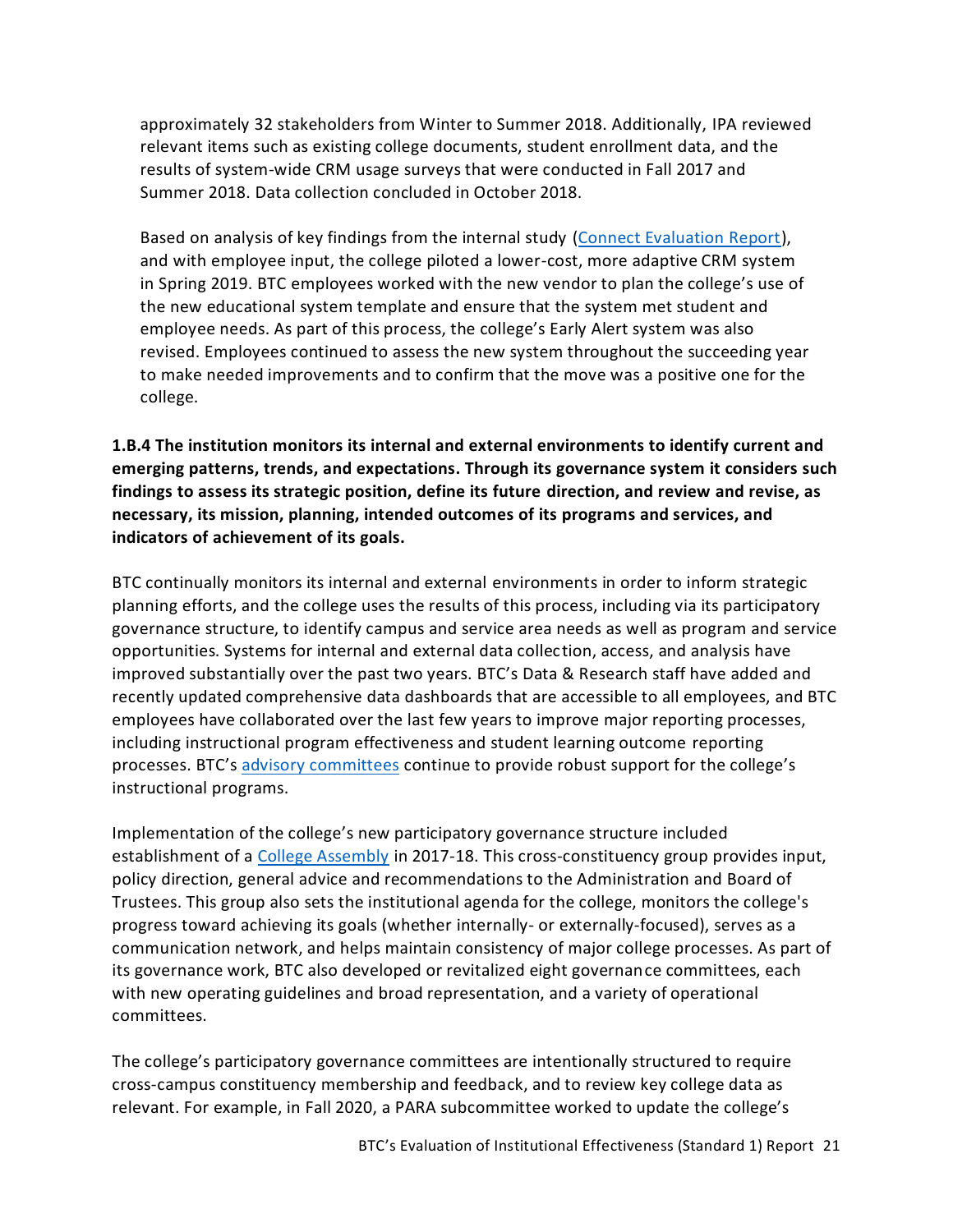approximately 32 stakeholders from Winter to Summer 2018. Additionally, IPA reviewed relevant items such as existing college documents, student enrollment data, and the results of system-wide CRM usage surveys that were conducted in Fall 2017 and Summer 2018. Data collection concluded in October 2018.

Based on analysis of key findings from the internal study (Connect Evaluation Report), and with employee input, the college piloted a lower-cost, more adaptive CRM system in Spring 2019. BTC employees worked with the new vendor to plan the college's use of the new educational system template and ensure that the system met student and employee needs. As part of this process, the college's Early Alert system was also revised. Employees continued to assess the new system throughout the succeeding year to make needed improvements and to confirm that the move was a positive one for the college.

**1.B.4 The institution monitors its internal and external environments to identify current and emerging patterns, trends, and expectations. Through its governance system it considers such findings to assess its strategic position, define its future direction, and review and revise, as necessary, its mission, planning, intended outcomes of its programs and services, and indicators of achievement of its goals.**

BTC continually monitors its internal and external environments in order to inform strategic planning efforts, and the college uses the results of this process, including via its participatory governance structure, to identify campus and service area needs as well as program and service opportunities. Systems for internal and external data collection, access, and analysis have improved substantially over the past two years. BTC's Data & Research staff have added and recently updated comprehensive data dashboards that are accessible to all employees, and BTC employees have collaborated over the last few years to improve major reporting processes, including instructional program effectiveness and student learning outcome reporting processes. BTC's advisory committees continue to provide robust support for the college's instructional programs.

Implementation of the college's new participatory governance structure included establishment of a College Assembly in 2017-18. This cross-constituency group provides input, policy direction, general advice and recommendations to the Administration and Board of Trustees. This group also sets the institutional agenda for the college, monitors the college's progress toward achieving its goals (whether internally- or externally-focused), serves as a communication network, and helps maintain consistency of major college processes. As part of its governance work, BTC also developed or revitalized eight governance committees, each with new operating guidelines and broad representation, and a variety of operational committees.

The college's participatory governance committees are intentionally structured to require cross-campus constituency membership and feedback, and to review key college data as relevant. For example, in Fall 2020, a PARA subcommittee worked to update the college's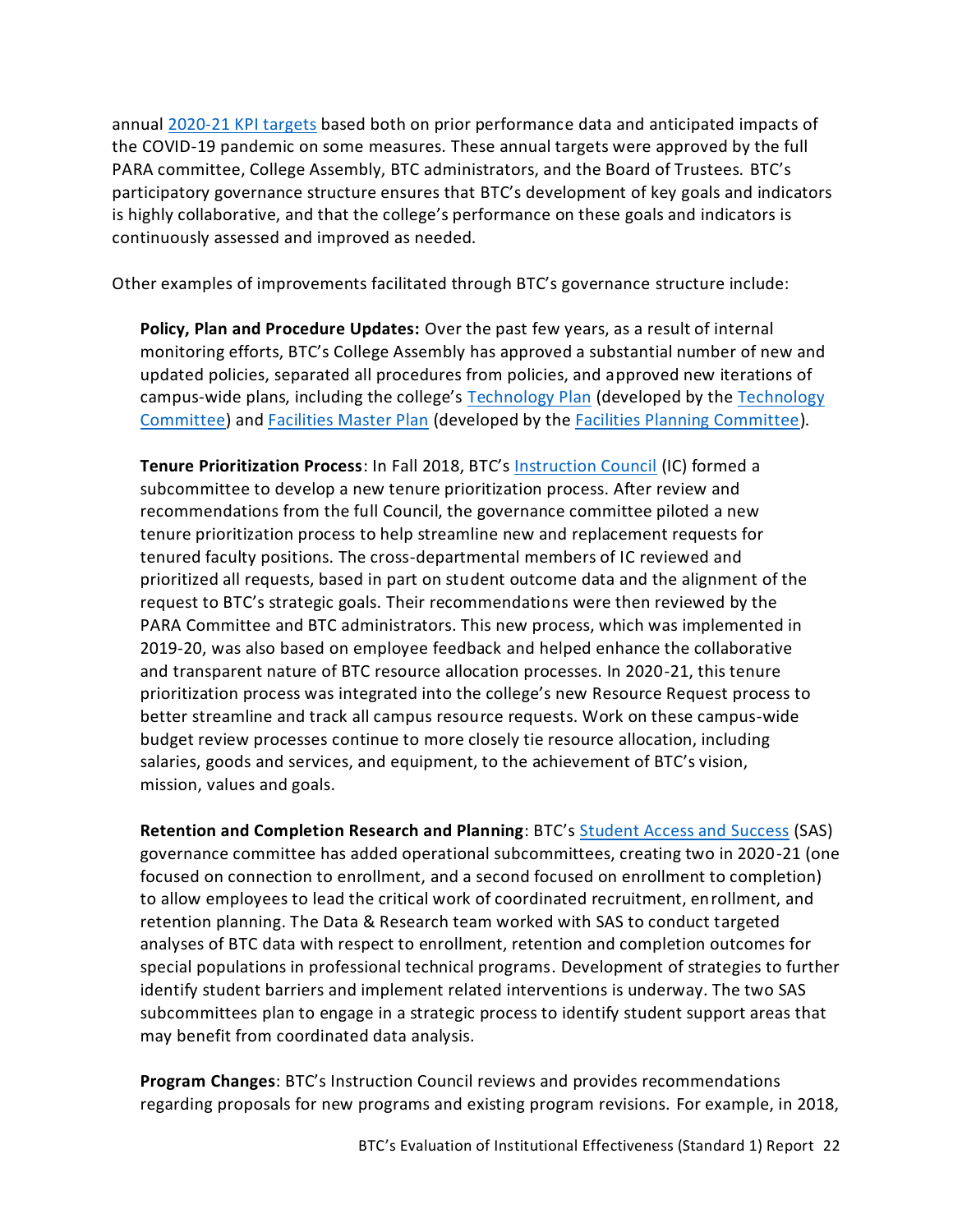annual 2020-21 KPI targets based both on prior performance data and anticipated impacts of the COVID-19 pandemic on some measures. These annual targets were approved by the full PARA committee, College Assembly, BTC administrators, and the Board of Trustees. BTC's participatory governance structure ensures that BTC's development of key goals and indicators is highly collaborative, and that the college's performance on these goals and indicators is continuously assessed and improved as needed.

Other examples of improvements facilitated through BTC's governance structure include:

**Policy, Plan and Procedure Updates:** Over the past few years, as a result of internal monitoring efforts, BTC's College Assembly has approved a substantial number of new and updated policies, separated all procedures from policies, and approved new iterations of campus-wide plans, including the college's Technology Plan (developed by the Technology Committee) and Facilities Master Plan (developed by the Facilities Planning Committee).

**Tenure Prioritization Process**: In Fall 2018, BTC's Instruction Council (IC) formed a subcommittee to develop a new tenure prioritization process. After review and recommendations from the full Council, the governance committee piloted a new tenure prioritization process to help streamline new and replacement requests for tenured faculty positions. The cross-departmental members of IC reviewed and prioritized all requests, based in part on student outcome data and the alignment of the request to BTC's strategic goals. Their recommendations were then reviewed by the PARA Committee and BTC administrators. This new process, which was implemented in 2019-20, was also based on employee feedback and helped enhance the collaborative and transparent nature of BTC resource allocation processes. In 2020-21, this tenure prioritization process was integrated into the college's new Resource Request process to better streamline and track all campus resource requests. Work on these campus-wide budget review processes continue to more closely tie resource allocation, including salaries, goods and services, and equipment, to the achievement of BTC's vision, mission, values and goals.

**Retention and Completion Research and Planning**: BTC's Student Access and Success (SAS) governance committee has added operational subcommittees, creating two in 2020-21 (one focused on connection to enrollment, and a second focused on enrollment to completion) to allow employees to lead the critical work of coordinated recruitment, enrollment, and retention planning. The Data & Research team worked with SAS to conduct targeted analyses of BTC data with respect to enrollment, retention and completion outcomes for special populations in professional technical programs. Development of strategies to further identify student barriers and implement related interventions is underway. The two SAS subcommittees plan to engage in a strategic process to identify student support areas that may benefit from coordinated data analysis.

**Program Changes**: BTC's Instruction Council reviews and provides recommendations regarding proposals for new programs and existing program revisions. For example, in 2018,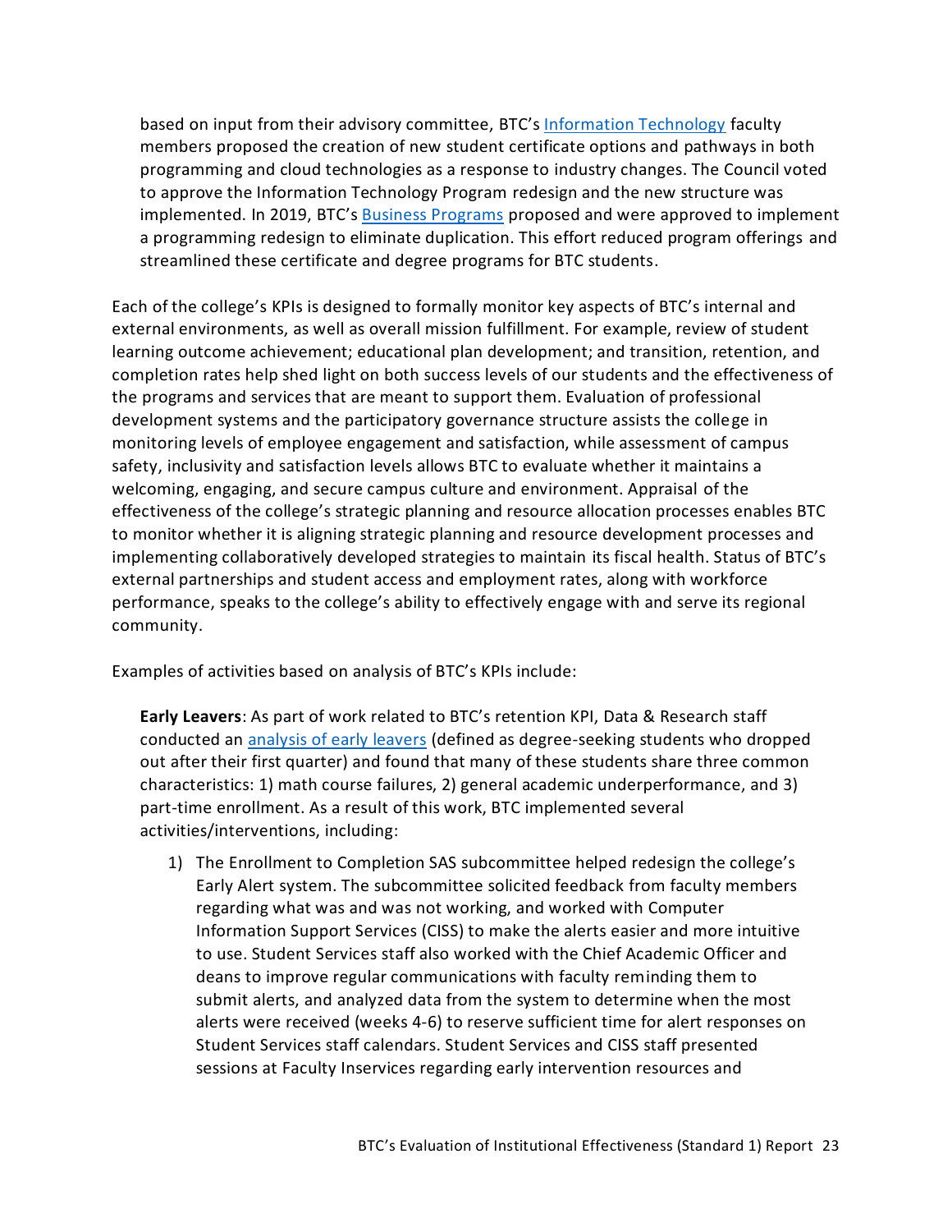based on input from their advisory committee, BTC's Information Technology faculty members proposed the creation of new student certificate options and pathways in both programming and cloud technologies as a response to industry changes. The Council voted to approve the Information Technology Program redesign and the new structure was implemented. In 2019, BTC's Business Programs proposed and were approved to implement a programming redesign to eliminate duplication. This effort reduced program offerings and streamlined these certificate and degree programs for BTC students.

Each of the college's KPIs is designed to formally monitor key aspects of BTC's internal and external environments, as well as overall mission fulfillment. For example, review of student learning outcome achievement; educational plan development; and transition, retention, and completion rates help shed light on both success levels of our students and the effectiveness of the programs and services that are meant to support them. Evaluation of professional development systems and the participatory governance structure assists the college in monitoring levels of employee engagement and satisfaction, while assessment of campus safety, inclusivity and satisfaction levels allows BTC to evaluate whether it maintains a welcoming, engaging, and secure campus culture and environment. Appraisal of the effectiveness of the college's strategic planning and resource allocation processes enables BTC to monitor whether it is aligning strategic planning and resource development processes and implementing collaboratively developed strategies to maintain its fiscal health. Status of BTC's external partnerships and student access and employment rates, along with workforce performance, speaks to the college's ability to effectively engage with and serve its regional community.

Examples of activities based on analysis of BTC's KPIs include:

**Early Leavers**: As part of work related to BTC's retention KPI, Data & Research staff conducted an analysis of early leavers (defined as degree-seeking students who dropped out after their first quarter) and found that many of these students share three common characteristics: 1) math course failures, 2) general academic underperformance, and 3) part-time enrollment. As a result of this work, BTC implemented several activities/interventions, including:

1) The Enrollment to Completion SAS subcommittee helped redesign the college's Early Alert system. The subcommittee solicited feedback from faculty members regarding what was and was not working, and worked with Computer Information Support Services (CISS) to make the alerts easier and more intuitive to use. Student Services staff also worked with the Chief Academic Officer and deans to improve regular communications with faculty reminding them to submit alerts, and analyzed data from the system to determine when the most alerts were received (weeks 4-6) to reserve sufficient time for alert responses on Student Services staff calendars. Student Services and CISS staff presented sessions at Faculty Inservices regarding early intervention resources and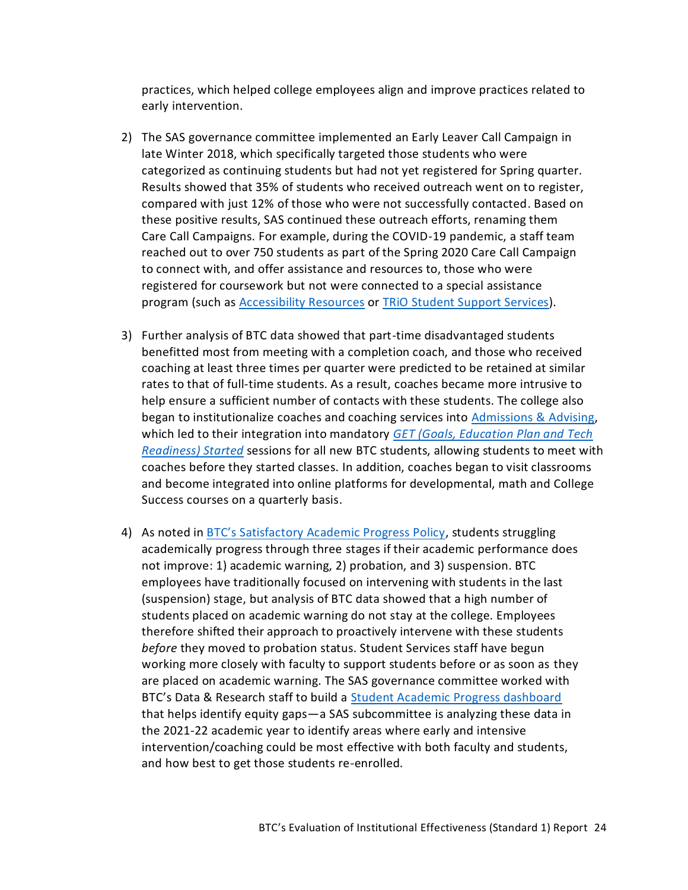practices, which helped college employees align and improve practices related to early intervention.

2) The SAS governance committee implemented an Early Leaver Call Campaign in late Winter 2018, which specifically targeted those students who were categorized as continuing students but had not yet registered for Spring quarter. Results showed that 35% of students who received outreach went on to register, compared with just 12% of those who were not successfully contacted. Based on these positive results, SAS continued these outreach efforts, renaming them Care Call Campaigns. For example, during the COVID-19 pandemic, a staff team reached out to over 750 students as part of the Spring 2020 Care Call Campaign to connect with, and offer assistance and resources to, those who were registered for coursework but not were connected to a special assistance program (such as Accessibility Resources or TRiO Student Support Services).

3) Further analysis of BTC data showed that part-time disadvantaged students benefitted most from meeting with a completion coach, and those who received coaching at least three times per quarter were predicted to be retained at similar rates to that of full-time students. As a result, coaches became more intrusive to help ensure a sufficient number of contacts with these students. The college also began to institutionalize coaches and coaching services into Admissions & Advising, which led to their integration into mandatory *GET (Goals, Education Plan and Tech Readiness) Started* sessions for all new BTC students, allowing students to meet with coaches before they started classes. In addition, coaches began to visit classrooms and become integrated into online platforms for developmental, math and College Success courses on a quarterly basis.

4) As noted in BTC's Satisfactory Academic Progress Policy, students struggling academically progress through three stages if their academic performance does not improve: 1) academic warning, 2) probation, and 3) suspension. BTC employees have traditionally focused on intervening with students in the last (suspension) stage, but analysis of BTC data showed that a high number of students placed on academic warning do not stay at the college. Employees therefore shifted their approach to proactively intervene with these students *before* they moved to probation status. Student Services staff have begun working more closely with faculty to support students before or as soon as they are placed on academic warning. The SAS governance committee worked with BTC's Data & Research staff to build a Student Academic Progress dashboard that helps identify equity gaps—a SAS subcommittee is analyzing these data in the 2021-22 academic year to identify areas where early and intensive intervention/coaching could be most effective with both faculty and students, and how best to get those students re-enrolled.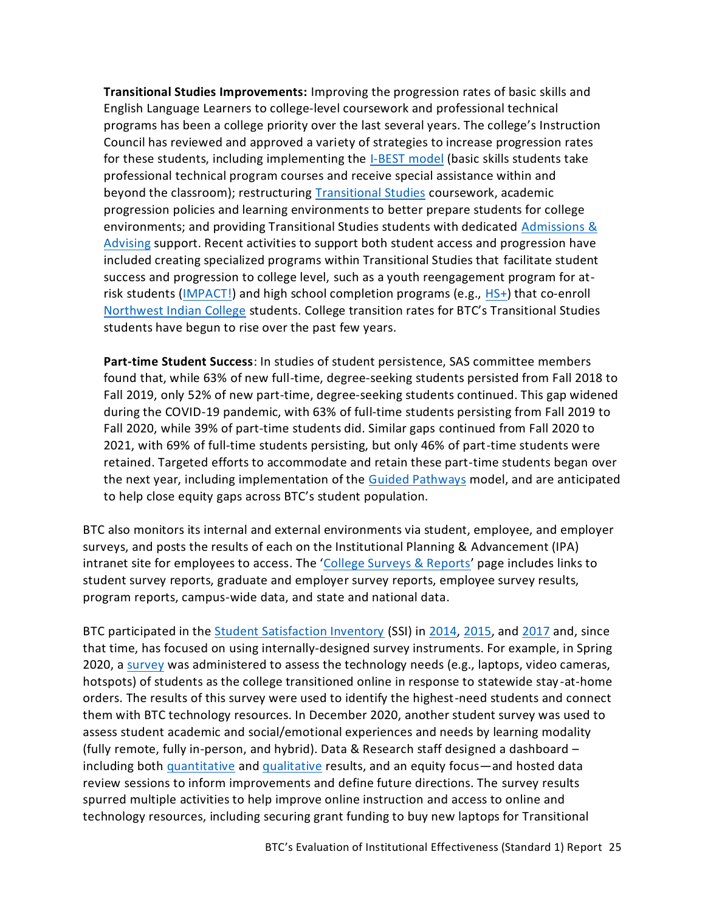**Transitional Studies Improvements:** Improving the progression rates of basic skills and English Language Learners to college-level coursework and professional technical programs has been a college priority over the last several years. The college's Instruction Council has reviewed and approved a variety of strategies to increase progression rates for these students, including implementing the I-BEST model (basic skills students take professional technical program courses and receive special assistance within and beyond the classroom); restructuring Transitional Studies coursework, academic progression policies and learning environments to better prepare students for college environments; and providing Transitional Studies students with dedicated Admissions & Advising support. Recent activities to support both student access and progression have included creating specialized programs within Transitional Studies that facilitate student success and progression to college level, such as a youth reengagement program for at-risk students (IMPACT!) and high school completion programs (e.g., HS+) that co-enroll Northwest Indian College students. College transition rates for BTC's Transitional Studies students have begun to rise over the past few years.

**Part-time Student Success**: In studies of student persistence, SAS committee members found that, while 63% of new full-time, degree-seeking students persisted from Fall 2018 to Fall 2019, only 52% of new part-time, degree-seeking students continued. This gap widened during the COVID-19 pandemic, with 63% of full-time students persisting from Fall 2019 to Fall 2020, while 39% of part-time students did. Similar gaps continued from Fall 2020 to 2021, with 69% of full-time students persisting, but only 46% of part-time students were retained. Targeted efforts to accommodate and retain these part-time students began over the next year, including implementation of the Guided Pathways model, and are anticipated to help close equity gaps across BTC's student population.

BTC also monitors its internal and external environments via student, employee, and employer surveys, and posts the results of each on the Institutional Planning & Advancement (IPA) intranet site for employees to access. The 'College Surveys & Reports' page includes links to student survey reports, graduate and employer survey reports, employee survey results, program reports, campus-wide data, and state and national data.

BTC participated in the Student Satisfaction Inventory (SSI) in 2014, 2015, and 2017 and, since that time, has focused on using internally-designed survey instruments. For example, in Spring 2020, a survey was administered to assess the technology needs (e.g., laptops, video cameras, hotspots) of students as the college transitioned online in response to statewide stay-at-home orders. The results of this survey were used to identify the highest-need students and connect them with BTC technology resources. In December 2020, another student survey was used to assess student academic and social/emotional experiences and needs by learning modality (fully remote, fully in-person, and hybrid). Data & Research staff designed a dashboard – including both quantitative and qualitative results, and an equity focus—and hosted data review sessions to inform improvements and define future directions. The survey results spurred multiple activities to help improve online instruction and access to online and technology resources, including securing grant funding to buy new laptops for Transitional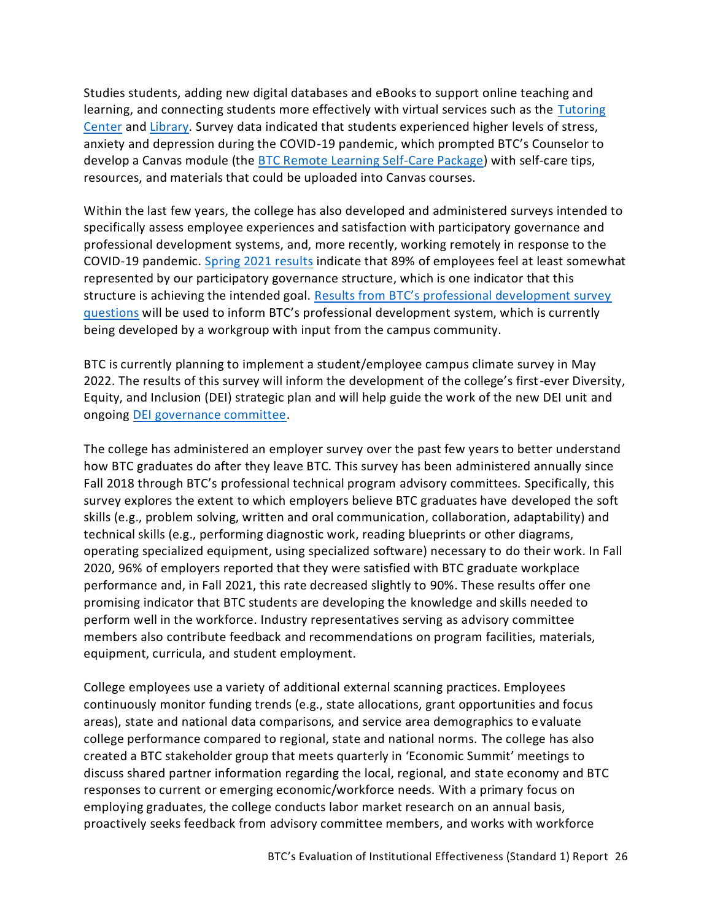Studies students, adding new digital databases and eBooks to support online teaching and learning, and connecting students more effectively with virtual services such as the [Tutoring Center](#) and [Library](#). Survey data indicated that students experienced higher levels of stress, anxiety and depression during the COVID-19 pandemic, which prompted BTC's Counselor to develop a Canvas module (the [BTC Remote Learning Self-Care Package](#)) with self-care tips, resources, and materials that could be uploaded into Canvas courses.

Within the last few years, the college has also developed and administered surveys intended to specifically assess employee experiences and satisfaction with participatory governance and professional development systems, and, more recently, working remotely in response to the COVID-19 pandemic. [Spring 2021 results](#) indicate that 89% of employees feel at least somewhat represented by our participatory governance structure, which is one indicator that this structure is achieving the intended goal. [Results from BTC's professional development survey questions](#) will be used to inform BTC's professional development system, which is currently being developed by a workgroup with input from the campus community.

BTC is currently planning to implement a student/employee campus climate survey in May 2022. The results of this survey will inform the development of the college's first-ever Diversity, Equity, and Inclusion (DEI) strategic plan and will help guide the work of the new DEI unit and ongoing [DEI governance committee](#).

The college has administered an employer survey over the past few years to better understand how BTC graduates do after they leave BTC. This survey has been administered annually since Fall 2018 through BTC's professional technical program advisory committees. Specifically, this survey explores the extent to which employers believe BTC graduates have developed the soft skills (e.g., problem solving, written and oral communication, collaboration, adaptability) and technical skills (e.g., performing diagnostic work, reading blueprints or other diagrams, operating specialized equipment, using specialized software) necessary to do their work. In Fall 2020, 96% of employers reported that they were satisfied with BTC graduate workplace performance and, in Fall 2021, this rate decreased slightly to 90%. These results offer one promising indicator that BTC students are developing the knowledge and skills needed to perform well in the workforce. Industry representatives serving as advisory committee members also contribute feedback and recommendations on program facilities, materials, equipment, curricula, and student employment.

College employees use a variety of additional external scanning practices. Employees continuously monitor funding trends (e.g., state allocations, grant opportunities and focus areas), state and national data comparisons, and service area demographics to evaluate college performance compared to regional, state and national norms. The college has also created a BTC stakeholder group that meets quarterly in 'Economic Summit' meetings to discuss shared partner information regarding the local, regional, and state economy and BTC responses to current or emerging economic/workforce needs. With a primary focus on employing graduates, the college conducts labor market research on an annual basis, proactively seeks feedback from advisory committee members, and works with workforce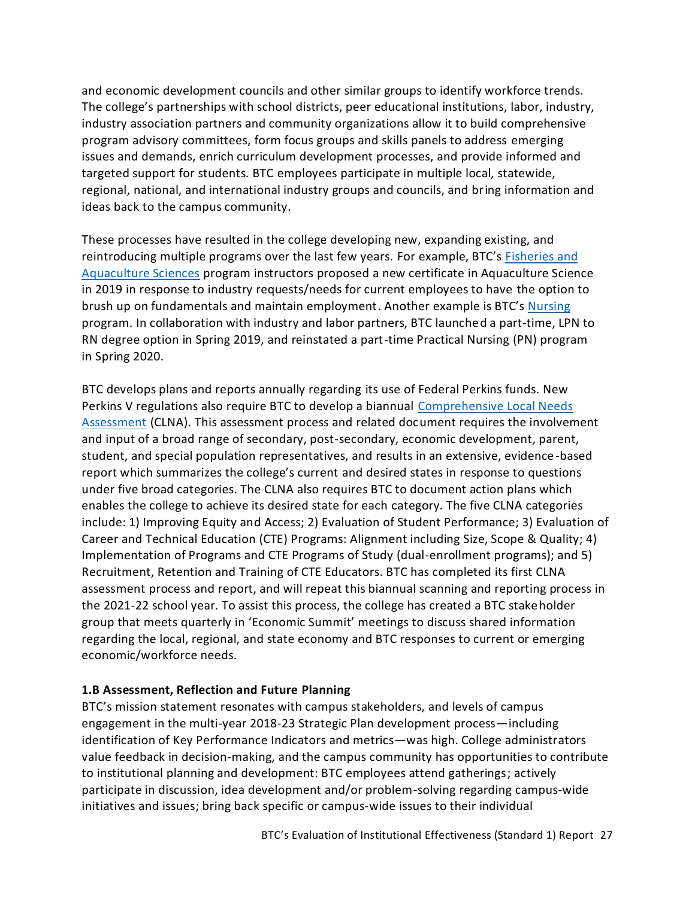and economic development councils and other similar groups to identify workforce trends. The college's partnerships with school districts, peer educational institutions, labor, industry, industry association partners and community organizations allow it to build comprehensive program advisory committees, form focus groups and skills panels to address emerging issues and demands, enrich curriculum development processes, and provide informed and targeted support for students. BTC employees participate in multiple local, statewide, regional, national, and international industry groups and councils, and bring information and ideas back to the campus community.

These processes have resulted in the college developing new, expanding existing, and reintroducing multiple programs over the last few years. For example, BTC's Fisheries and Aquaculture Sciences program instructors proposed a new certificate in Aquaculture Science in 2019 in response to industry requests/needs for current employees to have the option to brush up on fundamentals and maintain employment. Another example is BTC's Nursing program. In collaboration with industry and labor partners, BTC launched a part-time, LPN to RN degree option in Spring 2019, and reinstated a part-time Practical Nursing (PN) program in Spring 2020.

BTC develops plans and reports annually regarding its use of Federal Perkins funds. New Perkins V regulations also require BTC to develop a biannual Comprehensive Local Needs Assessment (CLNA). This assessment process and related document requires the involvement and input of a broad range of secondary, post-secondary, economic development, parent, student, and special population representatives, and results in an extensive, evidence-based report which summarizes the college's current and desired states in response to questions under five broad categories. The CLNA also requires BTC to document action plans which enables the college to achieve its desired state for each category. The five CLNA categories include: 1) Improving Equity and Access; 2) Evaluation of Student Performance; 3) Evaluation of Career and Technical Education (CTE) Programs: Alignment including Size, Scope & Quality; 4) Implementation of Programs and CTE Programs of Study (dual-enrollment programs); and 5) Recruitment, Retention and Training of CTE Educators. BTC has completed its first CLNA assessment process and report, and will repeat this biannual scanning and reporting process in the 2021-22 school year. To assist this process, the college has created a BTC stakeholder group that meets quarterly in 'Economic Summit' meetings to discuss shared information regarding the local, regional, and state economy and BTC responses to current or emerging economic/workforce needs.

**1.B Assessment, Reflection and Future Planning**

BTC's mission statement resonates with campus stakeholders, and levels of campus engagement in the multi-year 2018-23 Strategic Plan development process—including identification of Key Performance Indicators and metrics—was high. College administrators value feedback in decision-making, and the campus community has opportunities to contribute to institutional planning and development: BTC employees attend gatherings; actively participate in discussion, idea development and/or problem-solving regarding campus-wide initiatives and issues; bring back specific or campus-wide issues to their individual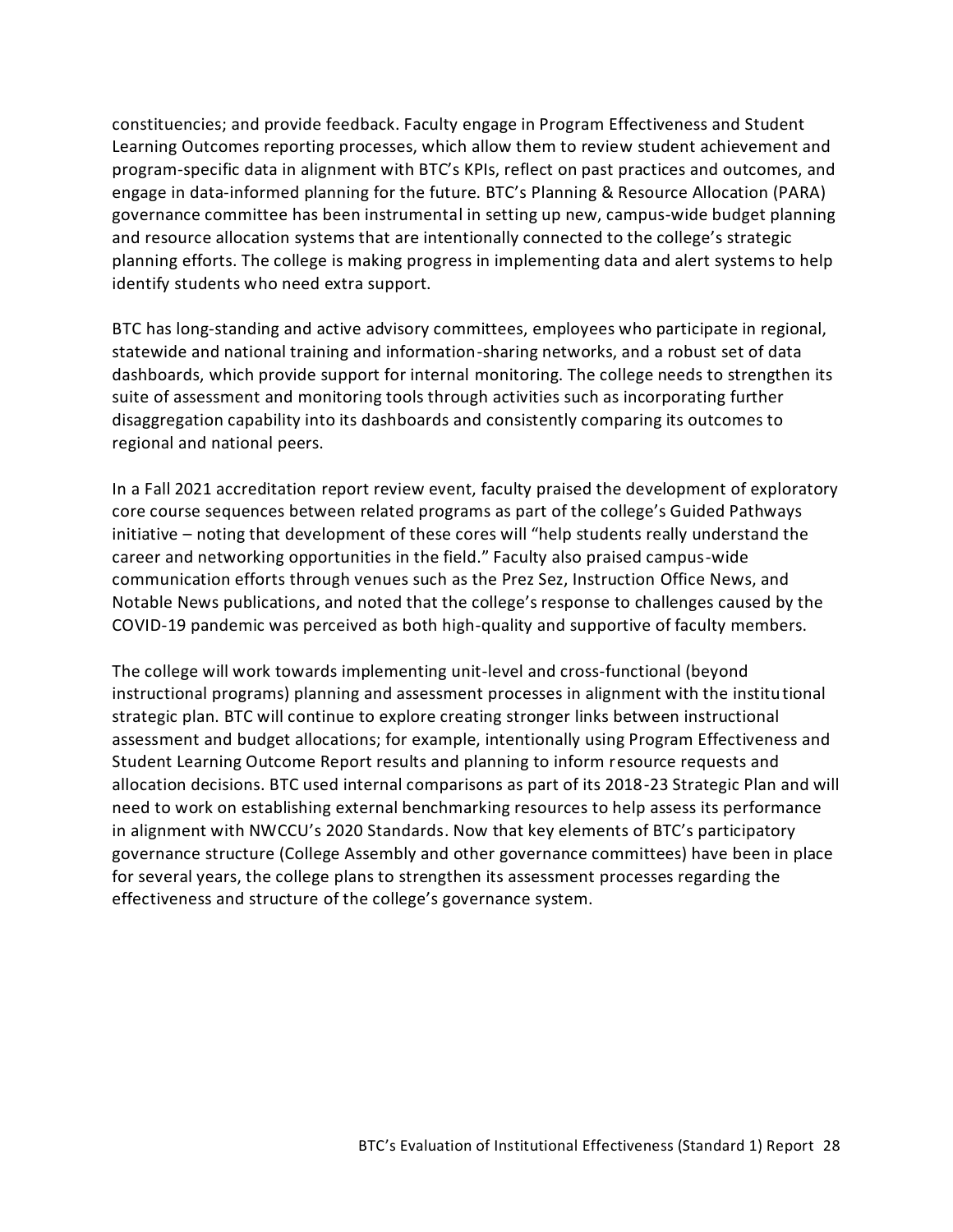constituencies; and provide feedback. Faculty engage in Program Effectiveness and Student Learning Outcomes reporting processes, which allow them to review student achievement and program-specific data in alignment with BTC's KPIs, reflect on past practices and outcomes, and engage in data-informed planning for the future. BTC's Planning & Resource Allocation (PARA) governance committee has been instrumental in setting up new, campus-wide budget planning and resource allocation systems that are intentionally connected to the college's strategic planning efforts. The college is making progress in implementing data and alert systems to help identify students who need extra support.

BTC has long-standing and active advisory committees, employees who participate in regional, statewide and national training and information-sharing networks, and a robust set of data dashboards, which provide support for internal monitoring. The college needs to strengthen its suite of assessment and monitoring tools through activities such as incorporating further disaggregation capability into its dashboards and consistently comparing its outcomes to regional and national peers.

In a Fall 2021 accreditation report review event, faculty praised the development of exploratory core course sequences between related programs as part of the college's Guided Pathways initiative – noting that development of these cores will "help students really understand the career and networking opportunities in the field." Faculty also praised campus-wide communication efforts through venues such as the Prez Sez, Instruction Office News, and Notable News publications, and noted that the college's response to challenges caused by the COVID-19 pandemic was perceived as both high-quality and supportive of faculty members.

The college will work towards implementing unit-level and cross-functional (beyond instructional programs) planning and assessment processes in alignment with the institutional strategic plan. BTC will continue to explore creating stronger links between instructional assessment and budget allocations; for example, intentionally using Program Effectiveness and Student Learning Outcome Report results and planning to inform resource requests and allocation decisions. BTC used internal comparisons as part of its 2018-23 Strategic Plan and will need to work on establishing external benchmarking resources to help assess its performance in alignment with NWCCU's 2020 Standards. Now that key elements of BTC's participatory governance structure (College Assembly and other governance committees) have been in place for several years, the college plans to strengthen its assessment processes regarding the effectiveness and structure of the college's governance system.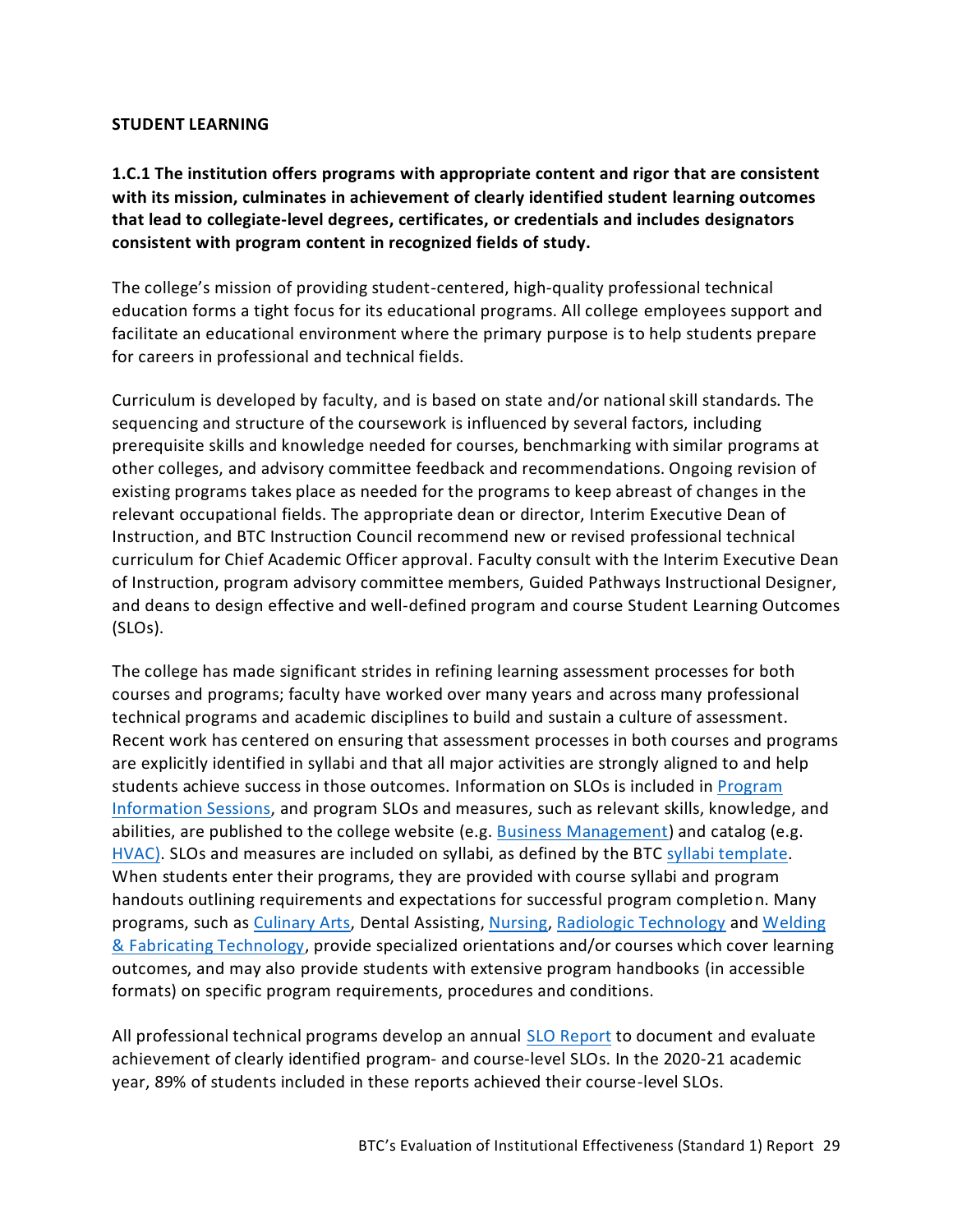## STUDENT LEARNING

**1.C.1 The institution offers programs with appropriate content and rigor that are consistent with its mission, culminates in achievement of clearly identified student learning outcomes that lead to collegiate-level degrees, certificates, or credentials and includes designators consistent with program content in recognized fields of study.**

The college's mission of providing student-centered, high-quality professional technical education forms a tight focus for its educational programs. All college employees support and facilitate an educational environment where the primary purpose is to help students prepare for careers in professional and technical fields.

Curriculum is developed by faculty, and is based on state and/or national skill standards. The sequencing and structure of the coursework is influenced by several factors, including prerequisite skills and knowledge needed for courses, benchmarking with similar programs at other colleges, and advisory committee feedback and recommendations. Ongoing revision of existing programs takes place as needed for the programs to keep abreast of changes in the relevant occupational fields. The appropriate dean or director, Interim Executive Dean of Instruction, and BTC Instruction Council recommend new or revised professional technical curriculum for Chief Academic Officer approval. Faculty consult with the Interim Executive Dean of Instruction, program advisory committee members, Guided Pathways Instructional Designer, and deans to design effective and well-defined program and course Student Learning Outcomes (SLOs).

The college has made significant strides in refining learning assessment processes for both courses and programs; faculty have worked over many years and across many professional technical programs and academic disciplines to build and sustain a culture of assessment. Recent work has centered on ensuring that assessment processes in both courses and programs are explicitly identified in syllabi and that all major activities are strongly aligned to and help students achieve success in those outcomes. Information on SLOs is included in Program Information Sessions, and program SLOs and measures, such as relevant skills, knowledge, and abilities, are published to the college website (e.g. Business Management) and catalog (e.g. HVAC). SLOs and measures are included on syllabi, as defined by the BTC syllabi template. When students enter their programs, they are provided with course syllabi and program handouts outlining requirements and expectations for successful program completion. Many programs, such as Culinary Arts, Dental Assisting, Nursing, Radiologic Technology and Welding & Fabricating Technology, provide specialized orientations and/or courses which cover learning outcomes, and may also provide students with extensive program handbooks (in accessible formats) on specific program requirements, procedures and conditions.

All professional technical programs develop an annual SLO Report to document and evaluate achievement of clearly identified program- and course-level SLOs. In the 2020-21 academic year, 89% of students included in these reports achieved their course-level SLOs.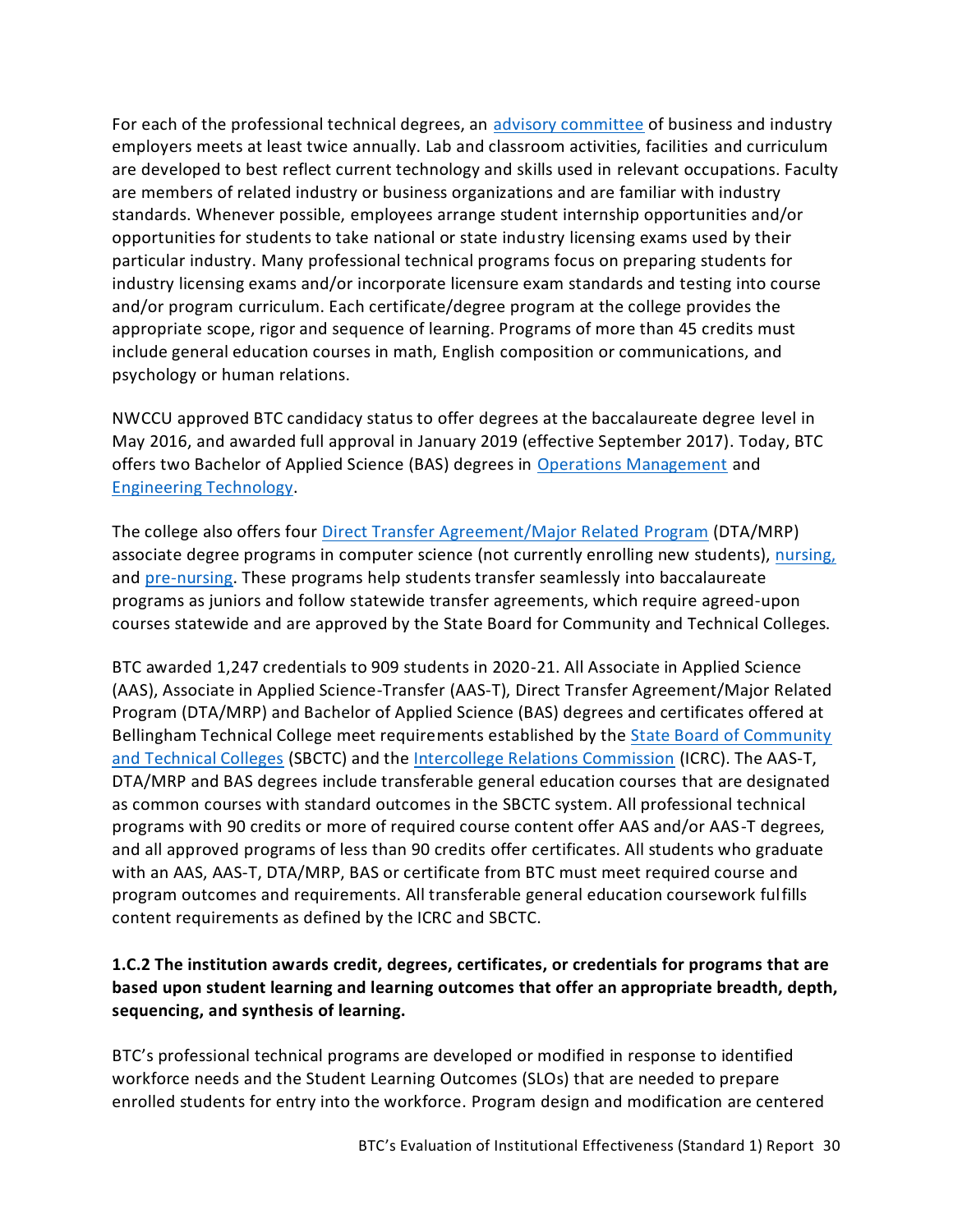For each of the professional technical degrees, an advisory committee of business and industry employers meets at least twice annually. Lab and classroom activities, facilities and curriculum are developed to best reflect current technology and skills used in relevant occupations. Faculty are members of related industry or business organizations and are familiar with industry standards. Whenever possible, employees arrange student internship opportunities and/or opportunities for students to take national or state industry licensing exams used by their particular industry. Many professional technical programs focus on preparing students for industry licensing exams and/or incorporate licensure exam standards and testing into course and/or program curriculum. Each certificate/degree program at the college provides the appropriate scope, rigor and sequence of learning. Programs of more than 45 credits must include general education courses in math, English composition or communications, and psychology or human relations.

NWCCU approved BTC candidacy status to offer degrees at the baccalaureate degree level in May 2016, and awarded full approval in January 2019 (effective September 2017). Today, BTC offers two Bachelor of Applied Science (BAS) degrees in Operations Management and Engineering Technology.

The college also offers four Direct Transfer Agreement/Major Related Program (DTA/MRP) associate degree programs in computer science (not currently enrolling new students), nursing, and pre-nursing. These programs help students transfer seamlessly into baccalaureate programs as juniors and follow statewide transfer agreements, which require agreed-upon courses statewide and are approved by the State Board for Community and Technical Colleges.

BTC awarded 1,247 credentials to 909 students in 2020-21. All Associate in Applied Science (AAS), Associate in Applied Science-Transfer (AAS-T), Direct Transfer Agreement/Major Related Program (DTA/MRP) and Bachelor of Applied Science (BAS) degrees and certificates offered at Bellingham Technical College meet requirements established by the State Board of Community and Technical Colleges (SBCTC) and the Intercollege Relations Commission (ICRC). The AAS-T, DTA/MRP and BAS degrees include transferable general education courses that are designated as common courses with standard outcomes in the SBCTC system. All professional technical programs with 90 credits or more of required course content offer AAS and/or AAS-T degrees, and all approved programs of less than 90 credits offer certificates. All students who graduate with an AAS, AAS-T, DTA/MRP, BAS or certificate from BTC must meet required course and program outcomes and requirements. All transferable general education coursework fulfills content requirements as defined by the ICRC and SBCTC.

**1.C.2 The institution awards credit, degrees, certificates, or credentials for programs that are based upon student learning and learning outcomes that offer an appropriate breadth, depth, sequencing, and synthesis of learning.**

BTC's professional technical programs are developed or modified in response to identified workforce needs and the Student Learning Outcomes (SLOs) that are needed to prepare enrolled students for entry into the workforce. Program design and modification are centered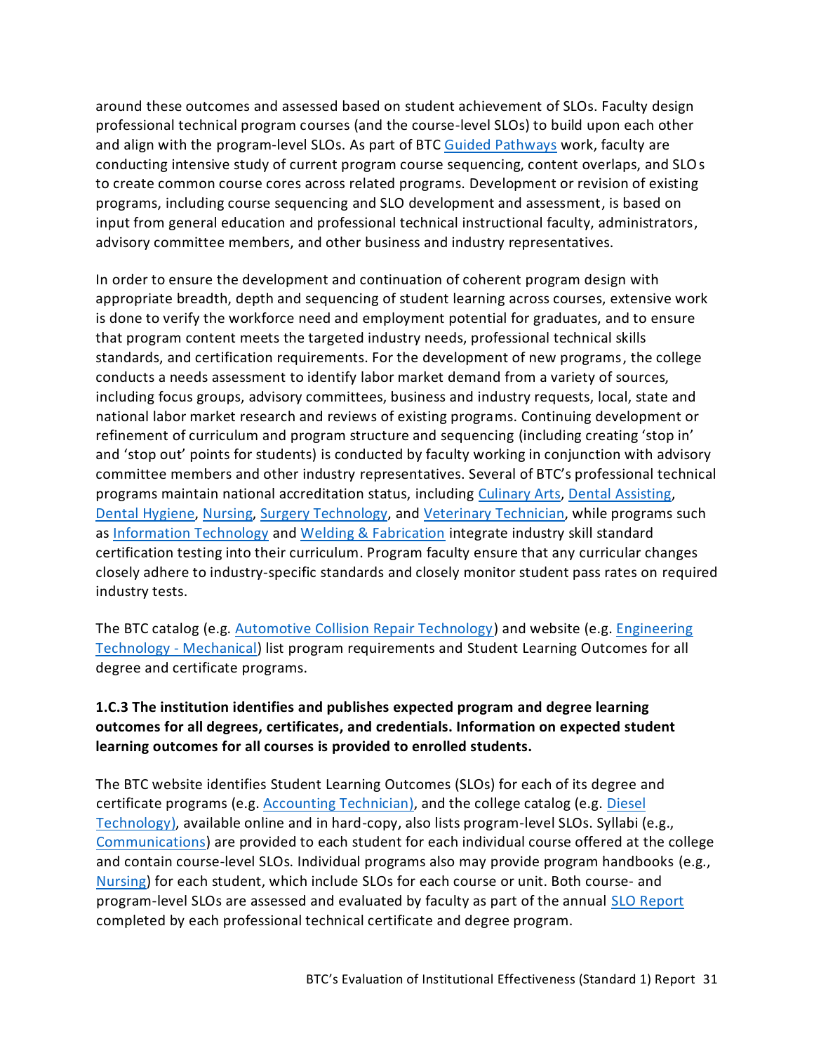around these outcomes and assessed based on student achievement of SLOs. Faculty design professional technical program courses (and the course-level SLOs) to build upon each other and align with the program-level SLOs. As part of BTC Guided Pathways work, faculty are conducting intensive study of current program course sequencing, content overlaps, and SLOs to create common course cores across related programs. Development or revision of existing programs, including course sequencing and SLO development and assessment, is based on input from general education and professional technical instructional faculty, administrators, advisory committee members, and other business and industry representatives.

In order to ensure the development and continuation of coherent program design with appropriate breadth, depth and sequencing of student learning across courses, extensive work is done to verify the workforce need and employment potential for graduates, and to ensure that program content meets the targeted industry needs, professional technical skills standards, and certification requirements. For the development of new programs, the college conducts a needs assessment to identify labor market demand from a variety of sources, including focus groups, advisory committees, business and industry requests, local, state and national labor market research and reviews of existing programs. Continuing development or refinement of curriculum and program structure and sequencing (including creating 'stop in' and 'stop out' points for students) is conducted by faculty working in conjunction with advisory committee members and other industry representatives. Several of BTC's professional technical programs maintain national accreditation status, including Culinary Arts, Dental Assisting, Dental Hygiene, Nursing, Surgery Technology, and Veterinary Technician, while programs such as Information Technology and Welding & Fabrication integrate industry skill standard certification testing into their curriculum. Program faculty ensure that any curricular changes closely adhere to industry-specific standards and closely monitor student pass rates on required industry tests.

The BTC catalog (e.g. Automotive Collision Repair Technology) and website (e.g. Engineering Technology - Mechanical) list program requirements and Student Learning Outcomes for all degree and certificate programs.

**1.C.3 The institution identifies and publishes expected program and degree learning outcomes for all degrees, certificates, and credentials. Information on expected student learning outcomes for all courses is provided to enrolled students.**

The BTC website identifies Student Learning Outcomes (SLOs) for each of its degree and certificate programs (e.g. Accounting Technician), and the college catalog (e.g. Diesel Technology), available online and in hard-copy, also lists program-level SLOs. Syllabi (e.g., Communications) are provided to each student for each individual course offered at the college and contain course-level SLOs. Individual programs also may provide program handbooks (e.g., Nursing) for each student, which include SLOs for each course or unit. Both course- and program-level SLOs are assessed and evaluated by faculty as part of the annual SLO Report completed by each professional technical certificate and degree program.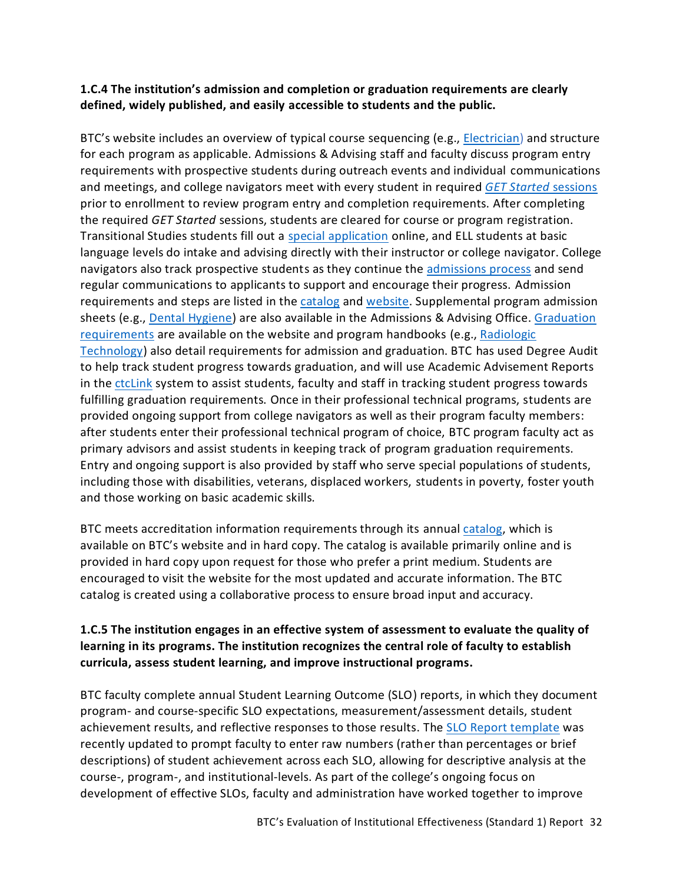**1.C.4 The institution's admission and completion or graduation requirements are clearly defined, widely published, and easily accessible to students and the public.**

BTC's website includes an overview of typical course sequencing (e.g., Electrician) and structure for each program as applicable. Admissions & Advising staff and faculty discuss program entry requirements with prospective students during outreach events and individual communications and meetings, and college navigators meet with every student in required *GET Started* sessions prior to enrollment to review program entry and completion requirements. After completing the required *GET Started* sessions, students are cleared for course or program registration. Transitional Studies students fill out a special application online, and ELL students at basic language levels do intake and advising directly with their instructor or college navigator. College navigators also track prospective students as they continue the admissions process and send regular communications to applicants to support and encourage their progress. Admission requirements and steps are listed in the catalog and website. Supplemental program admission sheets (e.g., Dental Hygiene) are also available in the Admissions & Advising Office. Graduation requirements are available on the website and program handbooks (e.g., Radiologic Technology) also detail requirements for admission and graduation. BTC has used Degree Audit to help track student progress towards graduation, and will use Academic Advisement Reports in the ctcLink system to assist students, faculty and staff in tracking student progress towards fulfilling graduation requirements. Once in their professional technical programs, students are provided ongoing support from college navigators as well as their program faculty members: after students enter their professional technical program of choice, BTC program faculty act as primary advisors and assist students in keeping track of program graduation requirements. Entry and ongoing support is also provided by staff who serve special populations of students, including those with disabilities, veterans, displaced workers, students in poverty, foster youth and those working on basic academic skills.

BTC meets accreditation information requirements through its annual catalog, which is available on BTC's website and in hard copy. The catalog is available primarily online and is provided in hard copy upon request for those who prefer a print medium. Students are encouraged to visit the website for the most updated and accurate information. The BTC catalog is created using a collaborative process to ensure broad input and accuracy.

**1.C.5 The institution engages in an effective system of assessment to evaluate the quality of learning in its programs. The institution recognizes the central role of faculty to establish curricula, assess student learning, and improve instructional programs.**

BTC faculty complete annual Student Learning Outcome (SLO) reports, in which they document program- and course-specific SLO expectations, measurement/assessment details, student achievement results, and reflective responses to those results. The SLO Report template was recently updated to prompt faculty to enter raw numbers (rather than percentages or brief descriptions) of student achievement across each SLO, allowing for descriptive analysis at the course-, program-, and institutional-levels. As part of the college's ongoing focus on development of effective SLOs, faculty and administration have worked together to improve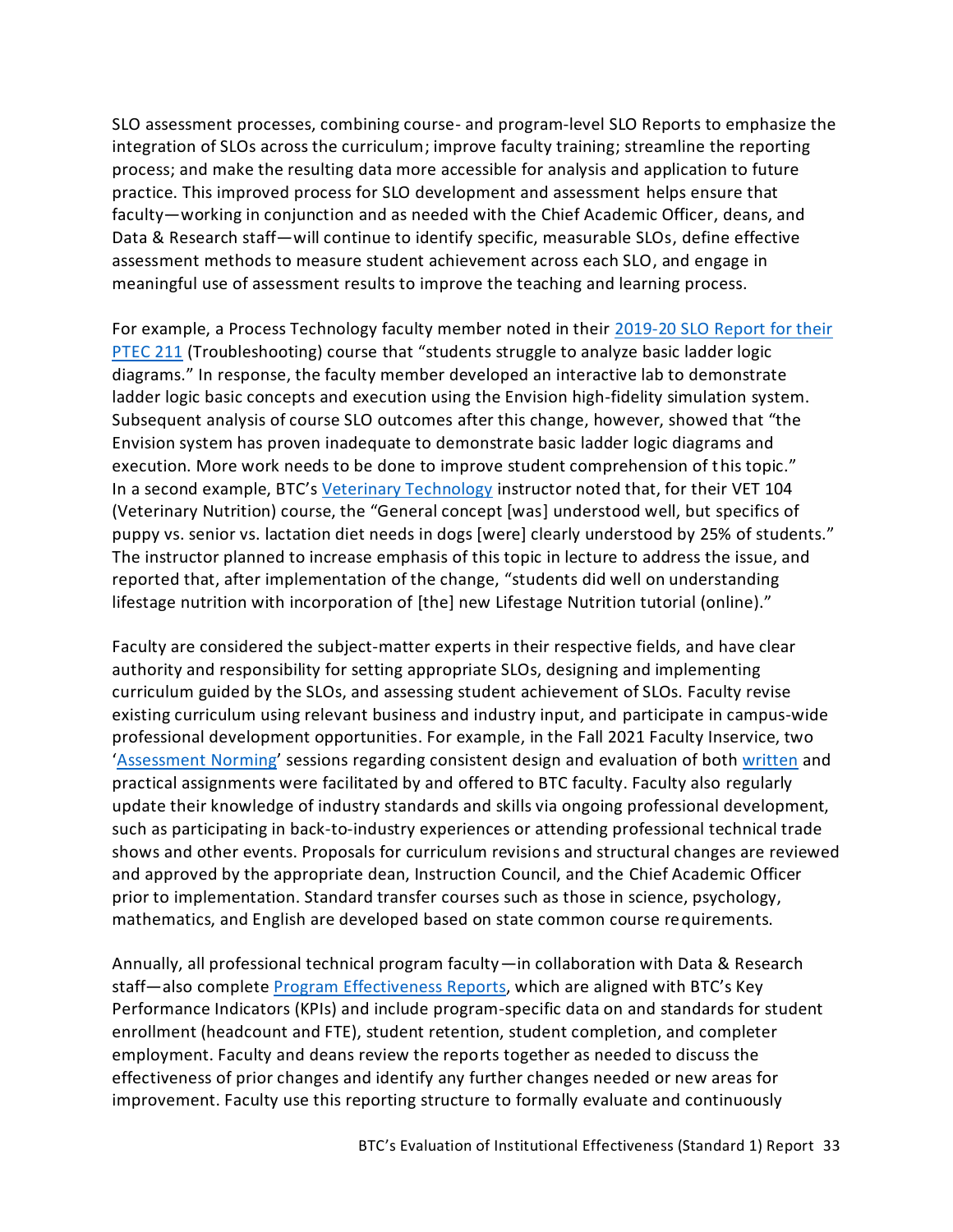SLO assessment processes, combining course- and program-level SLO Reports to emphasize the integration of SLOs across the curriculum; improve faculty training; streamline the reporting process; and make the resulting data more accessible for analysis and application to future practice. This improved process for SLO development and assessment helps ensure that faculty—working in conjunction and as needed with the Chief Academic Officer, deans, and Data & Research staff—will continue to identify specific, measurable SLOs, define effective assessment methods to measure student achievement across each SLO, and engage in meaningful use of assessment results to improve the teaching and learning process.

For example, a Process Technology faculty member noted in their 2019-20 SLO Report for their PTEC 211 (Troubleshooting) course that "students struggle to analyze basic ladder logic diagrams." In response, the faculty member developed an interactive lab to demonstrate ladder logic basic concepts and execution using the Envision high-fidelity simulation system. Subsequent analysis of course SLO outcomes after this change, however, showed that "the Envision system has proven inadequate to demonstrate basic ladder logic diagrams and execution. More work needs to be done to improve student comprehension of this topic." In a second example, BTC's Veterinary Technology instructor noted that, for their VET 104 (Veterinary Nutrition) course, the "General concept [was] understood well, but specifics of puppy vs. senior vs. lactation diet needs in dogs [were] clearly understood by 25% of students." The instructor planned to increase emphasis of this topic in lecture to address the issue, and reported that, after implementation of the change, "students did well on understanding lifestage nutrition with incorporation of [the] new Lifestage Nutrition tutorial (online)."

Faculty are considered the subject-matter experts in their respective fields, and have clear authority and responsibility for setting appropriate SLOs, designing and implementing curriculum guided by the SLOs, and assessing student achievement of SLOs. Faculty revise existing curriculum using relevant business and industry input, and participate in campus-wide professional development opportunities. For example, in the Fall 2021 Faculty Inservice, two 'Assessment Norming' sessions regarding consistent design and evaluation of both written and practical assignments were facilitated by and offered to BTC faculty. Faculty also regularly update their knowledge of industry standards and skills via ongoing professional development, such as participating in back-to-industry experiences or attending professional technical trade shows and other events. Proposals for curriculum revisions and structural changes are reviewed and approved by the appropriate dean, Instruction Council, and the Chief Academic Officer prior to implementation. Standard transfer courses such as those in science, psychology, mathematics, and English are developed based on state common course requirements.

Annually, all professional technical program faculty—in collaboration with Data & Research staff—also complete Program Effectiveness Reports, which are aligned with BTC's Key Performance Indicators (KPIs) and include program-specific data on and standards for student enrollment (headcount and FTE), student retention, student completion, and completer employment. Faculty and deans review the reports together as needed to discuss the effectiveness of prior changes and identify any further changes needed or new areas for improvement. Faculty use this reporting structure to formally evaluate and continuously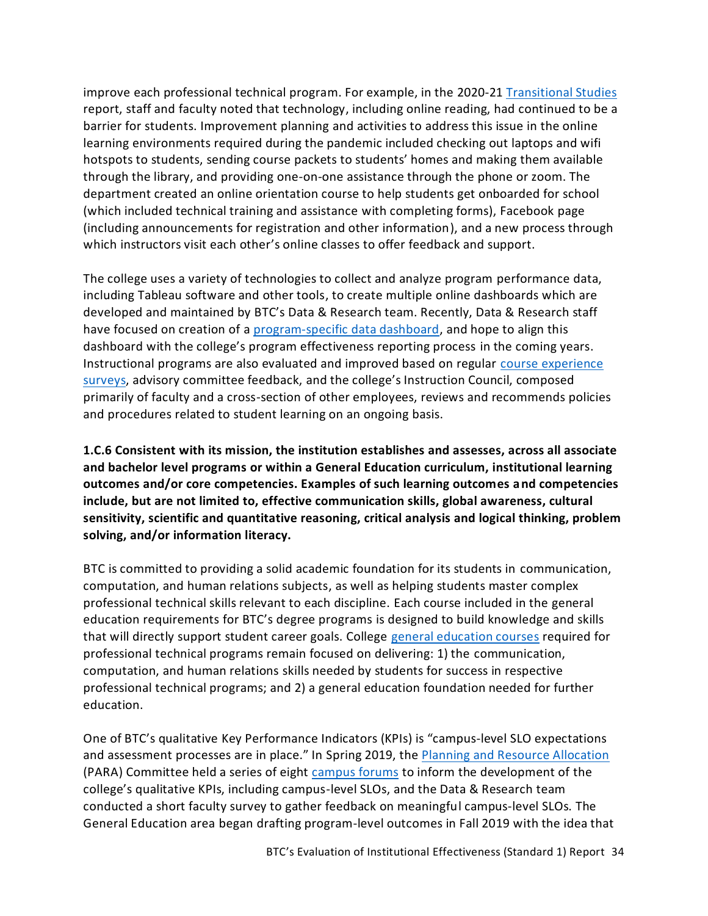improve each professional technical program. For example, in the 2020-21 Transitional Studies report, staff and faculty noted that technology, including online reading, had continued to be a barrier for students. Improvement planning and activities to address this issue in the online learning environments required during the pandemic included checking out laptops and wifi hotspots to students, sending course packets to students' homes and making them available through the library, and providing one-on-one assistance through the phone or zoom. The department created an online orientation course to help students get onboarded for school (which included technical training and assistance with completing forms), Facebook page (including announcements for registration and other information), and a new process through which instructors visit each other's online classes to offer feedback and support.

The college uses a variety of technologies to collect and analyze program performance data, including Tableau software and other tools, to create multiple online dashboards which are developed and maintained by BTC's Data & Research team. Recently, Data & Research staff have focused on creation of a program-specific data dashboard, and hope to align this dashboard with the college's program effectiveness reporting process in the coming years. Instructional programs are also evaluated and improved based on regular course experience surveys, advisory committee feedback, and the college's Instruction Council, composed primarily of faculty and a cross-section of other employees, reviews and recommends policies and procedures related to student learning on an ongoing basis.

**1.C.6 Consistent with its mission, the institution establishes and assesses, across all associate and bachelor level programs or within a General Education curriculum, institutional learning outcomes and/or core competencies. Examples of such learning outcomes and competencies include, but are not limited to, effective communication skills, global awareness, cultural sensitivity, scientific and quantitative reasoning, critical analysis and logical thinking, problem solving, and/or information literacy.**

BTC is committed to providing a solid academic foundation for its students in communication, computation, and human relations subjects, as well as helping students master complex professional technical skills relevant to each discipline. Each course included in the general education requirements for BTC's degree programs is designed to build knowledge and skills that will directly support student career goals. College general education courses required for professional technical programs remain focused on delivering: 1) the communication, computation, and human relations skills needed by students for success in respective professional technical programs; and 2) a general education foundation needed for further education.

One of BTC's qualitative Key Performance Indicators (KPIs) is "campus-level SLO expectations and assessment processes are in place." In Spring 2019, the Planning and Resource Allocation (PARA) Committee held a series of eight campus forums to inform the development of the college's qualitative KPIs, including campus-level SLOs, and the Data & Research team conducted a short faculty survey to gather feedback on meaningful campus-level SLOs. The General Education area began drafting program-level outcomes in Fall 2019 with the idea that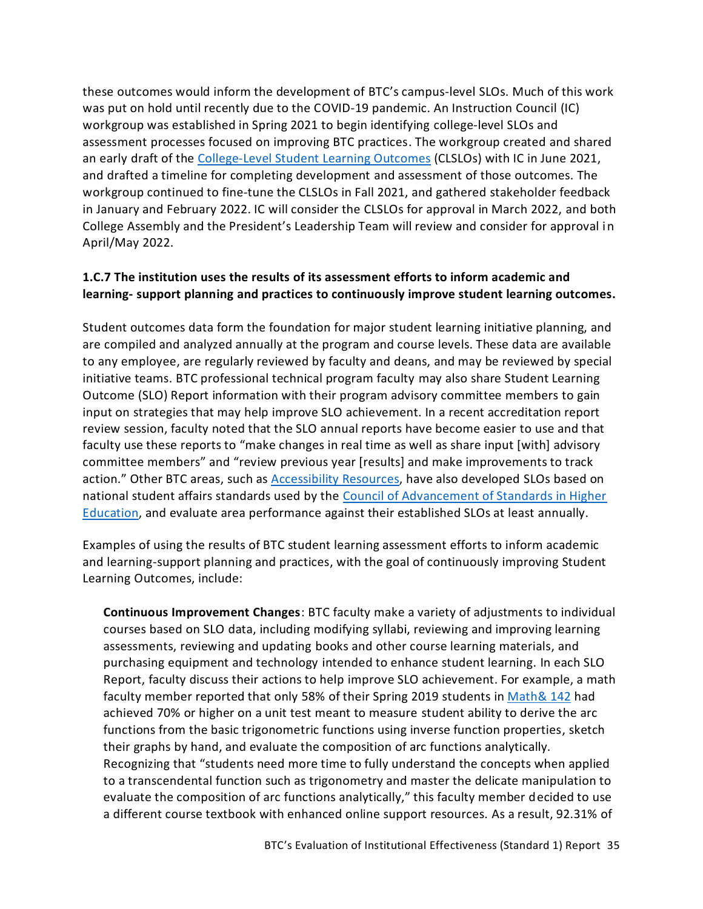these outcomes would inform the development of BTC's campus-level SLOs. Much of this work was put on hold until recently due to the COVID-19 pandemic. An Instruction Council (IC) workgroup was established in Spring 2021 to begin identifying college-level SLOs and assessment processes focused on improving BTC practices. The workgroup created and shared an early draft of the [College-Level Student Learning Outcomes] (CLSLOs) with IC in June 2021, and drafted a timeline for completing development and assessment of those outcomes. The workgroup continued to fine-tune the CLSLOs in Fall 2021, and gathered stakeholder feedback in January and February 2022. IC will consider the CLSLOs for approval in March 2022, and both College Assembly and the President's Leadership Team will review and consider for approval in April/May 2022.

**1.C.7 The institution uses the results of its assessment efforts to inform academic and learning- support planning and practices to continuously improve student learning outcomes.**

Student outcomes data form the foundation for major student learning initiative planning, and are compiled and analyzed annually at the program and course levels. These data are available to any employee, are regularly reviewed by faculty and deans, and may be reviewed by special initiative teams. BTC professional technical program faculty may also share Student Learning Outcome (SLO) Report information with their program advisory committee members to gain input on strategies that may help improve SLO achievement. In a recent accreditation report review session, faculty noted that the SLO annual reports have become easier to use and that faculty use these reports to "make changes in real time as well as share input [with] advisory committee members" and "review previous year [results] and make improvements to track action." Other BTC areas, such as [Accessibility Resources], have also developed SLOs based on national student affairs standards used by the [Council of Advancement of Standards in Higher Education], and evaluate area performance against their established SLOs at least annually.

Examples of using the results of BTC student learning assessment efforts to inform academic and learning-support planning and practices, with the goal of continuously improving Student Learning Outcomes, include:

**Continuous Improvement Changes**: BTC faculty make a variety of adjustments to individual courses based on SLO data, including modifying syllabi, reviewing and improving learning assessments, reviewing and updating books and other course learning materials, and purchasing equipment and technology intended to enhance student learning. In each SLO Report, faculty discuss their actions to help improve SLO achievement. For example, a math faculty member reported that only 58% of their Spring 2019 students in [Math& 142] had achieved 70% or higher on a unit test meant to measure student ability to derive the arc functions from the basic trigonometric functions using inverse function properties, sketch their graphs by hand, and evaluate the composition of arc functions analytically. Recognizing that "students need more time to fully understand the concepts when applied to a transcendental function such as trigonometry and master the delicate manipulation to evaluate the composition of arc functions analytically," this faculty member decided to use a different course textbook with enhanced online support resources. As a result, 92.31% of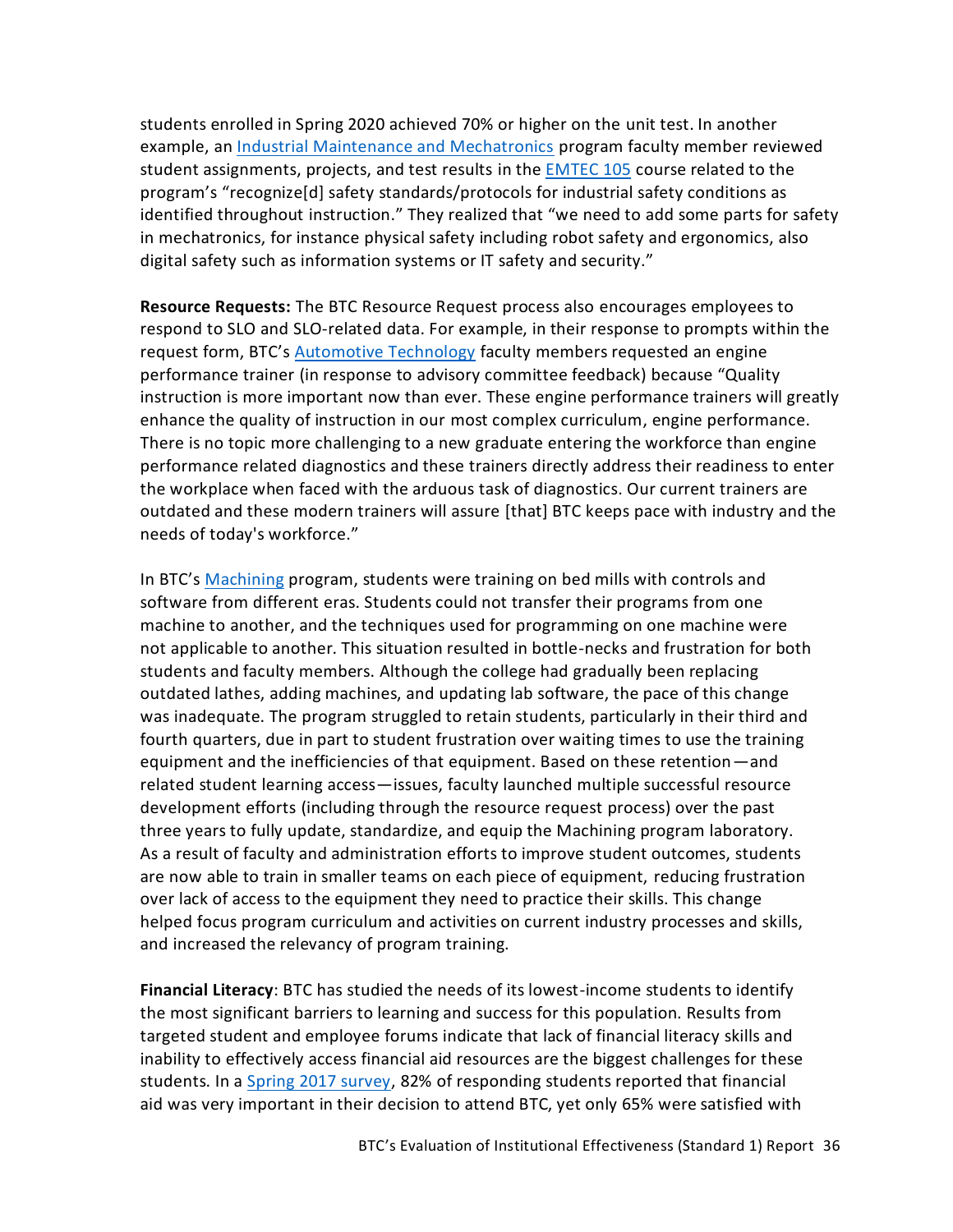students enrolled in Spring 2020 achieved 70% or higher on the unit test. In another example, an Industrial Maintenance and Mechatronics program faculty member reviewed student assignments, projects, and test results in the EMTEC 105 course related to the program's "recognize[d] safety standards/protocols for industrial safety conditions as identified throughout instruction." They realized that "we need to add some parts for safety in mechatronics, for instance physical safety including robot safety and ergonomics, also digital safety such as information systems or IT safety and security."

**Resource Requests:** The BTC Resource Request process also encourages employees to respond to SLO and SLO-related data. For example, in their response to prompts within the request form, BTC's Automotive Technology faculty members requested an engine performance trainer (in response to advisory committee feedback) because "Quality instruction is more important now than ever. These engine performance trainers will greatly enhance the quality of instruction in our most complex curriculum, engine performance. There is no topic more challenging to a new graduate entering the workforce than engine performance related diagnostics and these trainers directly address their readiness to enter the workplace when faced with the arduous task of diagnostics. Our current trainers are outdated and these modern trainers will assure [that] BTC keeps pace with industry and the needs of today's workforce."

In BTC's Machining program, students were training on bed mills with controls and software from different eras. Students could not transfer their programs from one machine to another, and the techniques used for programming on one machine were not applicable to another. This situation resulted in bottle-necks and frustration for both students and faculty members. Although the college had gradually been replacing outdated lathes, adding machines, and updating lab software, the pace of this change was inadequate. The program struggled to retain students, particularly in their third and fourth quarters, due in part to student frustration over waiting times to use the training equipment and the inefficiencies of that equipment. Based on these retention—and related student learning access—issues, faculty launched multiple successful resource development efforts (including through the resource request process) over the past three years to fully update, standardize, and equip the Machining program laboratory. As a result of faculty and administration efforts to improve student outcomes, students are now able to train in smaller teams on each piece of equipment, reducing frustration over lack of access to the equipment they need to practice their skills. This change helped focus program curriculum and activities on current industry processes and skills, and increased the relevancy of program training.

**Financial Literacy**: BTC has studied the needs of its lowest-income students to identify the most significant barriers to learning and success for this population. Results from targeted student and employee forums indicate that lack of financial literacy skills and inability to effectively access financial aid resources are the biggest challenges for these students. In a Spring 2017 survey, 82% of responding students reported that financial aid was very important in their decision to attend BTC, yet only 65% were satisfied with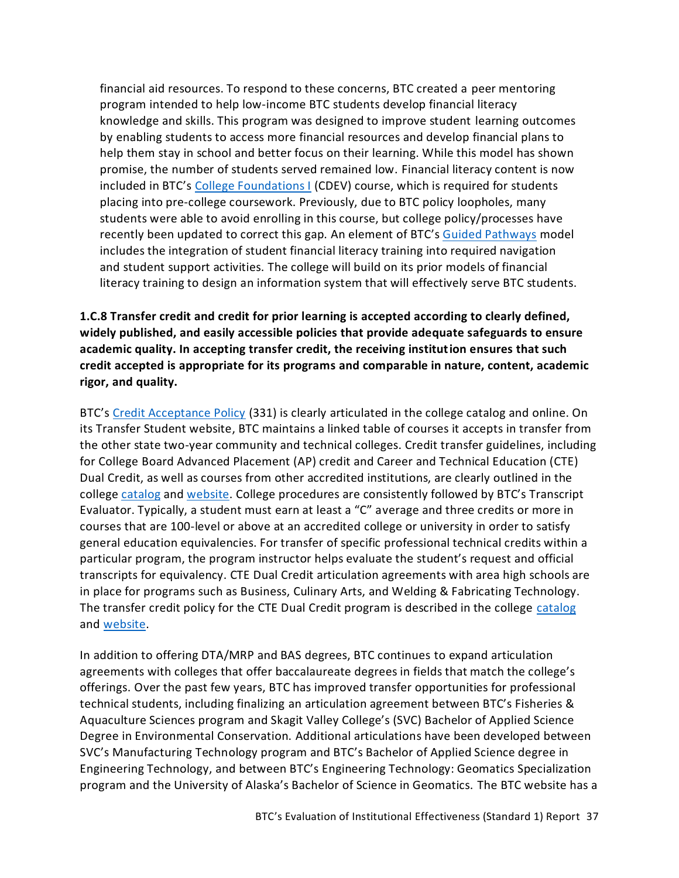financial aid resources. To respond to these concerns, BTC created a peer mentoring program intended to help low-income BTC students develop financial literacy knowledge and skills. This program was designed to improve student learning outcomes by enabling students to access more financial resources and develop financial plans to help them stay in school and better focus on their learning. While this model has shown promise, the number of students served remained low. Financial literacy content is now included in BTC's College Foundations I (CDEV) course, which is required for students placing into pre-college coursework. Previously, due to BTC policy loopholes, many students were able to avoid enrolling in this course, but college policy/processes have recently been updated to correct this gap. An element of BTC's Guided Pathways model includes the integration of student financial literacy training into required navigation and student support activities. The college will build on its prior models of financial literacy training to design an information system that will effectively serve BTC students.

**1.C.8 Transfer credit and credit for prior learning is accepted according to clearly defined, widely published, and easily accessible policies that provide adequate safeguards to ensure academic quality. In accepting transfer credit, the receiving institution ensures that such credit accepted is appropriate for its programs and comparable in nature, content, academic rigor, and quality.**

BTC's Credit Acceptance Policy (331) is clearly articulated in the college catalog and online. On its Transfer Student website, BTC maintains a linked table of courses it accepts in transfer from the other state two-year community and technical colleges. Credit transfer guidelines, including for College Board Advanced Placement (AP) credit and Career and Technical Education (CTE) Dual Credit, as well as courses from other accredited institutions, are clearly outlined in the college catalog and website. College procedures are consistently followed by BTC's Transcript Evaluator. Typically, a student must earn at least a "C" average and three credits or more in courses that are 100-level or above at an accredited college or university in order to satisfy general education equivalencies. For transfer of specific professional technical credits within a particular program, the program instructor helps evaluate the student's request and official transcripts for equivalency. CTE Dual Credit articulation agreements with area high schools are in place for programs such as Business, Culinary Arts, and Welding & Fabricating Technology. The transfer credit policy for the CTE Dual Credit program is described in the college catalog and website.

In addition to offering DTA/MRP and BAS degrees, BTC continues to expand articulation agreements with colleges that offer baccalaureate degrees in fields that match the college's offerings. Over the past few years, BTC has improved transfer opportunities for professional technical students, including finalizing an articulation agreement between BTC's Fisheries & Aquaculture Sciences program and Skagit Valley College's (SVC) Bachelor of Applied Science Degree in Environmental Conservation. Additional articulations have been developed between SVC's Manufacturing Technology program and BTC's Bachelor of Applied Science degree in Engineering Technology, and between BTC's Engineering Technology: Geomatics Specialization program and the University of Alaska's Bachelor of Science in Geomatics. The BTC website has a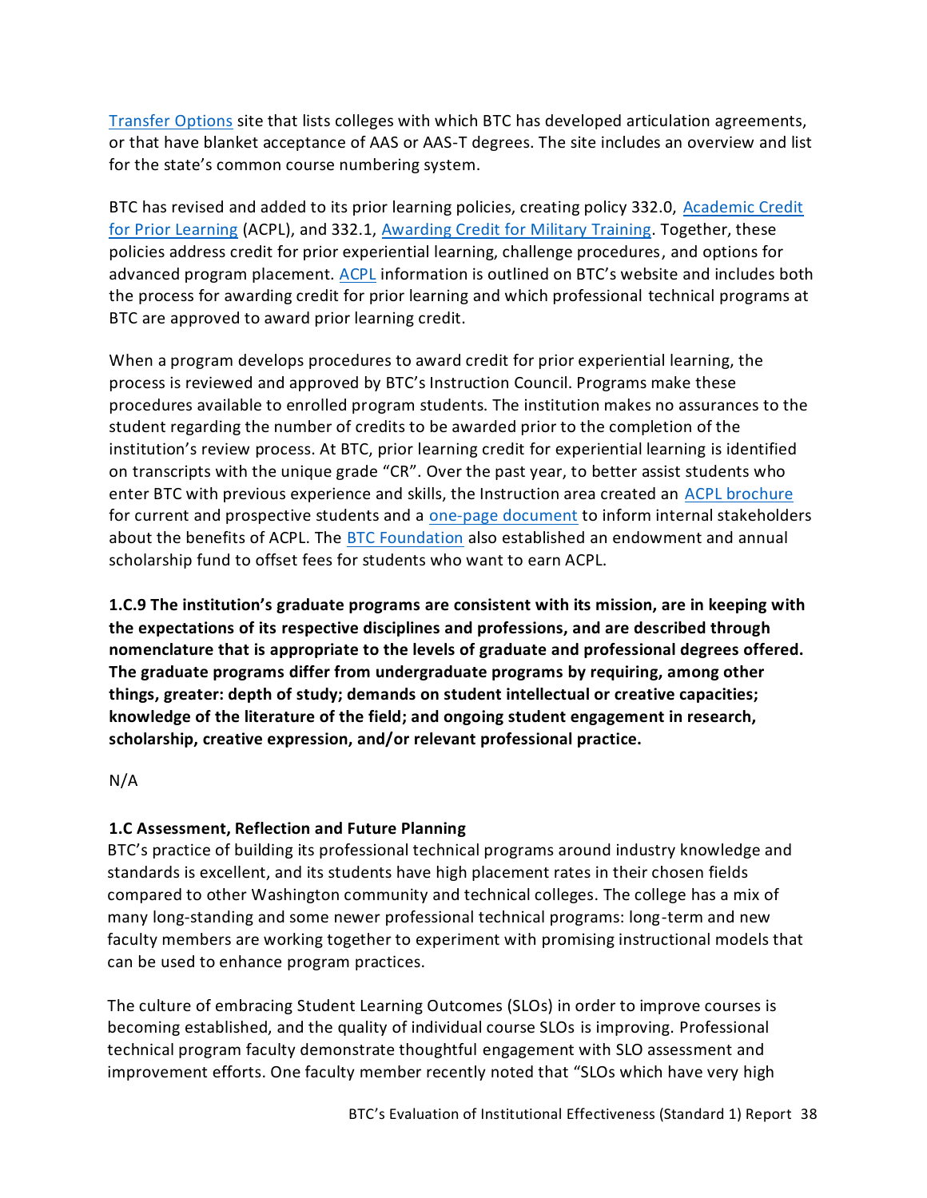Transfer Options site that lists colleges with which BTC has developed articulation agreements, or that have blanket acceptance of AAS or AAS-T degrees. The site includes an overview and list for the state's common course numbering system.

BTC has revised and added to its prior learning policies, creating policy 332.0, Academic Credit for Prior Learning (ACPL), and 332.1, Awarding Credit for Military Training. Together, these policies address credit for prior experiential learning, challenge procedures, and options for advanced program placement. ACPL information is outlined on BTC's website and includes both the process for awarding credit for prior learning and which professional technical programs at BTC are approved to award prior learning credit.

When a program develops procedures to award credit for prior experiential learning, the process is reviewed and approved by BTC's Instruction Council. Programs make these procedures available to enrolled program students. The institution makes no assurances to the student regarding the number of credits to be awarded prior to the completion of the institution's review process. At BTC, prior learning credit for experiential learning is identified on transcripts with the unique grade "CR". Over the past year, to better assist students who enter BTC with previous experience and skills, the Instruction area created an ACPL brochure for current and prospective students and a one-page document to inform internal stakeholders about the benefits of ACPL. The BTC Foundation also established an endowment and annual scholarship fund to offset fees for students who want to earn ACPL.

**1.C.9 The institution's graduate programs are consistent with its mission, are in keeping with the expectations of its respective disciplines and professions, and are described through nomenclature that is appropriate to the levels of graduate and professional degrees offered. The graduate programs differ from undergraduate programs by requiring, among other things, greater: depth of study; demands on student intellectual or creative capacities; knowledge of the literature of the field; and ongoing student engagement in research, scholarship, creative expression, and/or relevant professional practice.**

N/A

**1.C Assessment, Reflection and Future Planning**

BTC's practice of building its professional technical programs around industry knowledge and standards is excellent, and its students have high placement rates in their chosen fields compared to other Washington community and technical colleges. The college has a mix of many long-standing and some newer professional technical programs: long-term and new faculty members are working together to experiment with promising instructional models that can be used to enhance program practices.

The culture of embracing Student Learning Outcomes (SLOs) in order to improve courses is becoming established, and the quality of individual course SLOs is improving. Professional technical program faculty demonstrate thoughtful engagement with SLO assessment and improvement efforts. One faculty member recently noted that "SLOs which have very high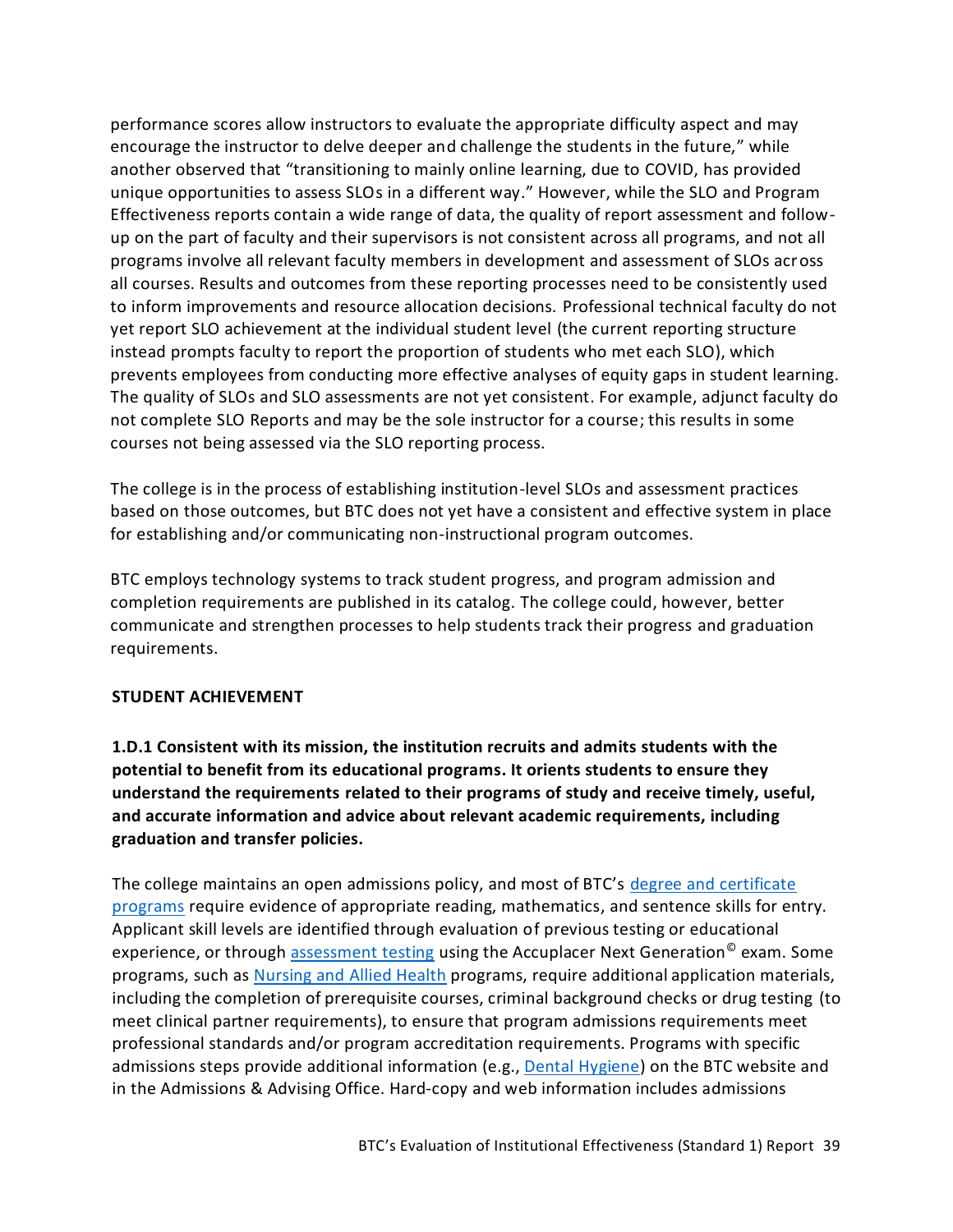performance scores allow instructors to evaluate the appropriate difficulty aspect and may encourage the instructor to delve deeper and challenge the students in the future," while another observed that "transitioning to mainly online learning, due to COVID, has provided unique opportunities to assess SLOs in a different way." However, while the SLO and Program Effectiveness reports contain a wide range of data, the quality of report assessment and follow-up on the part of faculty and their supervisors is not consistent across all programs, and not all programs involve all relevant faculty members in development and assessment of SLOs across all courses. Results and outcomes from these reporting processes need to be consistently used to inform improvements and resource allocation decisions. Professional technical faculty do not yet report SLO achievement at the individual student level (the current reporting structure instead prompts faculty to report the proportion of students who met each SLO), which prevents employees from conducting more effective analyses of equity gaps in student learning. The quality of SLOs and SLO assessments are not yet consistent. For example, adjunct faculty do not complete SLO Reports and may be the sole instructor for a course; this results in some courses not being assessed via the SLO reporting process.

The college is in the process of establishing institution-level SLOs and assessment practices based on those outcomes, but BTC does not yet have a consistent and effective system in place for establishing and/or communicating non-instructional program outcomes.

BTC employs technology systems to track student progress, and program admission and completion requirements are published in its catalog. The college could, however, better communicate and strengthen processes to help students track their progress and graduation requirements.

## STUDENT ACHIEVEMENT

**1.D.1 Consistent with its mission, the institution recruits and admits students with the potential to benefit from its educational programs. It orients students to ensure they understand the requirements related to their programs of study and receive timely, useful, and accurate information and advice about relevant academic requirements, including graduation and transfer policies.**

The college maintains an open admissions policy, and most of BTC's degree and certificate programs require evidence of appropriate reading, mathematics, and sentence skills for entry. Applicant skill levels are identified through evaluation of previous testing or educational experience, or through assessment testing using the Accuplacer Next Generation© exam. Some programs, such as Nursing and Allied Health programs, require additional application materials, including the completion of prerequisite courses, criminal background checks or drug testing (to meet clinical partner requirements), to ensure that program admissions requirements meet professional standards and/or program accreditation requirements. Programs with specific admissions steps provide additional information (e.g., Dental Hygiene) on the BTC website and in the Admissions & Advising Office. Hard-copy and web information includes admissions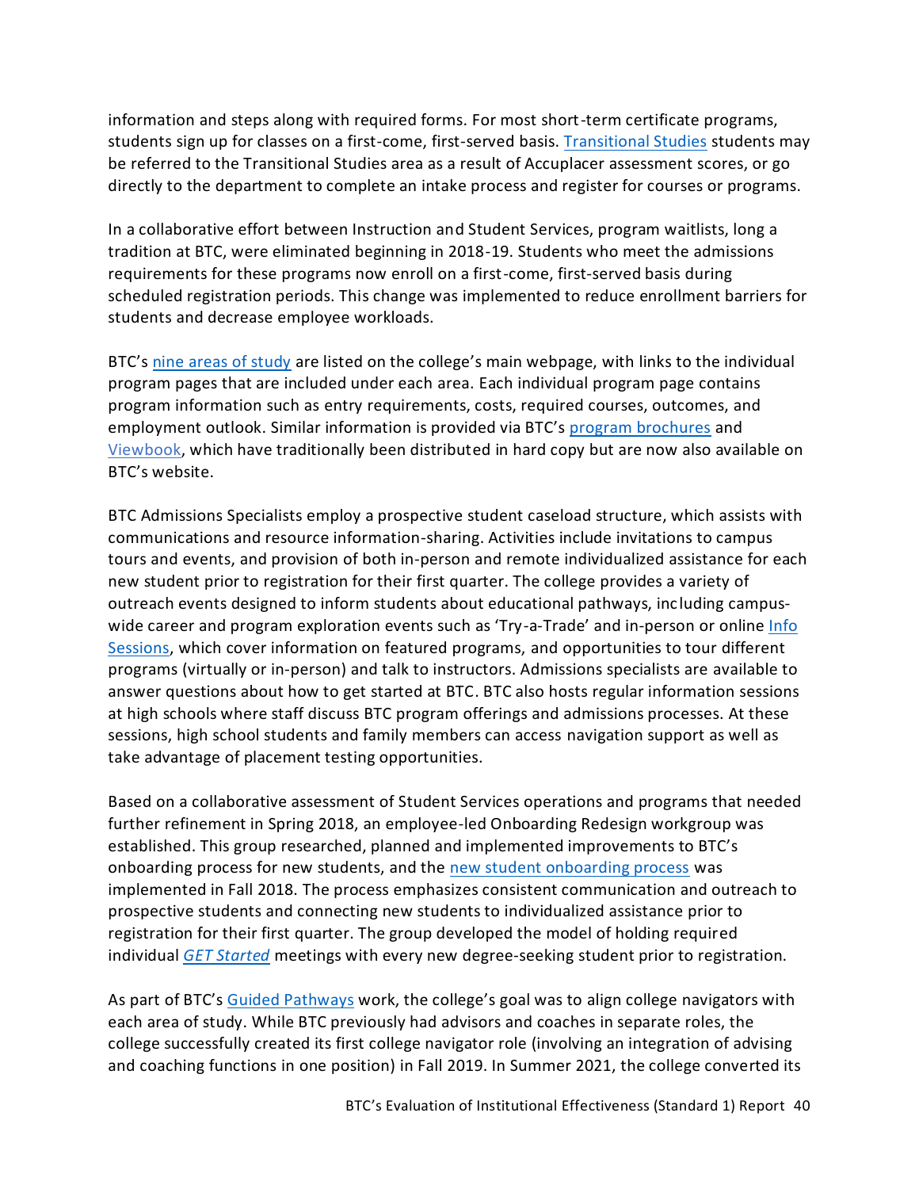information and steps along with required forms. For most short-term certificate programs, students sign up for classes on a first-come, first-served basis. Transitional Studies students may be referred to the Transitional Studies area as a result of Accuplacer assessment scores, or go directly to the department to complete an intake process and register for courses or programs.

In a collaborative effort between Instruction and Student Services, program waitlists, long a tradition at BTC, were eliminated beginning in 2018-19. Students who meet the admissions requirements for these programs now enroll on a first-come, first-served basis during scheduled registration periods. This change was implemented to reduce enrollment barriers for students and decrease employee workloads.

BTC's nine areas of study are listed on the college's main webpage, with links to the individual program pages that are included under each area. Each individual program page contains program information such as entry requirements, costs, required courses, outcomes, and employment outlook. Similar information is provided via BTC's program brochures and Viewbook, which have traditionally been distributed in hard copy but are now also available on BTC's website.

BTC Admissions Specialists employ a prospective student caseload structure, which assists with communications and resource information-sharing. Activities include invitations to campus tours and events, and provision of both in-person and remote individualized assistance for each new student prior to registration for their first quarter. The college provides a variety of outreach events designed to inform students about educational pathways, including campus-wide career and program exploration events such as 'Try-a-Trade' and in-person or online Info Sessions, which cover information on featured programs, and opportunities to tour different programs (virtually or in-person) and talk to instructors. Admissions specialists are available to answer questions about how to get started at BTC. BTC also hosts regular information sessions at high schools where staff discuss BTC program offerings and admissions processes. At these sessions, high school students and family members can access navigation support as well as take advantage of placement testing opportunities.

Based on a collaborative assessment of Student Services operations and programs that needed further refinement in Spring 2018, an employee-led Onboarding Redesign workgroup was established. This group researched, planned and implemented improvements to BTC's onboarding process for new students, and the new student onboarding process was implemented in Fall 2018. The process emphasizes consistent communication and outreach to prospective students and connecting new students to individualized assistance prior to registration for their first quarter. The group developed the model of holding required individual *GET Started* meetings with every new degree-seeking student prior to registration.

As part of BTC's Guided Pathways work, the college's goal was to align college navigators with each area of study. While BTC previously had advisors and coaches in separate roles, the college successfully created its first college navigator role (involving an integration of advising and coaching functions in one position) in Fall 2019. In Summer 2021, the college converted its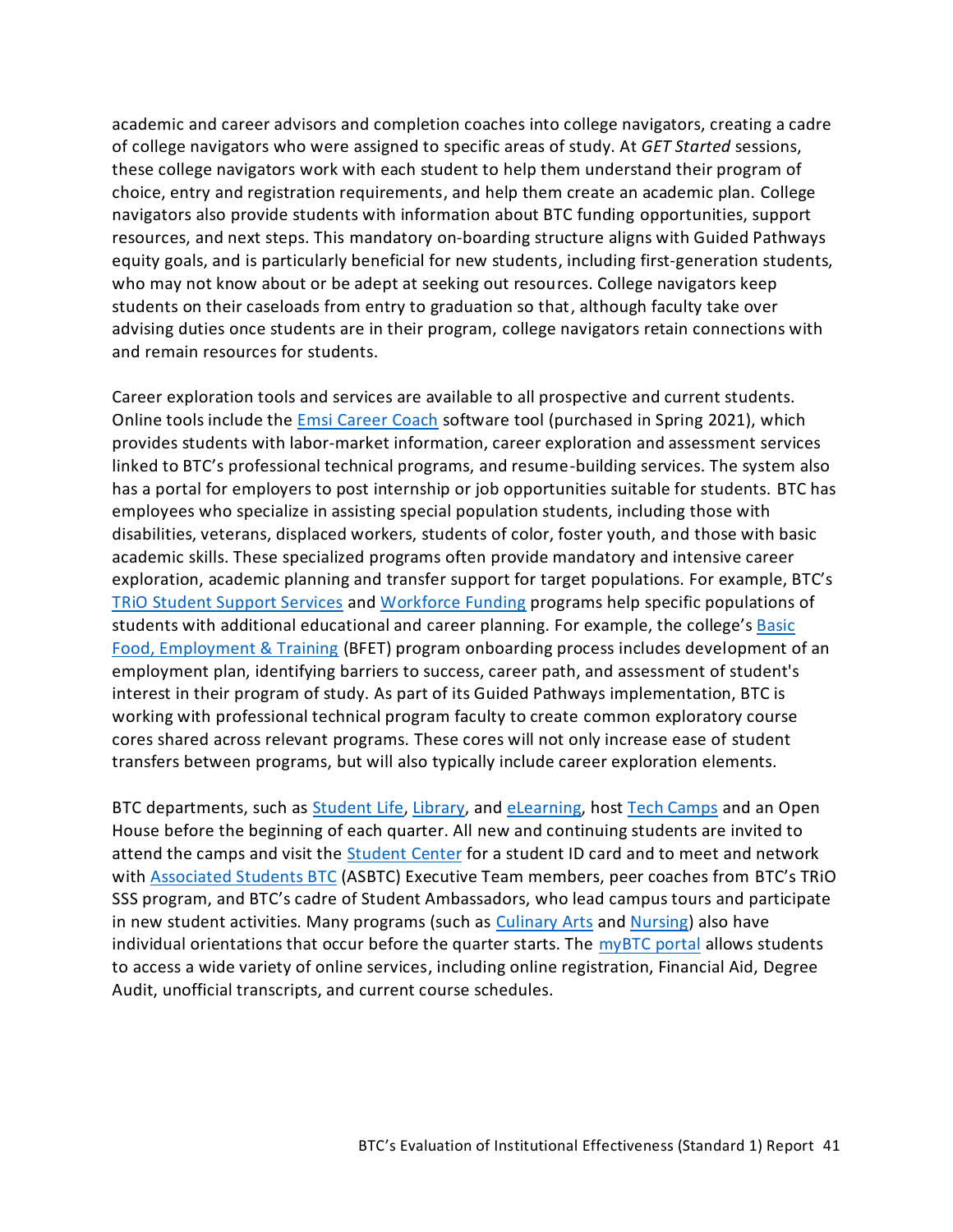academic and career advisors and completion coaches into college navigators, creating a cadre of college navigators who were assigned to specific areas of study. At *GET Started* sessions, these college navigators work with each student to help them understand their program of choice, entry and registration requirements, and help them create an academic plan. College navigators also provide students with information about BTC funding opportunities, support resources, and next steps. This mandatory on-boarding structure aligns with Guided Pathways equity goals, and is particularly beneficial for new students, including first-generation students, who may not know about or be adept at seeking out resources. College navigators keep students on their caseloads from entry to graduation so that, although faculty take over advising duties once students are in their program, college navigators retain connections with and remain resources for students.

Career exploration tools and services are available to all prospective and current students. Online tools include the Emsi Career Coach software tool (purchased in Spring 2021), which provides students with labor-market information, career exploration and assessment services linked to BTC's professional technical programs, and resume-building services. The system also has a portal for employers to post internship or job opportunities suitable for students. BTC has employees who specialize in assisting special population students, including those with disabilities, veterans, displaced workers, students of color, foster youth, and those with basic academic skills. These specialized programs often provide mandatory and intensive career exploration, academic planning and transfer support for target populations. For example, BTC's TRiO Student Support Services and Workforce Funding programs help specific populations of students with additional educational and career planning. For example, the college's Basic Food, Employment & Training (BFET) program onboarding process includes development of an employment plan, identifying barriers to success, career path, and assessment of student's interest in their program of study. As part of its Guided Pathways implementation, BTC is working with professional technical program faculty to create common exploratory course cores shared across relevant programs. These cores will not only increase ease of student transfers between programs, but will also typically include career exploration elements.

BTC departments, such as Student Life, Library, and eLearning, host Tech Camps and an Open House before the beginning of each quarter. All new and continuing students are invited to attend the camps and visit the Student Center for a student ID card and to meet and network with Associated Students BTC (ASBTC) Executive Team members, peer coaches from BTC's TRiO SSS program, and BTC's cadre of Student Ambassadors, who lead campus tours and participate in new student activities. Many programs (such as Culinary Arts and Nursing) also have individual orientations that occur before the quarter starts. The myBTC portal allows students to access a wide variety of online services, including online registration, Financial Aid, Degree Audit, unofficial transcripts, and current course schedules.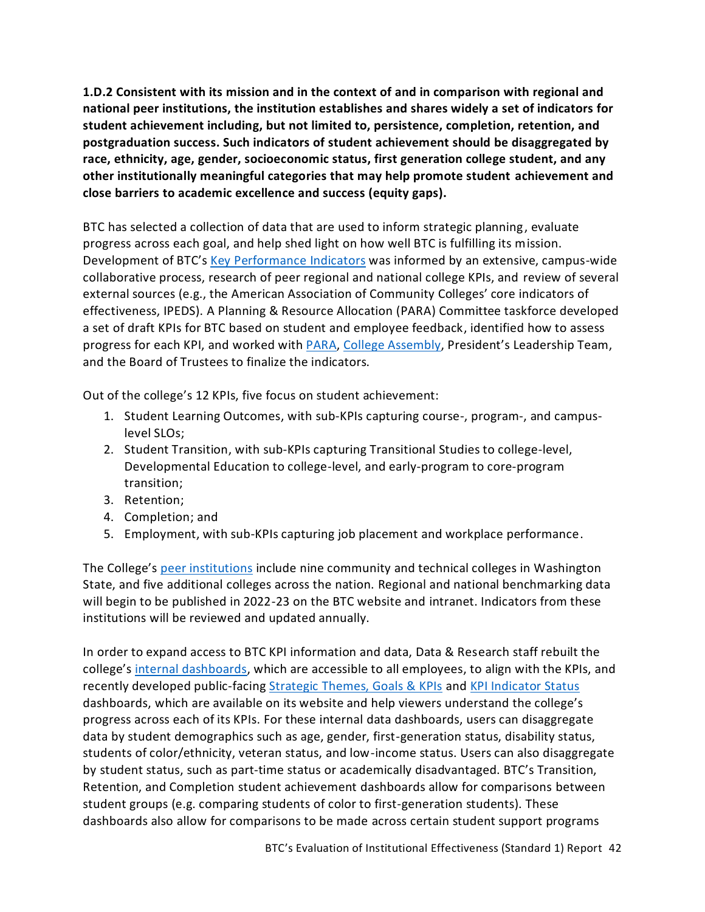**1.D.2 Consistent with its mission and in the context of and in comparison with regional and national peer institutions, the institution establishes and shares widely a set of indicators for student achievement including, but not limited to, persistence, completion, retention, and postgraduation success. Such indicators of student achievement should be disaggregated by race, ethnicity, age, gender, socioeconomic status, first generation college student, and any other institutionally meaningful categories that may help promote student achievement and close barriers to academic excellence and success (equity gaps).**

BTC has selected a collection of data that are used to inform strategic planning, evaluate progress across each goal, and help shed light on how well BTC is fulfilling its mission. Development of BTC's Key Performance Indicators was informed by an extensive, campus-wide collaborative process, research of peer regional and national college KPIs, and review of several external sources (e.g., the American Association of Community Colleges' core indicators of effectiveness, IPEDS). A Planning & Resource Allocation (PARA) Committee taskforce developed a set of draft KPIs for BTC based on student and employee feedback, identified how to assess progress for each KPI, and worked with PARA, College Assembly, President's Leadership Team, and the Board of Trustees to finalize the indicators.

Out of the college's 12 KPIs, five focus on student achievement:

1. Student Learning Outcomes, with sub-KPIs capturing course-, program-, and campus-level SLOs;
2. Student Transition, with sub-KPIs capturing Transitional Studies to college-level, Developmental Education to college-level, and early-program to core-program transition;
3. Retention;
4. Completion; and
5. Employment, with sub-KPIs capturing job placement and workplace performance.

The College's peer institutions include nine community and technical colleges in Washington State, and five additional colleges across the nation. Regional and national benchmarking data will begin to be published in 2022-23 on the BTC website and intranet. Indicators from these institutions will be reviewed and updated annually.

In order to expand access to BTC KPI information and data, Data & Research staff rebuilt the college's internal dashboards, which are accessible to all employees, to align with the KPIs, and recently developed public-facing Strategic Themes, Goals & KPIs and KPI Indicator Status dashboards, which are available on its website and help viewers understand the college's progress across each of its KPIs. For these internal data dashboards, users can disaggregate data by student demographics such as age, gender, first-generation status, disability status, students of color/ethnicity, veteran status, and low-income status. Users can also disaggregate by student status, such as part-time status or academically disadvantaged. BTC's Transition, Retention, and Completion student achievement dashboards allow for comparisons between student groups (e.g. comparing students of color to first-generation students). These dashboards also allow for comparisons to be made across certain student support programs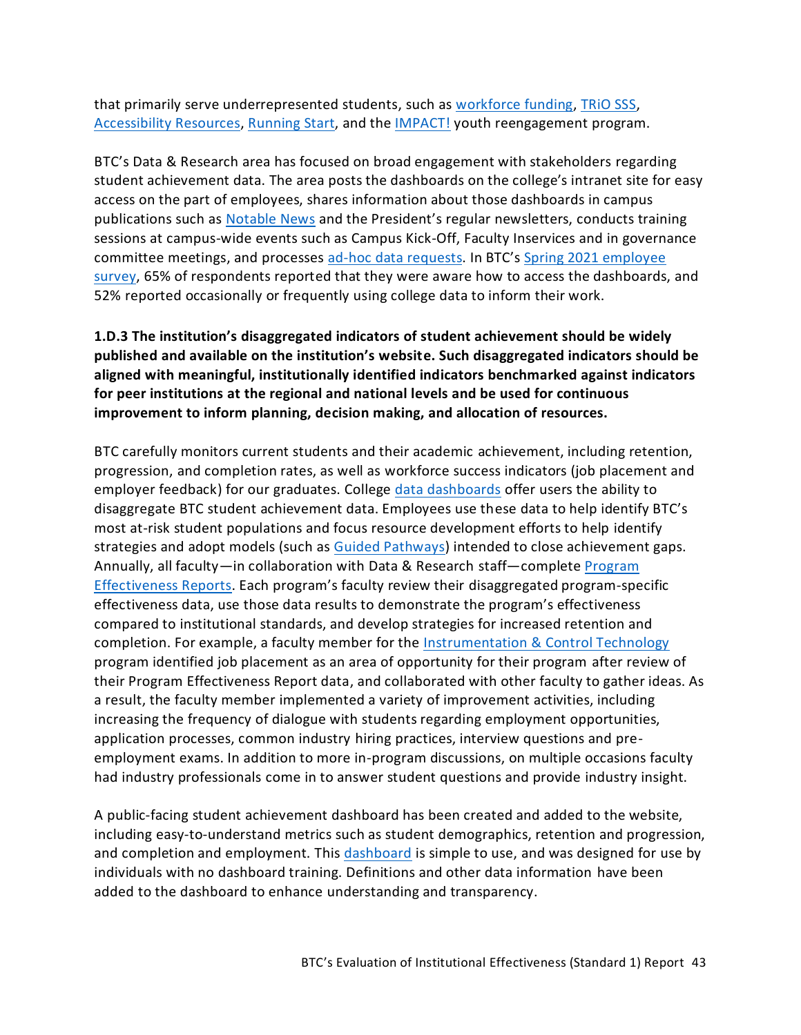that primarily serve underrepresented students, such as workforce funding, TRiO SSS, Accessibility Resources, Running Start, and the IMPACT! youth reengagement program.

BTC's Data & Research area has focused on broad engagement with stakeholders regarding student achievement data. The area posts the dashboards on the college's intranet site for easy access on the part of employees, shares information about those dashboards in campus publications such as Notable News and the President's regular newsletters, conducts training sessions at campus-wide events such as Campus Kick-Off, Faculty Inservices and in governance committee meetings, and processes ad-hoc data requests. In BTC's Spring 2021 employee survey, 65% of respondents reported that they were aware how to access the dashboards, and 52% reported occasionally or frequently using college data to inform their work.

**1.D.3 The institution's disaggregated indicators of student achievement should be widely published and available on the institution's website. Such disaggregated indicators should be aligned with meaningful, institutionally identified indicators benchmarked against indicators for peer institutions at the regional and national levels and be used for continuous improvement to inform planning, decision making, and allocation of resources.**

BTC carefully monitors current students and their academic achievement, including retention, progression, and completion rates, as well as workforce success indicators (job placement and employer feedback) for our graduates. College data dashboards offer users the ability to disaggregate BTC student achievement data. Employees use these data to help identify BTC's most at-risk student populations and focus resource development efforts to help identify strategies and adopt models (such as Guided Pathways) intended to close achievement gaps. Annually, all faculty—in collaboration with Data & Research staff—complete Program Effectiveness Reports. Each program's faculty review their disaggregated program-specific effectiveness data, use those data results to demonstrate the program's effectiveness compared to institutional standards, and develop strategies for increased retention and completion. For example, a faculty member for the Instrumentation & Control Technology program identified job placement as an area of opportunity for their program after review of their Program Effectiveness Report data, and collaborated with other faculty to gather ideas. As a result, the faculty member implemented a variety of improvement activities, including increasing the frequency of dialogue with students regarding employment opportunities, application processes, common industry hiring practices, interview questions and pre-employment exams. In addition to more in-program discussions, on multiple occasions faculty had industry professionals come in to answer student questions and provide industry insight.

A public-facing student achievement dashboard has been created and added to the website, including easy-to-understand metrics such as student demographics, retention and progression, and completion and employment. This dashboard is simple to use, and was designed for use by individuals with no dashboard training. Definitions and other data information have been added to the dashboard to enhance understanding and transparency.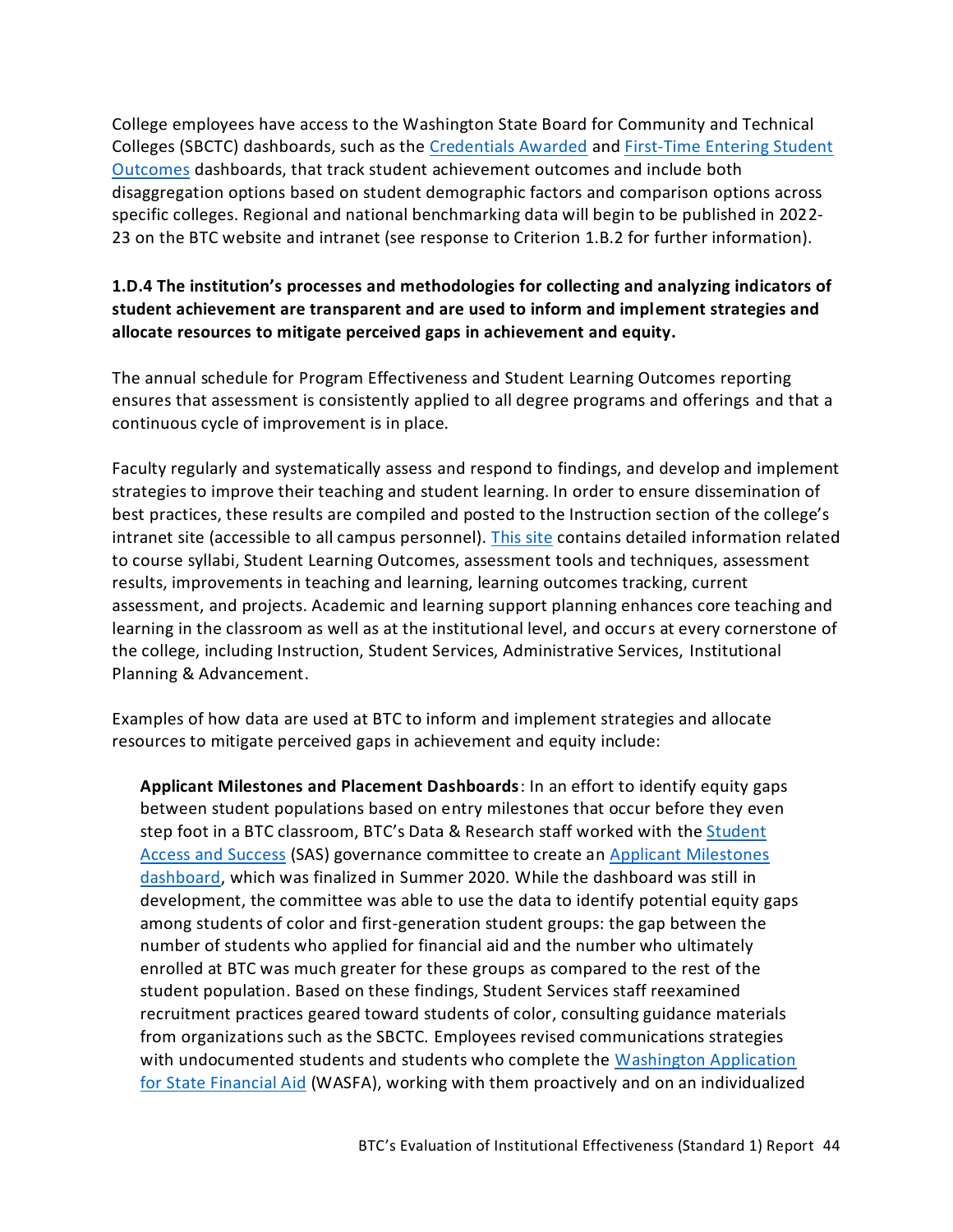College employees have access to the Washington State Board for Community and Technical Colleges (SBCTC) dashboards, such as the Credentials Awarded and First-Time Entering Student Outcomes dashboards, that track student achievement outcomes and include both disaggregation options based on student demographic factors and comparison options across specific colleges. Regional and national benchmarking data will begin to be published in 2022-23 on the BTC website and intranet (see response to Criterion 1.B.2 for further information).

**1.D.4 The institution's processes and methodologies for collecting and analyzing indicators of student achievement are transparent and are used to inform and implement strategies and allocate resources to mitigate perceived gaps in achievement and equity.**

The annual schedule for Program Effectiveness and Student Learning Outcomes reporting ensures that assessment is consistently applied to all degree programs and offerings and that a continuous cycle of improvement is in place.

Faculty regularly and systematically assess and respond to findings, and develop and implement strategies to improve their teaching and student learning. In order to ensure dissemination of best practices, these results are compiled and posted to the Instruction section of the college's intranet site (accessible to all campus personnel). This site contains detailed information related to course syllabi, Student Learning Outcomes, assessment tools and techniques, assessment results, improvements in teaching and learning, learning outcomes tracking, current assessment, and projects. Academic and learning support planning enhances core teaching and learning in the classroom as well as at the institutional level, and occurs at every cornerstone of the college, including Instruction, Student Services, Administrative Services, Institutional Planning & Advancement.

Examples of how data are used at BTC to inform and implement strategies and allocate resources to mitigate perceived gaps in achievement and equity include:

**Applicant Milestones and Placement Dashboards**: In an effort to identify equity gaps between student populations based on entry milestones that occur before they even step foot in a BTC classroom, BTC's Data & Research staff worked with the Student Access and Success (SAS) governance committee to create an Applicant Milestones dashboard, which was finalized in Summer 2020. While the dashboard was still in development, the committee was able to use the data to identify potential equity gaps among students of color and first-generation student groups: the gap between the number of students who applied for financial aid and the number who ultimately enrolled at BTC was much greater for these groups as compared to the rest of the student population. Based on these findings, Student Services staff reexamined recruitment practices geared toward students of color, consulting guidance materials from organizations such as the SBCTC. Employees revised communications strategies with undocumented students and students who complete the Washington Application for State Financial Aid (WASFA), working with them proactively and on an individualized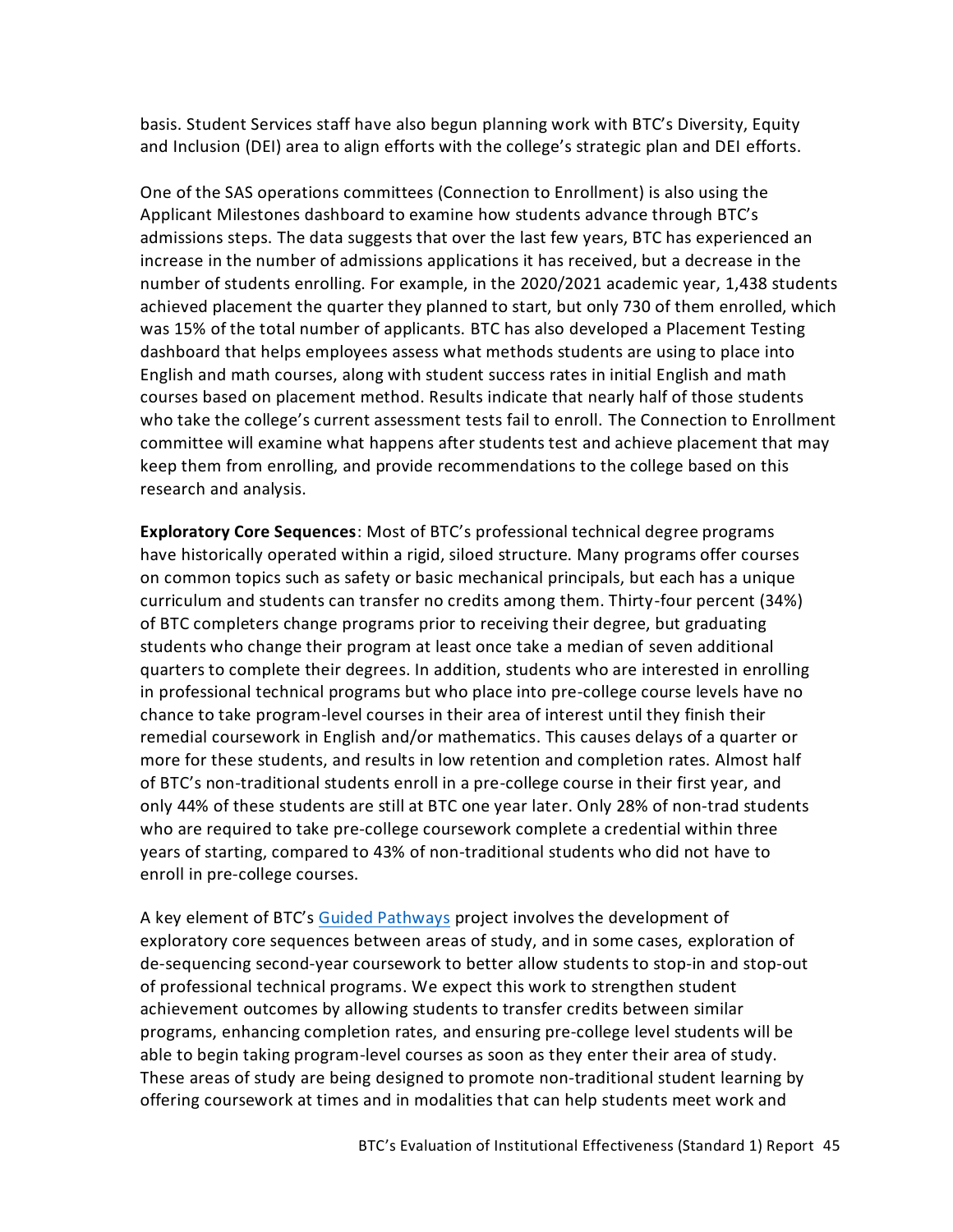basis. Student Services staff have also begun planning work with BTC's Diversity, Equity and Inclusion (DEI) area to align efforts with the college's strategic plan and DEI efforts.

One of the SAS operations committees (Connection to Enrollment) is also using the Applicant Milestones dashboard to examine how students advance through BTC's admissions steps. The data suggests that over the last few years, BTC has experienced an increase in the number of admissions applications it has received, but a decrease in the number of students enrolling. For example, in the 2020/2021 academic year, 1,438 students achieved placement the quarter they planned to start, but only 730 of them enrolled, which was 15% of the total number of applicants. BTC has also developed a Placement Testing dashboard that helps employees assess what methods students are using to place into English and math courses, along with student success rates in initial English and math courses based on placement method. Results indicate that nearly half of those students who take the college's current assessment tests fail to enroll. The Connection to Enrollment committee will examine what happens after students test and achieve placement that may keep them from enrolling, and provide recommendations to the college based on this research and analysis.

**Exploratory Core Sequences**: Most of BTC's professional technical degree programs have historically operated within a rigid, siloed structure. Many programs offer courses on common topics such as safety or basic mechanical principals, but each has a unique curriculum and students can transfer no credits among them. Thirty-four percent (34%) of BTC completers change programs prior to receiving their degree, but graduating students who change their program at least once take a median of seven additional quarters to complete their degrees. In addition, students who are interested in enrolling in professional technical programs but who place into pre-college course levels have no chance to take program-level courses in their area of interest until they finish their remedial coursework in English and/or mathematics. This causes delays of a quarter or more for these students, and results in low retention and completion rates. Almost half of BTC's non-traditional students enroll in a pre-college course in their first year, and only 44% of these students are still at BTC one year later. Only 28% of non-trad students who are required to take pre-college coursework complete a credential within three years of starting, compared to 43% of non-traditional students who did not have to enroll in pre-college courses.

A key element of BTC's [Guided Pathways](#) project involves the development of exploratory core sequences between areas of study, and in some cases, exploration of de-sequencing second-year coursework to better allow students to stop-in and stop-out of professional technical programs. We expect this work to strengthen student achievement outcomes by allowing students to transfer credits between similar programs, enhancing completion rates, and ensuring pre-college level students will be able to begin taking program-level courses as soon as they enter their area of study. These areas of study are being designed to promote non-traditional student learning by offering coursework at times and in modalities that can help students meet work and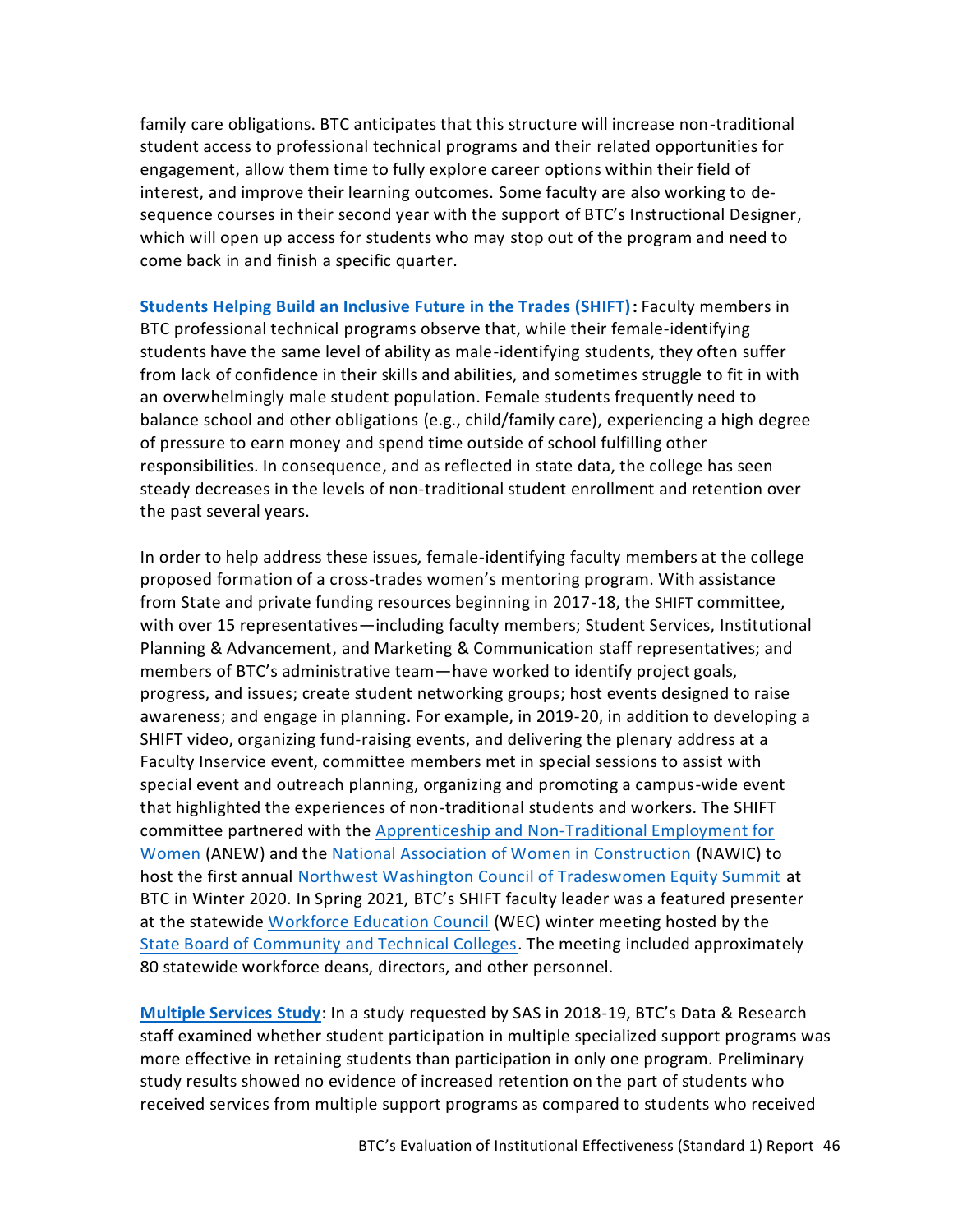family care obligations. BTC anticipates that this structure will increase non-traditional student access to professional technical programs and their related opportunities for engagement, allow them time to fully explore career options within their field of interest, and improve their learning outcomes. Some faculty are also working to de-sequence courses in their second year with the support of BTC's Instructional Designer, which will open up access for students who may stop out of the program and need to come back in and finish a specific quarter.

**Students Helping Build an Inclusive Future in the Trades (SHIFT):** Faculty members in BTC professional technical programs observe that, while their female-identifying students have the same level of ability as male-identifying students, they often suffer from lack of confidence in their skills and abilities, and sometimes struggle to fit in with an overwhelmingly male student population. Female students frequently need to balance school and other obligations (e.g., child/family care), experiencing a high degree of pressure to earn money and spend time outside of school fulfilling other responsibilities. In consequence, and as reflected in state data, the college has seen steady decreases in the levels of non-traditional student enrollment and retention over the past several years.

In order to help address these issues, female-identifying faculty members at the college proposed formation of a cross-trades women's mentoring program. With assistance from State and private funding resources beginning in 2017-18, the SHIFT committee, with over 15 representatives—including faculty members; Student Services, Institutional Planning & Advancement, and Marketing & Communication staff representatives; and members of BTC's administrative team—have worked to identify project goals, progress, and issues; create student networking groups; host events designed to raise awareness; and engage in planning. For example, in 2019-20, in addition to developing a SHIFT video, organizing fund-raising events, and delivering the plenary address at a Faculty Inservice event, committee members met in special sessions to assist with special event and outreach planning, organizing and promoting a campus-wide event that highlighted the experiences of non-traditional students and workers. The SHIFT committee partnered with the Apprenticeship and Non-Traditional Employment for Women (ANEW) and the National Association of Women in Construction (NAWIC) to host the first annual Northwest Washington Council of Tradeswomen Equity Summit at BTC in Winter 2020. In Spring 2021, BTC's SHIFT faculty leader was a featured presenter at the statewide Workforce Education Council (WEC) winter meeting hosted by the State Board of Community and Technical Colleges. The meeting included approximately 80 statewide workforce deans, directors, and other personnel.

**Multiple Services Study**: In a study requested by SAS in 2018-19, BTC's Data & Research staff examined whether student participation in multiple specialized support programs was more effective in retaining students than participation in only one program. Preliminary study results showed no evidence of increased retention on the part of students who received services from multiple support programs as compared to students who received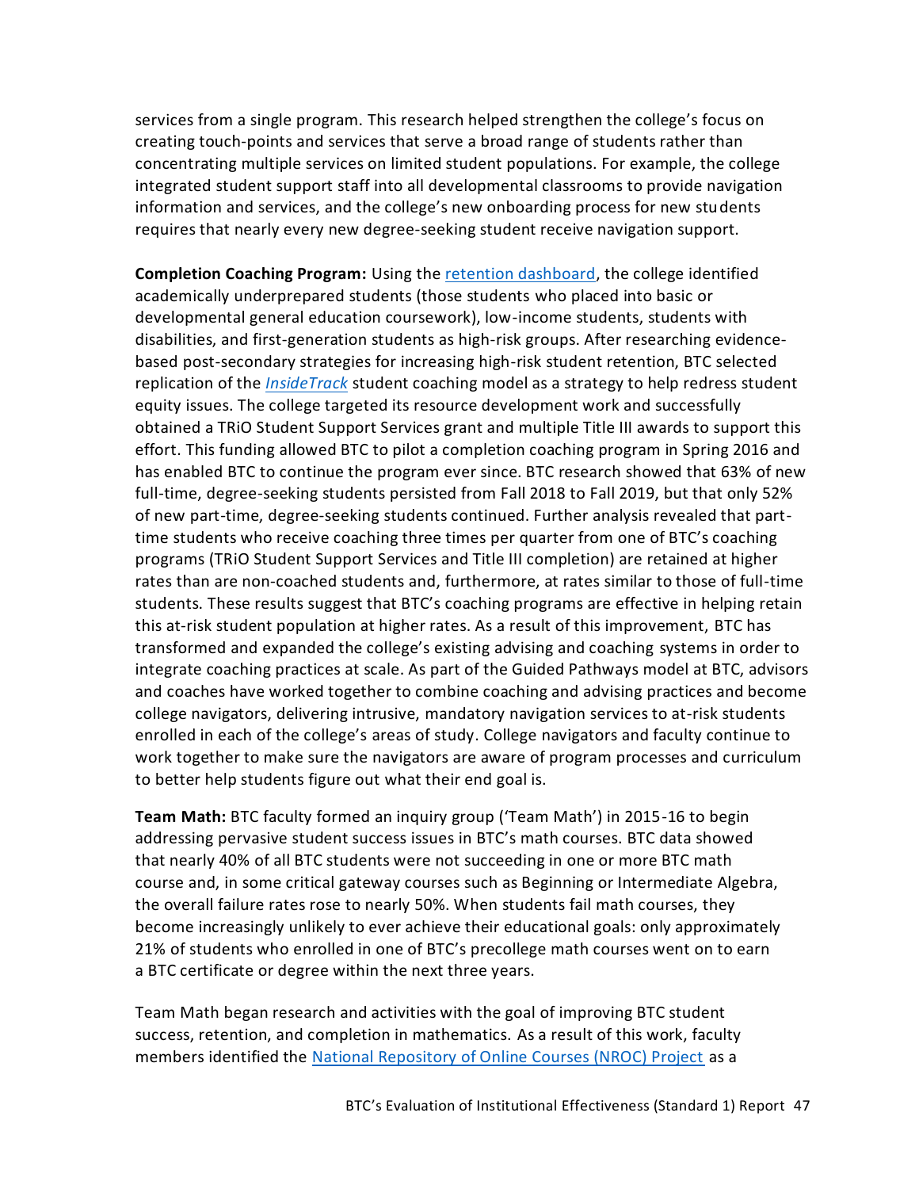services from a single program. This research helped strengthen the college's focus on creating touch-points and services that serve a broad range of students rather than concentrating multiple services on limited student populations. For example, the college integrated student support staff into all developmental classrooms to provide navigation information and services, and the college's new onboarding process for new students requires that nearly every new degree-seeking student receive navigation support.

**Completion Coaching Program:** Using the retention dashboard, the college identified academically underprepared students (those students who placed into basic or developmental general education coursework), low-income students, students with disabilities, and first-generation students as high-risk groups. After researching evidence-based post-secondary strategies for increasing high-risk student retention, BTC selected replication of the *InsideTrack* student coaching model as a strategy to help redress student equity issues. The college targeted its resource development work and successfully obtained a TRiO Student Support Services grant and multiple Title III awards to support this effort. This funding allowed BTC to pilot a completion coaching program in Spring 2016 and has enabled BTC to continue the program ever since. BTC research showed that 63% of new full-time, degree-seeking students persisted from Fall 2018 to Fall 2019, but that only 52% of new part-time, degree-seeking students continued. Further analysis revealed that part-time students who receive coaching three times per quarter from one of BTC's coaching programs (TRiO Student Support Services and Title III completion) are retained at higher rates than are non-coached students and, furthermore, at rates similar to those of full-time students. These results suggest that BTC's coaching programs are effective in helping retain this at-risk student population at higher rates. As a result of this improvement, BTC has transformed and expanded the college's existing advising and coaching systems in order to integrate coaching practices at scale. As part of the Guided Pathways model at BTC, advisors and coaches have worked together to combine coaching and advising practices and become college navigators, delivering intrusive, mandatory navigation services to at-risk students enrolled in each of the college's areas of study. College navigators and faculty continue to work together to make sure the navigators are aware of program processes and curriculum to better help students figure out what their end goal is.

**Team Math:** BTC faculty formed an inquiry group ('Team Math') in 2015-16 to begin addressing pervasive student success issues in BTC's math courses. BTC data showed that nearly 40% of all BTC students were not succeeding in one or more BTC math course and, in some critical gateway courses such as Beginning or Intermediate Algebra, the overall failure rates rose to nearly 50%. When students fail math courses, they become increasingly unlikely to ever achieve their educational goals: only approximately 21% of students who enrolled in one of BTC's precollege math courses went on to earn a BTC certificate or degree within the next three years.

Team Math began research and activities with the goal of improving BTC student success, retention, and completion in mathematics. As a result of this work, faculty members identified the National Repository of Online Courses (NROC) Project as a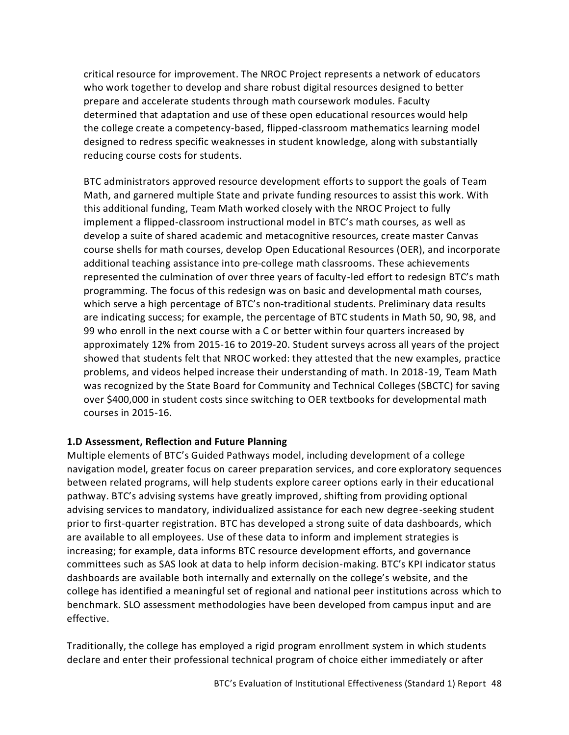critical resource for improvement. The NROC Project represents a network of educators who work together to develop and share robust digital resources designed to better prepare and accelerate students through math coursework modules. Faculty determined that adaptation and use of these open educational resources would help the college create a competency-based, flipped-classroom mathematics learning model designed to redress specific weaknesses in student knowledge, along with substantially reducing course costs for students.

BTC administrators approved resource development efforts to support the goals of Team Math, and garnered multiple State and private funding resources to assist this work. With this additional funding, Team Math worked closely with the NROC Project to fully implement a flipped-classroom instructional model in BTC's math courses, as well as develop a suite of shared academic and metacognitive resources, create master Canvas course shells for math courses, develop Open Educational Resources (OER), and incorporate additional teaching assistance into pre-college math classrooms. These achievements represented the culmination of over three years of faculty-led effort to redesign BTC's math programming. The focus of this redesign was on basic and developmental math courses, which serve a high percentage of BTC's non-traditional students. Preliminary data results are indicating success; for example, the percentage of BTC students in Math 50, 90, 98, and 99 who enroll in the next course with a C or better within four quarters increased by approximately 12% from 2015-16 to 2019-20. Student surveys across all years of the project showed that students felt that NROC worked: they attested that the new examples, practice problems, and videos helped increase their understanding of math. In 2018-19, Team Math was recognized by the State Board for Community and Technical Colleges (SBCTC) for saving over $400,000 in student costs since switching to OER textbooks for developmental math courses in 2015-16.

**1.D Assessment, Reflection and Future Planning**

Multiple elements of BTC's Guided Pathways model, including development of a college navigation model, greater focus on career preparation services, and core exploratory sequences between related programs, will help students explore career options early in their educational pathway. BTC's advising systems have greatly improved, shifting from providing optional advising services to mandatory, individualized assistance for each new degree-seeking student prior to first-quarter registration. BTC has developed a strong suite of data dashboards, which are available to all employees. Use of these data to inform and implement strategies is increasing; for example, data informs BTC resource development efforts, and governance committees such as SAS look at data to help inform decision-making. BTC's KPI indicator status dashboards are available both internally and externally on the college's website, and the college has identified a meaningful set of regional and national peer institutions across which to benchmark. SLO assessment methodologies have been developed from campus input and are effective.

Traditionally, the college has employed a rigid program enrollment system in which students declare and enter their professional technical program of choice either immediately or after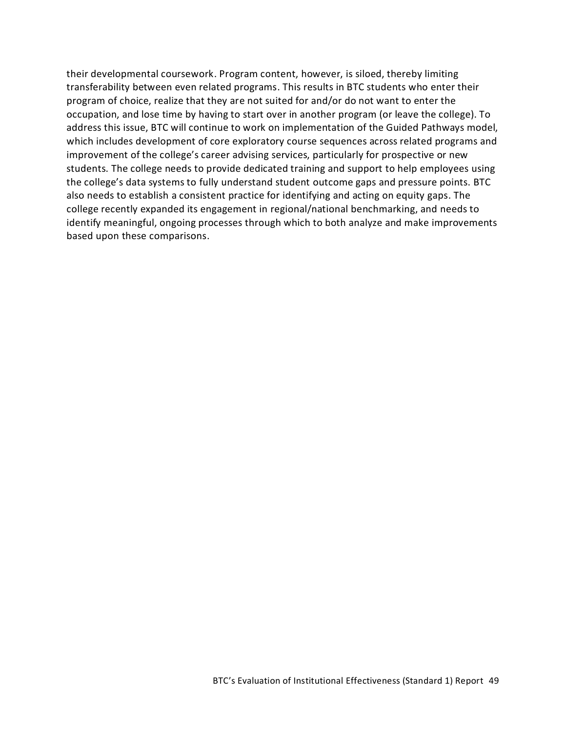their developmental coursework. Program content, however, is siloed, thereby limiting transferability between even related programs. This results in BTC students who enter their program of choice, realize that they are not suited for and/or do not want to enter the occupation, and lose time by having to start over in another program (or leave the college). To address this issue, BTC will continue to work on implementation of the Guided Pathways model, which includes development of core exploratory course sequences across related programs and improvement of the college's career advising services, particularly for prospective or new students. The college needs to provide dedicated training and support to help employees using the college's data systems to fully understand student outcome gaps and pressure points. BTC also needs to establish a consistent practice for identifying and acting on equity gaps. The college recently expanded its engagement in regional/national benchmarking, and needs to identify meaningful, ongoing processes through which to both analyze and make improvements based upon these comparisons.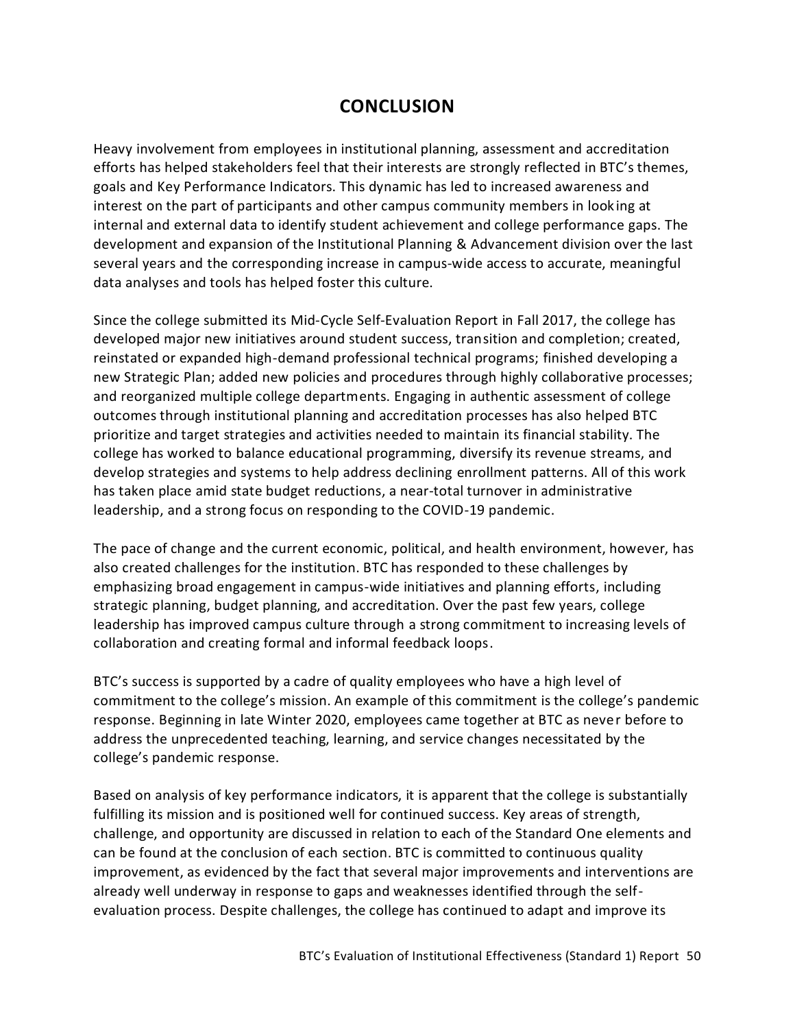# CONCLUSION

Heavy involvement from employees in institutional planning, assessment and accreditation efforts has helped stakeholders feel that their interests are strongly reflected in BTC's themes, goals and Key Performance Indicators. This dynamic has led to increased awareness and interest on the part of participants and other campus community members in looking at internal and external data to identify student achievement and college performance gaps. The development and expansion of the Institutional Planning & Advancement division over the last several years and the corresponding increase in campus-wide access to accurate, meaningful data analyses and tools has helped foster this culture.

Since the college submitted its Mid-Cycle Self-Evaluation Report in Fall 2017, the college has developed major new initiatives around student success, transition and completion; created, reinstated or expanded high-demand professional technical programs; finished developing a new Strategic Plan; added new policies and procedures through highly collaborative processes; and reorganized multiple college departments. Engaging in authentic assessment of college outcomes through institutional planning and accreditation processes has also helped BTC prioritize and target strategies and activities needed to maintain its financial stability. The college has worked to balance educational programming, diversify its revenue streams, and develop strategies and systems to help address declining enrollment patterns. All of this work has taken place amid state budget reductions, a near-total turnover in administrative leadership, and a strong focus on responding to the COVID-19 pandemic.

The pace of change and the current economic, political, and health environment, however, has also created challenges for the institution. BTC has responded to these challenges by emphasizing broad engagement in campus-wide initiatives and planning efforts, including strategic planning, budget planning, and accreditation. Over the past few years, college leadership has improved campus culture through a strong commitment to increasing levels of collaboration and creating formal and informal feedback loops.

BTC's success is supported by a cadre of quality employees who have a high level of commitment to the college's mission. An example of this commitment is the college's pandemic response. Beginning in late Winter 2020, employees came together at BTC as never before to address the unprecedented teaching, learning, and service changes necessitated by the college's pandemic response.

Based on analysis of key performance indicators, it is apparent that the college is substantially fulfilling its mission and is positioned well for continued success. Key areas of strength, challenge, and opportunity are discussed in relation to each of the Standard One elements and can be found at the conclusion of each section. BTC is committed to continuous quality improvement, as evidenced by the fact that several major improvements and interventions are already well underway in response to gaps and weaknesses identified through the self-evaluation process. Despite challenges, the college has continued to adapt and improve its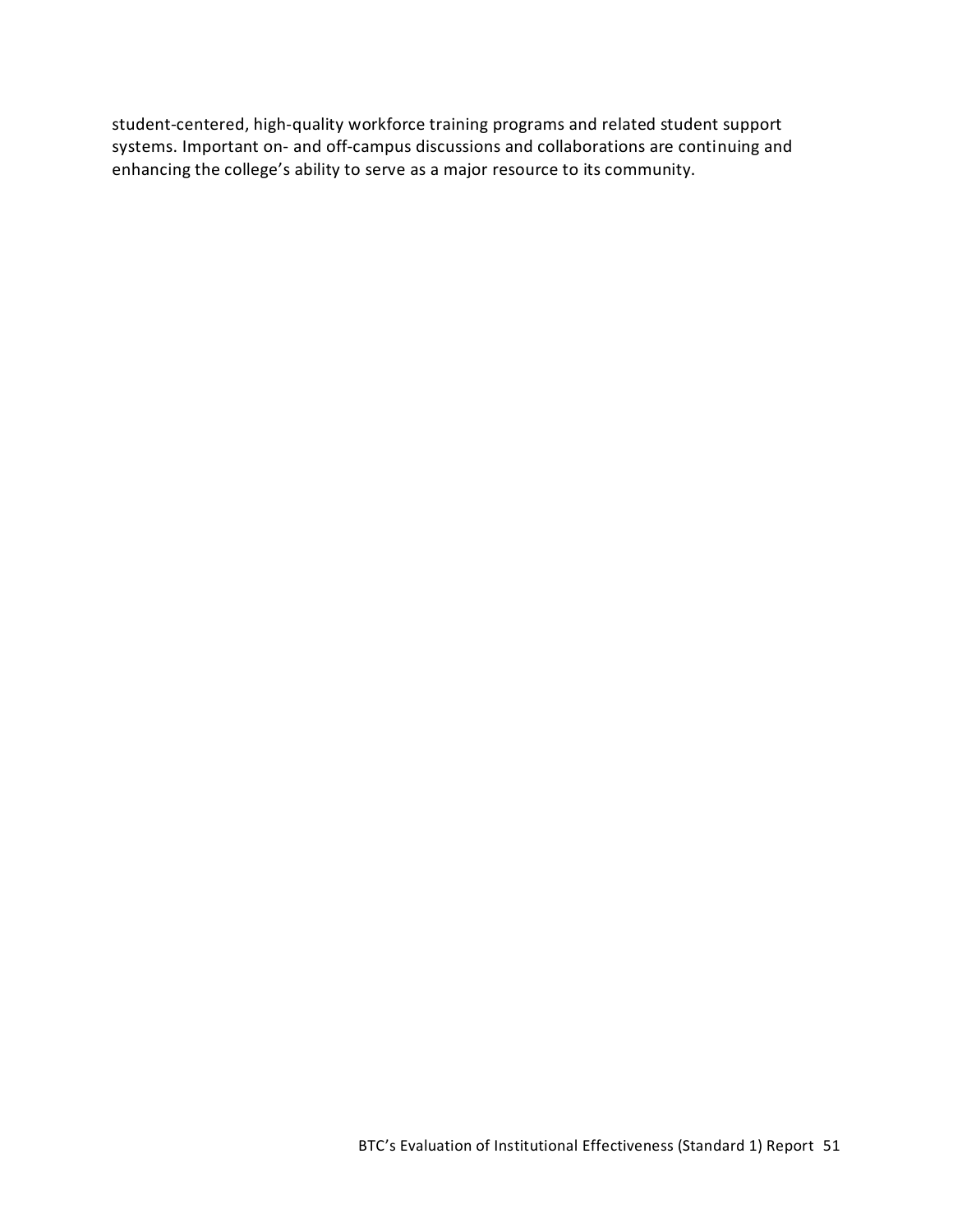student-centered, high-quality workforce training programs and related student support systems. Important on- and off-campus discussions and collaborations are continuing and enhancing the college's ability to serve as a major resource to its community.